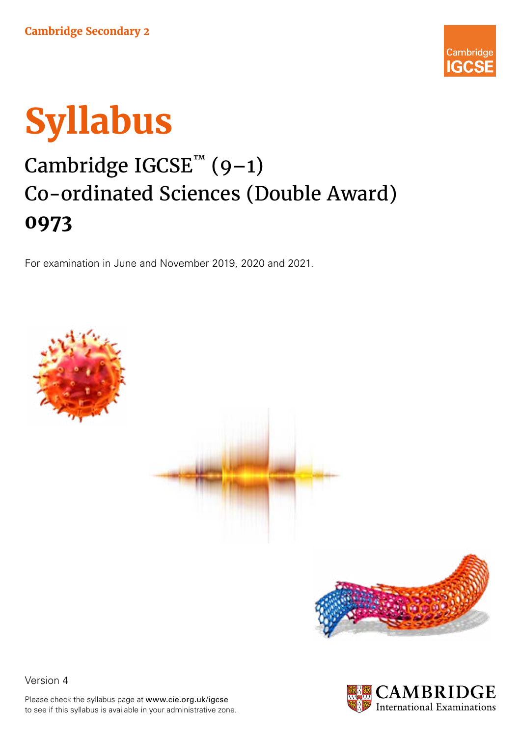Cambridge Secondary 2

Cambridge IGCSE

# Syllabus

## Cambridge IGCSE™ (9–1) Co-ordinated Sciences (Double Award) **0973**

For examination in June and November 2019, 2020 and 2021.

Version 4

Please check the syllabus page at www.cie.org.uk/igcse to see if this syllabus is available in your administrative zone.

CAMBRIDGE International Examinations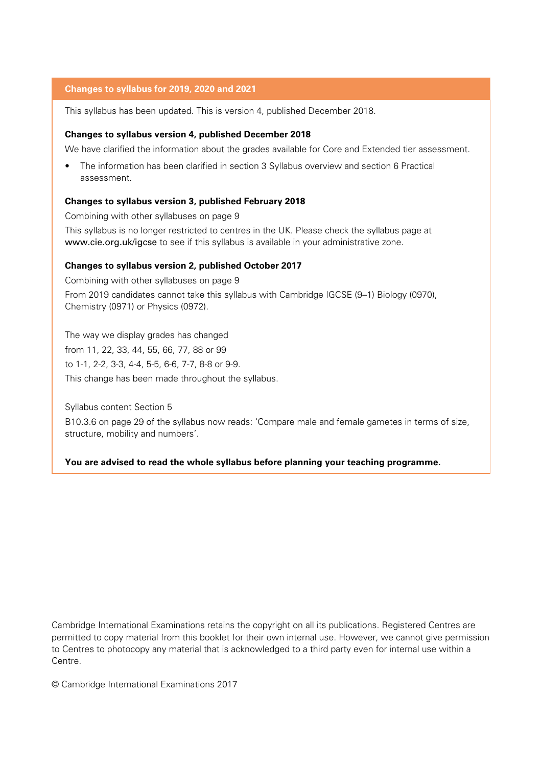## Changes to syllabus for 2019, 2020 and 2021

This syllabus has been updated. This is version 4, published December 2018.

**Changes to syllabus version 4, published December 2018**

We have clarified the information about the grades available for Core and Extended tier assessment.

- The information has been clarified in section 3 Syllabus overview and section 6 Practical assessment.

**Changes to syllabus version 3, published February 2018**

Combining with other syllabuses on page 9

This syllabus is no longer restricted to centres in the UK. Please check the syllabus page at www.cie.org.uk/igcse to see if this syllabus is available in your administrative zone.

**Changes to syllabus version 2, published October 2017**

Combining with other syllabuses on page 9

From 2019 candidates cannot take this syllabus with Cambridge IGCSE (9–1) Biology (0970), Chemistry (0971) or Physics (0972).

The way we display grades has changed
from 11, 22, 33, 44, 55, 66, 77, 88 or 99
to 1-1, 2-2, 3-3, 4-4, 5-5, 6-6, 7-7, 8-8 or 9-9.
This change has been made throughout the syllabus.

Syllabus content Section 5

B10.3.6 on page 29 of the syllabus now reads: 'Compare male and female gametes in terms of size, structure, mobility and numbers'.

**You are advised to read the whole syllabus before planning your teaching programme.**

Cambridge International Examinations retains the copyright on all its publications. Registered Centres are permitted to copy material from this booklet for their own internal use. However, we cannot give permission to Centres to photocopy any material that is acknowledged to a third party even for internal use within a Centre.

© Cambridge International Examinations 2017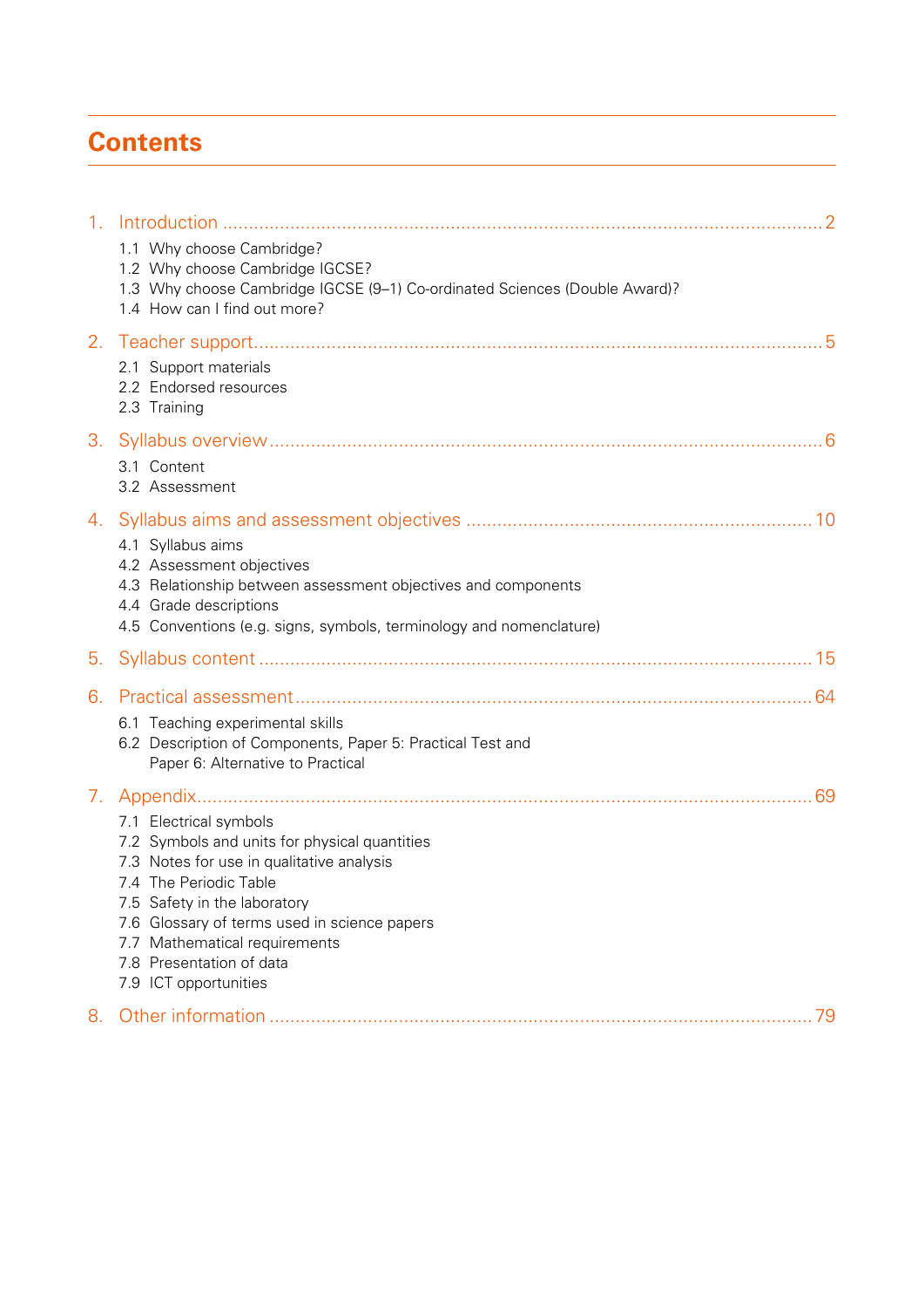# Contents

1. Introduction .......... 2
   - 1.1 Why choose Cambridge?
   - 1.2 Why choose Cambridge IGCSE?
   - 1.3 Why choose Cambridge IGCSE (9–1) Co-ordinated Sciences (Double Award)?
   - 1.4 How can I find out more?

2. Teacher support .......... 5
   - 2.1 Support materials
   - 2.2 Endorsed resources
   - 2.3 Training

3. Syllabus overview .......... 6
   - 3.1 Content
   - 3.2 Assessment

4. Syllabus aims and assessment objectives .......... 10
   - 4.1 Syllabus aims
   - 4.2 Assessment objectives
   - 4.3 Relationship between assessment objectives and components
   - 4.4 Grade descriptions
   - 4.5 Conventions (e.g. signs, symbols, terminology and nomenclature)

5. Syllabus content .......... 15

6. Practical assessment .......... 64
   - 6.1 Teaching experimental skills
   - 6.2 Description of Components, Paper 5: Practical Test and Paper 6: Alternative to Practical

7. Appendix .......... 69
   - 7.1 Electrical symbols
   - 7.2 Symbols and units for physical quantities
   - 7.3 Notes for use in qualitative analysis
   - 7.4 The Periodic Table
   - 7.5 Safety in the laboratory
   - 7.6 Glossary of terms used in science papers
   - 7.7 Mathematical requirements
   - 7.8 Presentation of data
   - 7.9 ICT opportunities

8. Other information .......... 79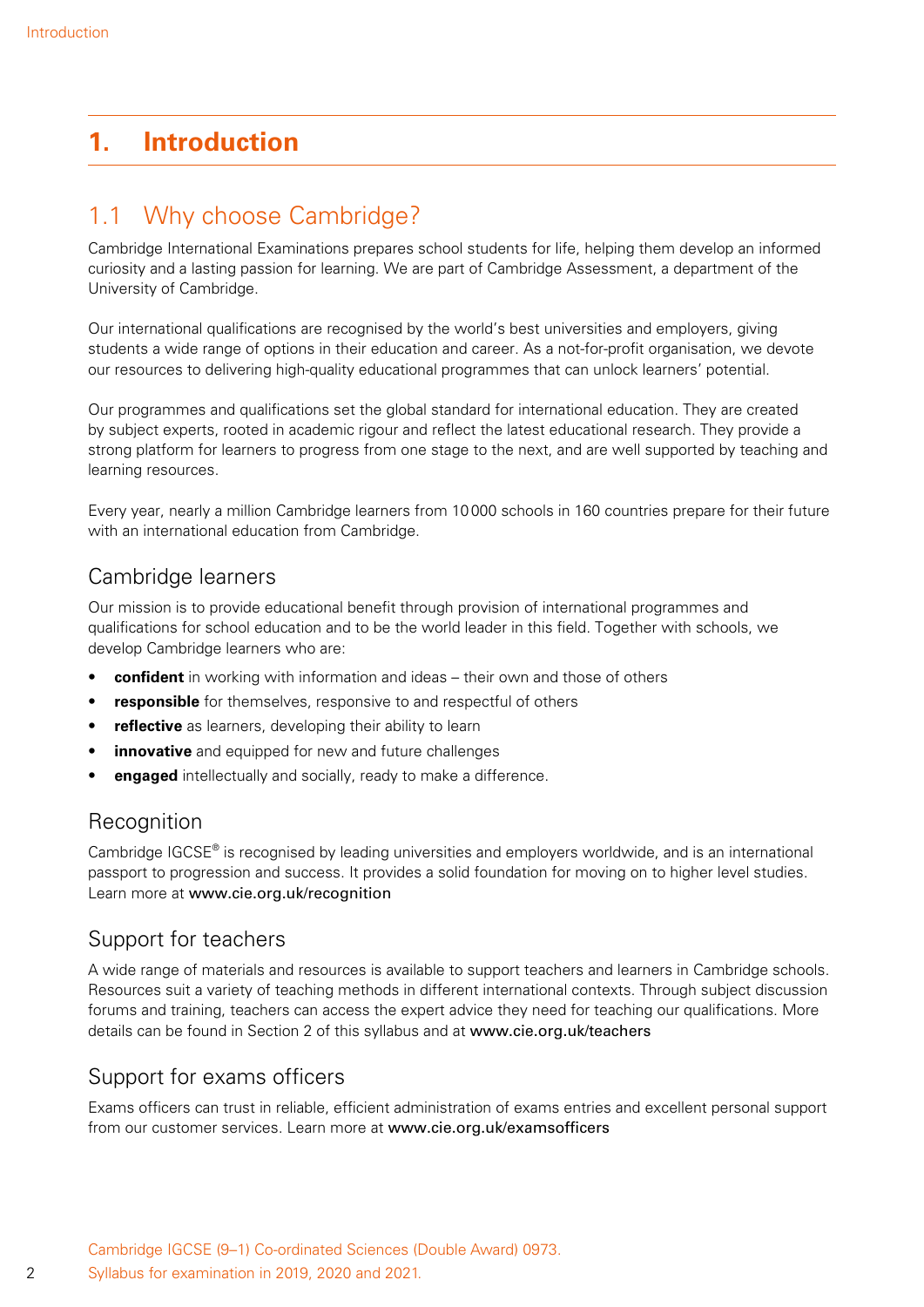# 1. Introduction

## 1.1 Why choose Cambridge?

Cambridge International Examinations prepares school students for life, helping them develop an informed curiosity and a lasting passion for learning. We are part of Cambridge Assessment, a department of the University of Cambridge.

Our international qualifications are recognised by the world's best universities and employers, giving students a wide range of options in their education and career. As a not-for-profit organisation, we devote our resources to delivering high-quality educational programmes that can unlock learners' potential.

Our programmes and qualifications set the global standard for international education. They are created by subject experts, rooted in academic rigour and reflect the latest educational research. They provide a strong platform for learners to progress from one stage to the next, and are well supported by teaching and learning resources.

Every year, nearly a million Cambridge learners from 10 000 schools in 160 countries prepare for their future with an international education from Cambridge.

### Cambridge learners

Our mission is to provide educational benefit through provision of international programmes and qualifications for school education and to be the world leader in this field. Together with schools, we develop Cambridge learners who are:

- **confident** in working with information and ideas – their own and those of others
- **responsible** for themselves, responsive to and respectful of others
- **reflective** as learners, developing their ability to learn
- **innovative** and equipped for new and future challenges
- **engaged** intellectually and socially, ready to make a difference.

### Recognition

Cambridge IGCSE® is recognised by leading universities and employers worldwide, and is an international passport to progression and success. It provides a solid foundation for moving on to higher level studies. Learn more at www.cie.org.uk/recognition

### Support for teachers

A wide range of materials and resources is available to support teachers and learners in Cambridge schools. Resources suit a variety of teaching methods in different international contexts. Through subject discussion forums and training, teachers can access the expert advice they need for teaching our qualifications. More details can be found in Section 2 of this syllabus and at www.cie.org.uk/teachers

### Support for exams officers

Exams officers can trust in reliable, efficient administration of exams entries and excellent personal support from our customer services. Learn more at www.cie.org.uk/examsofficers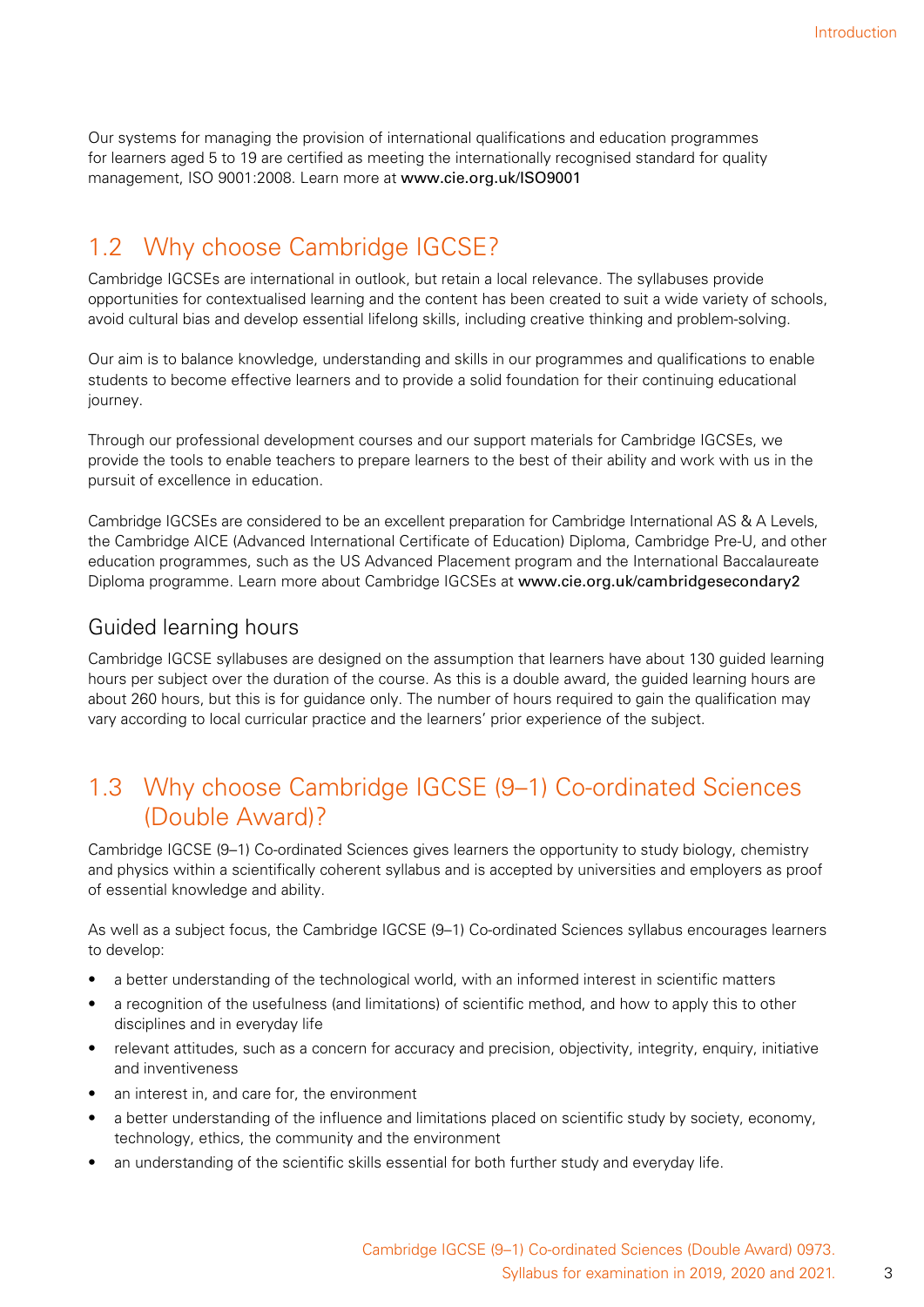Our systems for managing the provision of international qualifications and education programmes for learners aged 5 to 19 are certified as meeting the internationally recognised standard for quality management, ISO 9001:2008. Learn more at **www.cie.org.uk/ISO9001**

## 1.2 Why choose Cambridge IGCSE?

Cambridge IGCSEs are international in outlook, but retain a local relevance. The syllabuses provide opportunities for contextualised learning and the content has been created to suit a wide variety of schools, avoid cultural bias and develop essential lifelong skills, including creative thinking and problem-solving.

Our aim is to balance knowledge, understanding and skills in our programmes and qualifications to enable students to become effective learners and to provide a solid foundation for their continuing educational journey.

Through our professional development courses and our support materials for Cambridge IGCSEs, we provide the tools to enable teachers to prepare learners to the best of their ability and work with us in the pursuit of excellence in education.

Cambridge IGCSEs are considered to be an excellent preparation for Cambridge International AS & A Levels, the Cambridge AICE (Advanced International Certificate of Education) Diploma, Cambridge Pre-U, and other education programmes, such as the US Advanced Placement program and the International Baccalaureate Diploma programme. Learn more about Cambridge IGCSEs at **www.cie.org.uk/cambridgesecondary2**

### Guided learning hours

Cambridge IGCSE syllabuses are designed on the assumption that learners have about 130 guided learning hours per subject over the duration of the course. As this is a double award, the guided learning hours are about 260 hours, but this is for guidance only. The number of hours required to gain the qualification may vary according to local curricular practice and the learners' prior experience of the subject.

## 1.3 Why choose Cambridge IGCSE (9–1) Co-ordinated Sciences (Double Award)?

Cambridge IGCSE (9–1) Co-ordinated Sciences gives learners the opportunity to study biology, chemistry and physics within a scientifically coherent syllabus and is accepted by universities and employers as proof of essential knowledge and ability.

As well as a subject focus, the Cambridge IGCSE (9–1) Co-ordinated Sciences syllabus encourages learners to develop:

- a better understanding of the technological world, with an informed interest in scientific matters
- a recognition of the usefulness (and limitations) of scientific method, and how to apply this to other disciplines and in everyday life
- relevant attitudes, such as a concern for accuracy and precision, objectivity, integrity, enquiry, initiative and inventiveness
- an interest in, and care for, the environment
- a better understanding of the influence and limitations placed on scientific study by society, economy, technology, ethics, the community and the environment
- an understanding of the scientific skills essential for both further study and everyday life.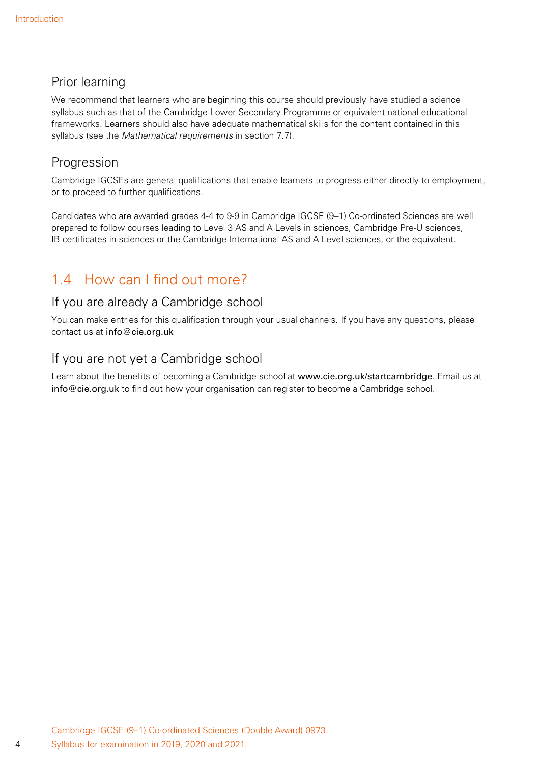## Prior learning

We recommend that learners who are beginning this course should previously have studied a science syllabus such as that of the Cambridge Lower Secondary Programme or equivalent national educational frameworks. Learners should also have adequate mathematical skills for the content contained in this syllabus (see the *Mathematical requirements* in section 7.7).

## Progression

Cambridge IGCSEs are general qualifications that enable learners to progress either directly to employment, or to proceed to further qualifications.

Candidates who are awarded grades 4-4 to 9-9 in Cambridge IGCSE (9–1) Co-ordinated Sciences are well prepared to follow courses leading to Level 3 AS and A Levels in sciences, Cambridge Pre-U sciences, IB certificates in sciences or the Cambridge International AS and A Level sciences, or the equivalent.

# 1.4 How can I find out more?

## If you are already a Cambridge school

You can make entries for this qualification through your usual channels. If you have any questions, please contact us at **info@cie.org.uk**

## If you are not yet a Cambridge school

Learn about the benefits of becoming a Cambridge school at **www.cie.org.uk/startcambridge**. Email us at **info@cie.org.uk** to find out how your organisation can register to become a Cambridge school.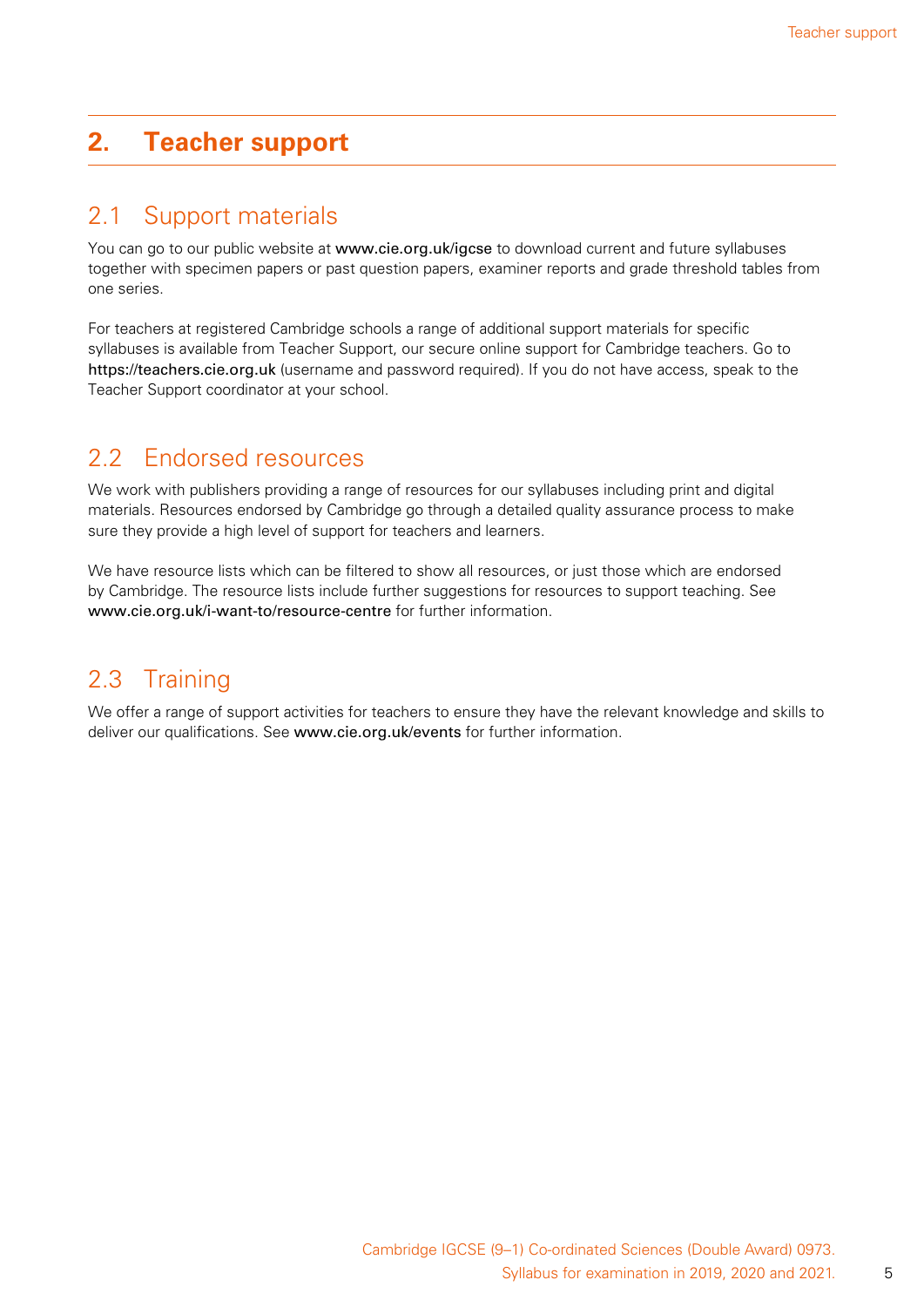# 2. Teacher support

## 2.1 Support materials

You can go to our public website at **www.cie.org.uk/igcse** to download current and future syllabuses together with specimen papers or past question papers, examiner reports and grade threshold tables from one series.

For teachers at registered Cambridge schools a range of additional support materials for specific syllabuses is available from Teacher Support, our secure online support for Cambridge teachers. Go to **https://teachers.cie.org.uk** (username and password required). If you do not have access, speak to the Teacher Support coordinator at your school.

## 2.2 Endorsed resources

We work with publishers providing a range of resources for our syllabuses including print and digital materials. Resources endorsed by Cambridge go through a detailed quality assurance process to make sure they provide a high level of support for teachers and learners.

We have resource lists which can be filtered to show all resources, or just those which are endorsed by Cambridge. The resource lists include further suggestions for resources to support teaching. See **www.cie.org.uk/i-want-to/resource-centre** for further information.

## 2.3 Training

We offer a range of support activities for teachers to ensure they have the relevant knowledge and skills to deliver our qualifications. See **www.cie.org.uk/events** for further information.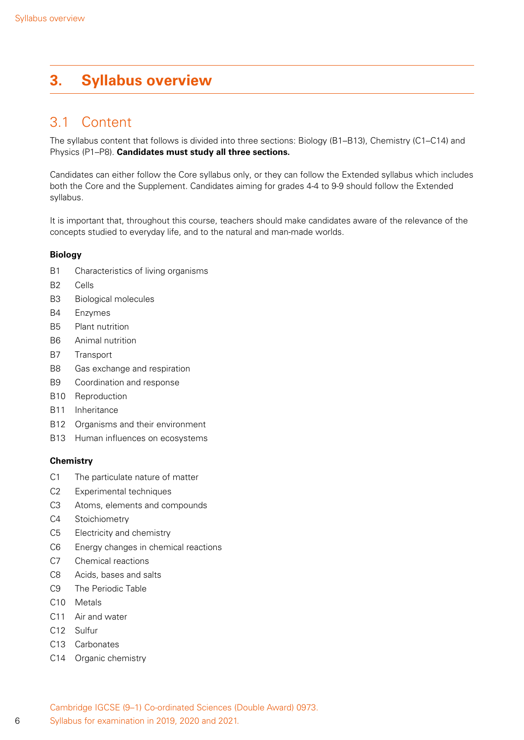# 3. Syllabus overview

## 3.1 Content

The syllabus content that follows is divided into three sections: Biology (B1–B13), Chemistry (C1–C14) and Physics (P1–P8). **Candidates must study all three sections.**

Candidates can either follow the Core syllabus only, or they can follow the Extended syllabus which includes both the Core and the Supplement. Candidates aiming for grades 4-4 to 9-9 should follow the Extended syllabus.

It is important that, throughout this course, teachers should make candidates aware of the relevance of the concepts studied to everyday life, and to the natural and man-made worlds.

**Biology**

- B1 Characteristics of living organisms
- B2 Cells
- B3 Biological molecules
- B4 Enzymes
- B5 Plant nutrition
- B6 Animal nutrition
- B7 Transport
- B8 Gas exchange and respiration
- B9 Coordination and response
- B10 Reproduction
- B11 Inheritance
- B12 Organisms and their environment
- B13 Human influences on ecosystems

**Chemistry**

- C1 The particulate nature of matter
- C2 Experimental techniques
- C3 Atoms, elements and compounds
- C4 Stoichiometry
- C5 Electricity and chemistry
- C6 Energy changes in chemical reactions
- C7 Chemical reactions
- C8 Acids, bases and salts
- C9 The Periodic Table
- C10 Metals
- C11 Air and water
- C12 Sulfur
- C13 Carbonates
- C14 Organic chemistry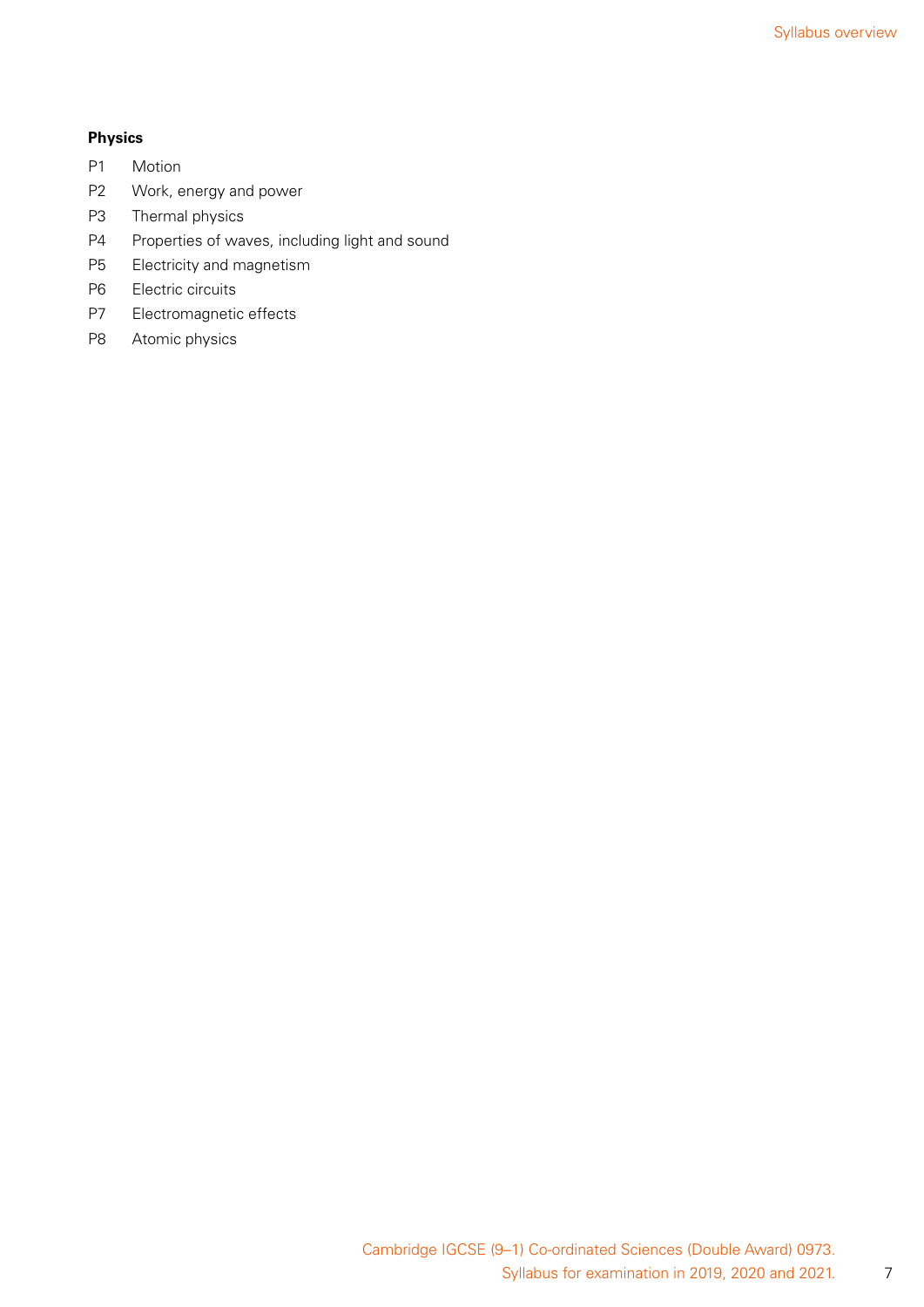**Physics**

P1 Motion

P2 Work, energy and power

P3 Thermal physics

P4 Properties of waves, including light and sound

P5 Electricity and magnetism

P6 Electric circuits

P7 Electromagnetic effects

P8 Atomic physics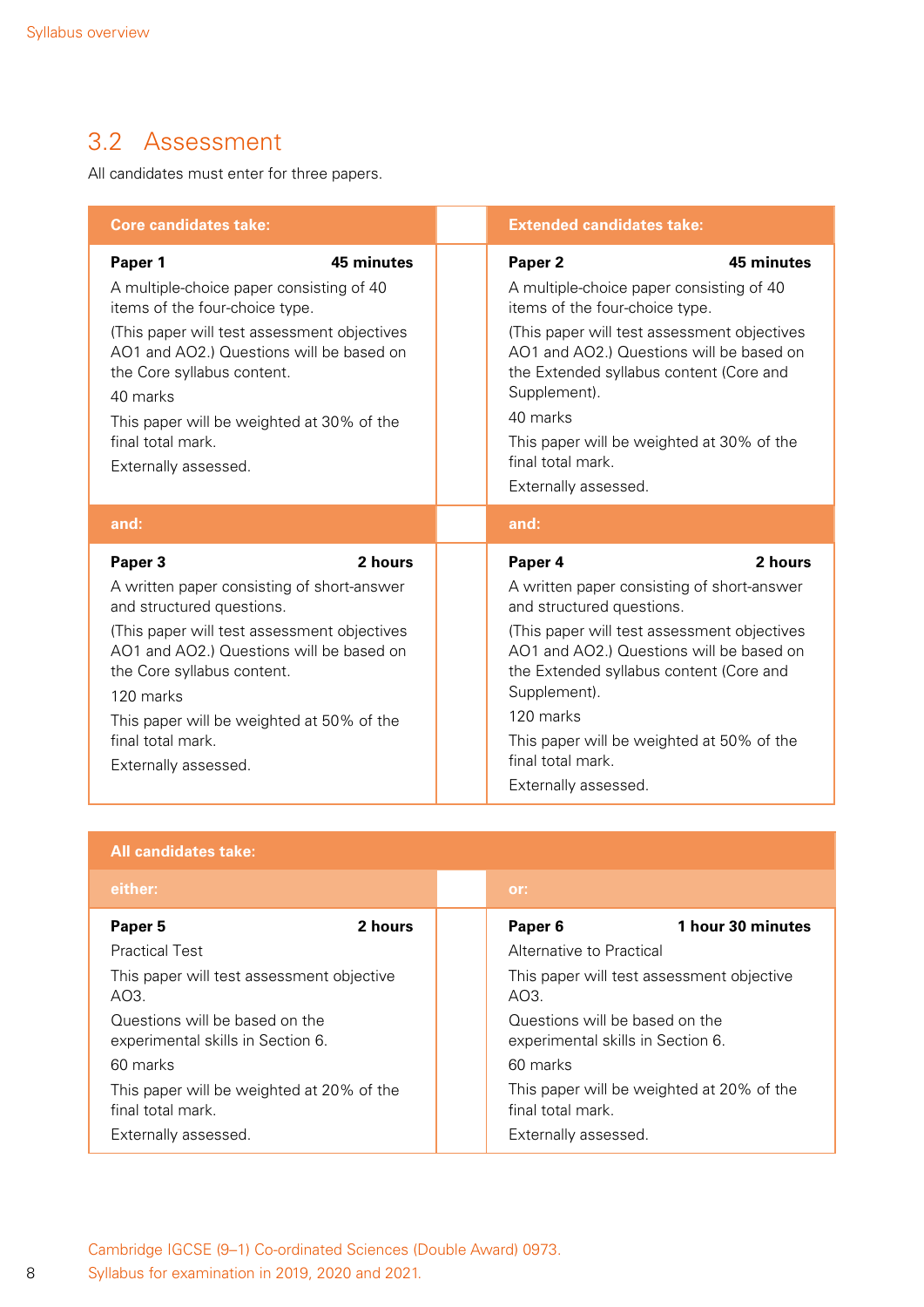## 3.2 Assessment

All candidates must enter for three papers.

| Core candidates take: | Extended candidates take: |
|---|---|
| **Paper 1** **45 minutes**<br>A multiple-choice paper consisting of 40 items of the four-choice type.<br>(This paper will test assessment objectives AO1 and AO2.) Questions will be based on the Core syllabus content.<br>40 marks<br>This paper will be weighted at 30% of the final total mark.<br>Externally assessed. | **Paper 2** **45 minutes**<br>A multiple-choice paper consisting of 40 items of the four-choice type.<br>(This paper will test assessment objectives AO1 and AO2.) Questions will be based on the Extended syllabus content (Core and Supplement).<br>40 marks<br>This paper will be weighted at 30% of the final total mark.<br>Externally assessed. |
| **and:** | **and:** |
| **Paper 3** **2 hours**<br>A written paper consisting of short-answer and structured questions.<br>(This paper will test assessment objectives AO1 and AO2.) Questions will be based on the Core syllabus content.<br>120 marks<br>This paper will be weighted at 50% of the final total mark.<br>Externally assessed. | **Paper 4** **2 hours**<br>A written paper consisting of short-answer and structured questions.<br>(This paper will test assessment objectives AO1 and AO2.) Questions will be based on the Extended syllabus content (Core and Supplement).<br>120 marks<br>This paper will be weighted at 50% of the final total mark.<br>Externally assessed. |

| All candidates take: | |
|---|---|
| **either:** | **or:** |
| **Paper 5** **2 hours**<br>Practical Test<br>This paper will test assessment objective AO3.<br>Questions will be based on the experimental skills in Section 6.<br>60 marks<br>This paper will be weighted at 20% of the final total mark.<br>Externally assessed. | **Paper 6** **1 hour 30 minutes**<br>Alternative to Practical<br>This paper will test assessment objective AO3.<br>Questions will be based on the experimental skills in Section 6.<br>60 marks<br>This paper will be weighted at 20% of the final total mark.<br>Externally assessed. |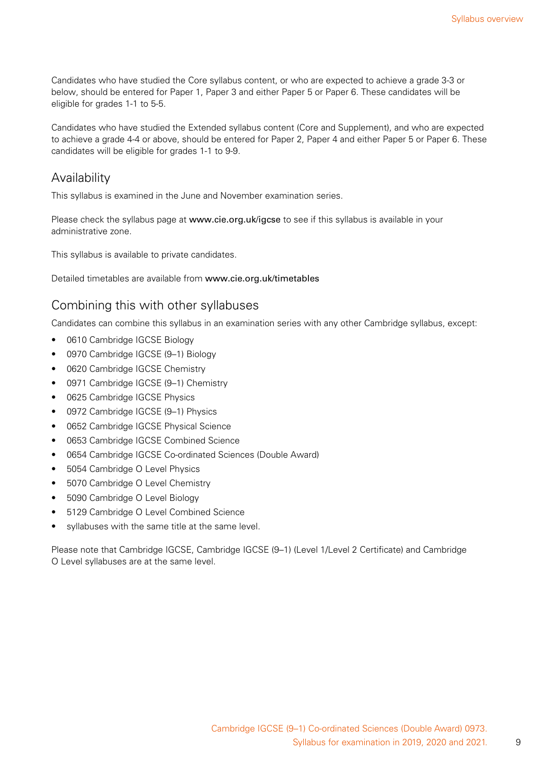Candidates who have studied the Core syllabus content, or who are expected to achieve a grade 3-3 or below, should be entered for Paper 1, Paper 3 and either Paper 5 or Paper 6. These candidates will be eligible for grades 1-1 to 5-5.

Candidates who have studied the Extended syllabus content (Core and Supplement), and who are expected to achieve a grade 4-4 or above, should be entered for Paper 2, Paper 4 and either Paper 5 or Paper 6. These candidates will be eligible for grades 1-1 to 9-9.

## Availability

This syllabus is examined in the June and November examination series.

Please check the syllabus page at **www.cie.org.uk/igcse** to see if this syllabus is available in your administrative zone.

This syllabus is available to private candidates.

Detailed timetables are available from **www.cie.org.uk/timetables**

## Combining this with other syllabuses

Candidates can combine this syllabus in an examination series with any other Cambridge syllabus, except:

- 0610 Cambridge IGCSE Biology
- 0970 Cambridge IGCSE (9–1) Biology
- 0620 Cambridge IGCSE Chemistry
- 0971 Cambridge IGCSE (9–1) Chemistry
- 0625 Cambridge IGCSE Physics
- 0972 Cambridge IGCSE (9–1) Physics
- 0652 Cambridge IGCSE Physical Science
- 0653 Cambridge IGCSE Combined Science
- 0654 Cambridge IGCSE Co-ordinated Sciences (Double Award)
- 5054 Cambridge O Level Physics
- 5070 Cambridge O Level Chemistry
- 5090 Cambridge O Level Biology
- 5129 Cambridge O Level Combined Science
- syllabuses with the same title at the same level.

Please note that Cambridge IGCSE, Cambridge IGCSE (9–1) (Level 1/Level 2 Certificate) and Cambridge O Level syllabuses are at the same level.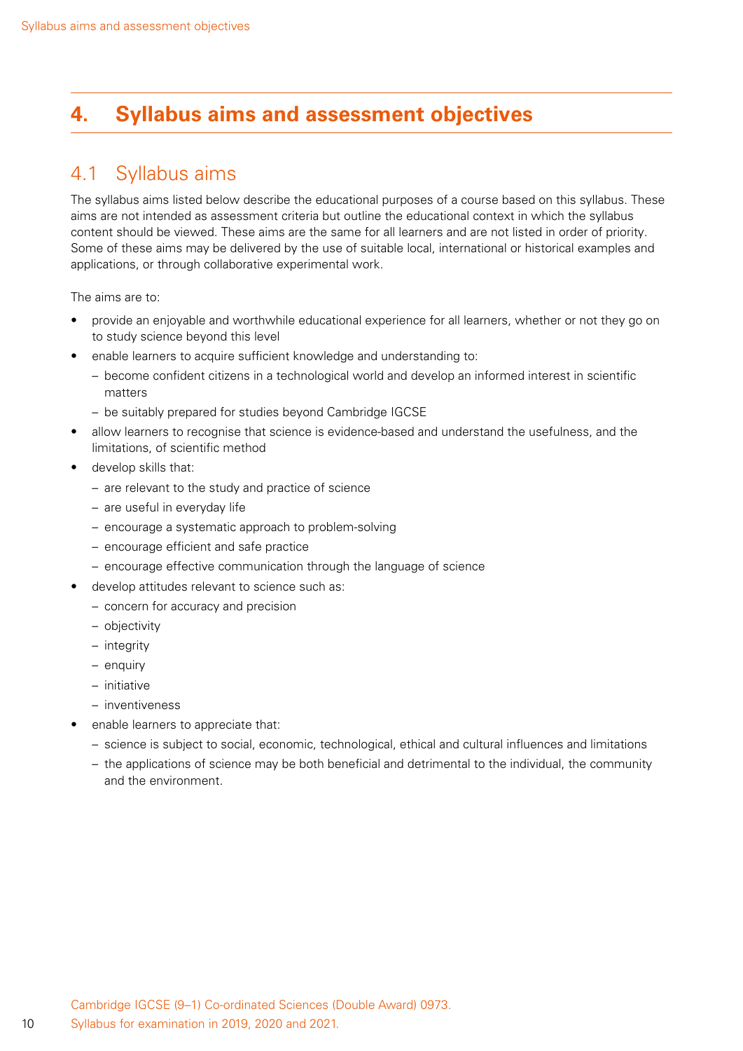# 4. Syllabus aims and assessment objectives

## 4.1 Syllabus aims

The syllabus aims listed below describe the educational purposes of a course based on this syllabus. These aims are not intended as assessment criteria but outline the educational context in which the syllabus content should be viewed. These aims are the same for all learners and are not listed in order of priority. Some of these aims may be delivered by the use of suitable local, international or historical examples and applications, or through collaborative experimental work.

The aims are to:

- provide an enjoyable and worthwhile educational experience for all learners, whether or not they go on to study science beyond this level
- enable learners to acquire sufficient knowledge and understanding to:
  - become confident citizens in a technological world and develop an informed interest in scientific matters
  - be suitably prepared for studies beyond Cambridge IGCSE
- allow learners to recognise that science is evidence-based and understand the usefulness, and the limitations, of scientific method
- develop skills that:
  - are relevant to the study and practice of science
  - are useful in everyday life
  - encourage a systematic approach to problem-solving
  - encourage efficient and safe practice
  - encourage effective communication through the language of science
- develop attitudes relevant to science such as:
  - concern for accuracy and precision
  - objectivity
  - integrity
  - enquiry
  - initiative
  - inventiveness
- enable learners to appreciate that:
  - science is subject to social, economic, technological, ethical and cultural influences and limitations
  - the applications of science may be both beneficial and detrimental to the individual, the community and the environment.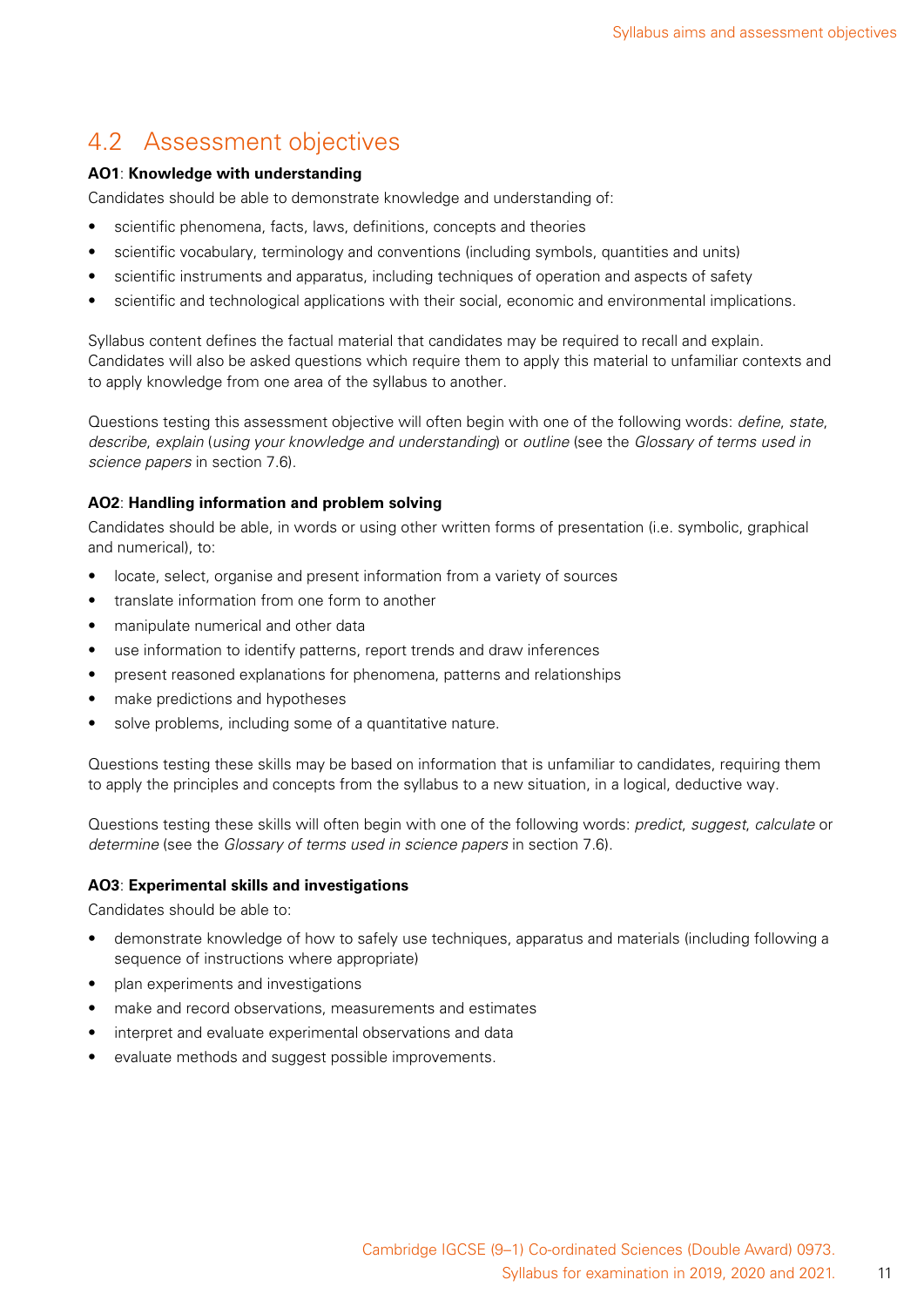## 4.2 Assessment objectives

**AO1**: **Knowledge with understanding**

Candidates should be able to demonstrate knowledge and understanding of:

- scientific phenomena, facts, laws, definitions, concepts and theories
- scientific vocabulary, terminology and conventions (including symbols, quantities and units)
- scientific instruments and apparatus, including techniques of operation and aspects of safety
- scientific and technological applications with their social, economic and environmental implications.

Syllabus content defines the factual material that candidates may be required to recall and explain. Candidates will also be asked questions which require them to apply this material to unfamiliar contexts and to apply knowledge from one area of the syllabus to another.

Questions testing this assessment objective will often begin with one of the following words: *define*, *state*, *describe*, *explain* (*using your knowledge and understanding*) or *outline* (see the *Glossary of terms used in science papers* in section 7.6).

**AO2**: **Handling information and problem solving**

Candidates should be able, in words or using other written forms of presentation (i.e. symbolic, graphical and numerical), to:

- locate, select, organise and present information from a variety of sources
- translate information from one form to another
- manipulate numerical and other data
- use information to identify patterns, report trends and draw inferences
- present reasoned explanations for phenomena, patterns and relationships
- make predictions and hypotheses
- solve problems, including some of a quantitative nature.

Questions testing these skills may be based on information that is unfamiliar to candidates, requiring them to apply the principles and concepts from the syllabus to a new situation, in a logical, deductive way.

Questions testing these skills will often begin with one of the following words: *predict*, *suggest*, *calculate* or *determine* (see the *Glossary of terms used in science papers* in section 7.6).

**AO3**: **Experimental skills and investigations**

Candidates should be able to:

- demonstrate knowledge of how to safely use techniques, apparatus and materials (including following a sequence of instructions where appropriate)
- plan experiments and investigations
- make and record observations, measurements and estimates
- interpret and evaluate experimental observations and data
- evaluate methods and suggest possible improvements.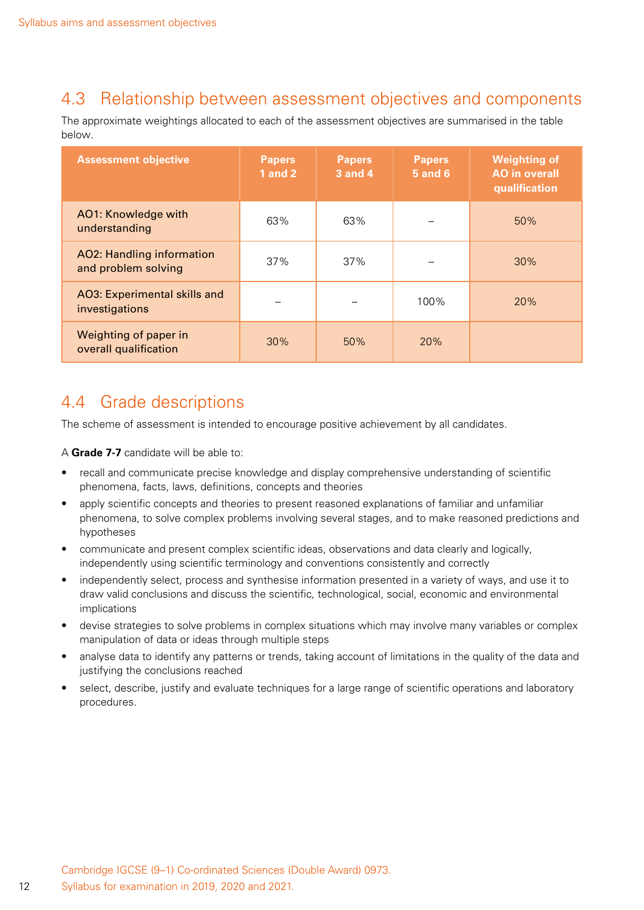## 4.3 Relationship between assessment objectives and components

The approximate weightings allocated to each of the assessment objectives are summarised in the table below.

| Assessment objective | Papers 1 and 2 | Papers 3 and 4 | Papers 5 and 6 | Weighting of AO in overall qualification |
|---|---|---|---|---|
| AO1: Knowledge with understanding | 63% | 63% | – | 50% |
| AO2: Handling information and problem solving | 37% | 37% | – | 30% |
| AO3: Experimental skills and investigations | – | – | 100% | 20% |
| Weighting of paper in overall qualification | 30% | 50% | 20% | |

## 4.4 Grade descriptions

The scheme of assessment is intended to encourage positive achievement by all candidates.

A **Grade 7-7** candidate will be able to:

- recall and communicate precise knowledge and display comprehensive understanding of scientific phenomena, facts, laws, definitions, concepts and theories
- apply scientific concepts and theories to present reasoned explanations of familiar and unfamiliar phenomena, to solve complex problems involving several stages, and to make reasoned predictions and hypotheses
- communicate and present complex scientific ideas, observations and data clearly and logically, independently using scientific terminology and conventions consistently and correctly
- independently select, process and synthesise information presented in a variety of ways, and use it to draw valid conclusions and discuss the scientific, technological, social, economic and environmental implications
- devise strategies to solve problems in complex situations which may involve many variables or complex manipulation of data or ideas through multiple steps
- analyse data to identify any patterns or trends, taking account of limitations in the quality of the data and justifying the conclusions reached
- select, describe, justify and evaluate techniques for a large range of scientific operations and laboratory procedures.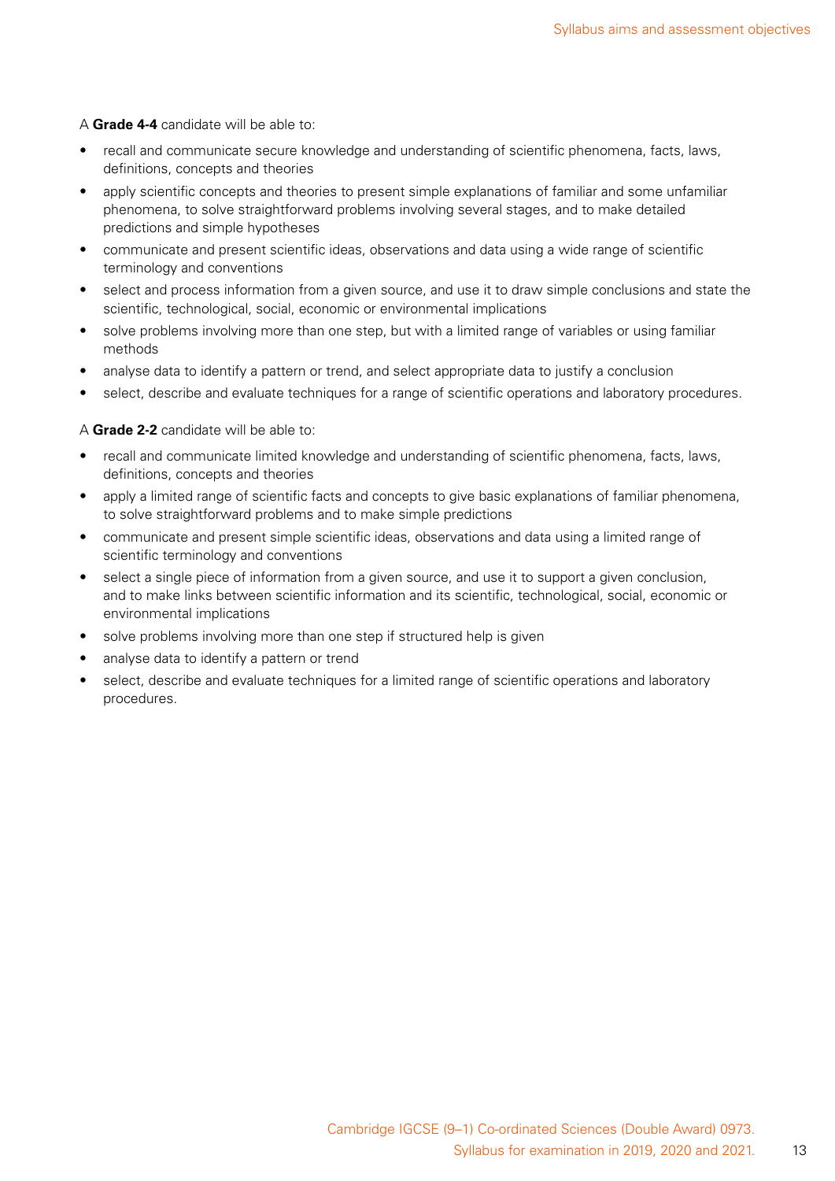A **Grade 4-4** candidate will be able to:

- recall and communicate secure knowledge and understanding of scientific phenomena, facts, laws, definitions, concepts and theories
- apply scientific concepts and theories to present simple explanations of familiar and some unfamiliar phenomena, to solve straightforward problems involving several stages, and to make detailed predictions and simple hypotheses
- communicate and present scientific ideas, observations and data using a wide range of scientific terminology and conventions
- select and process information from a given source, and use it to draw simple conclusions and state the scientific, technological, social, economic or environmental implications
- solve problems involving more than one step, but with a limited range of variables or using familiar methods
- analyse data to identify a pattern or trend, and select appropriate data to justify a conclusion
- select, describe and evaluate techniques for a range of scientific operations and laboratory procedures.

A **Grade 2-2** candidate will be able to:

- recall and communicate limited knowledge and understanding of scientific phenomena, facts, laws, definitions, concepts and theories
- apply a limited range of scientific facts and concepts to give basic explanations of familiar phenomena, to solve straightforward problems and to make simple predictions
- communicate and present simple scientific ideas, observations and data using a limited range of scientific terminology and conventions
- select a single piece of information from a given source, and use it to support a given conclusion, and to make links between scientific information and its scientific, technological, social, economic or environmental implications
- solve problems involving more than one step if structured help is given
- analyse data to identify a pattern or trend
- select, describe and evaluate techniques for a limited range of scientific operations and laboratory procedures.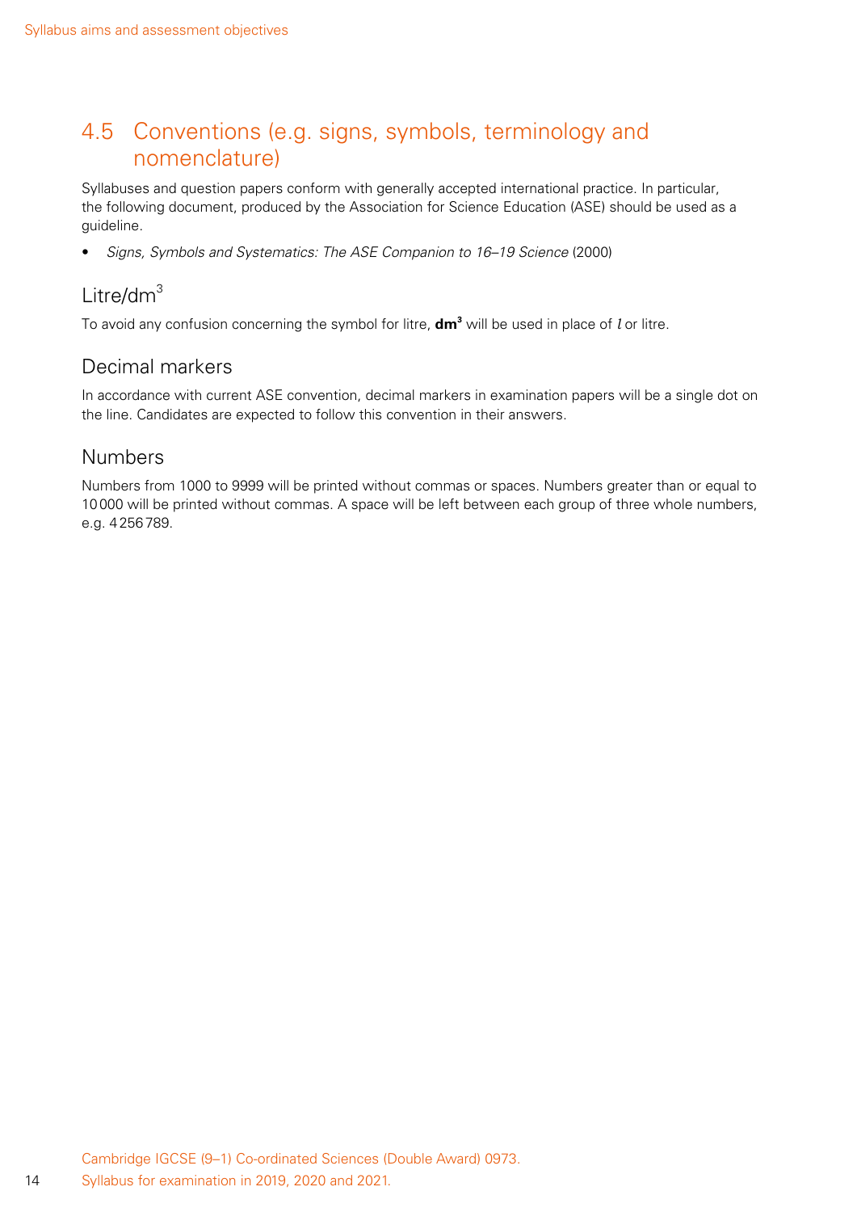## 4.5 Conventions (e.g. signs, symbols, terminology and nomenclature)

Syllabuses and question papers conform with generally accepted international practice. In particular, the following document, produced by the Association for Science Education (ASE) should be used as a guideline.

- *Signs, Symbols and Systematics: The ASE Companion to 16–19 Science* (2000)

### Litre/$dm^3$

To avoid any confusion concerning the symbol for litre, $\mathbf{dm^3}$ will be used in place of $l$ or litre.

### Decimal markers

In accordance with current ASE convention, decimal markers in examination papers will be a single dot on the line. Candidates are expected to follow this convention in their answers.

### Numbers

Numbers from 1000 to 9999 will be printed without commas or spaces. Numbers greater than or equal to 10 000 will be printed without commas. A space will be left between each group of three whole numbers, e.g. 4 256 789.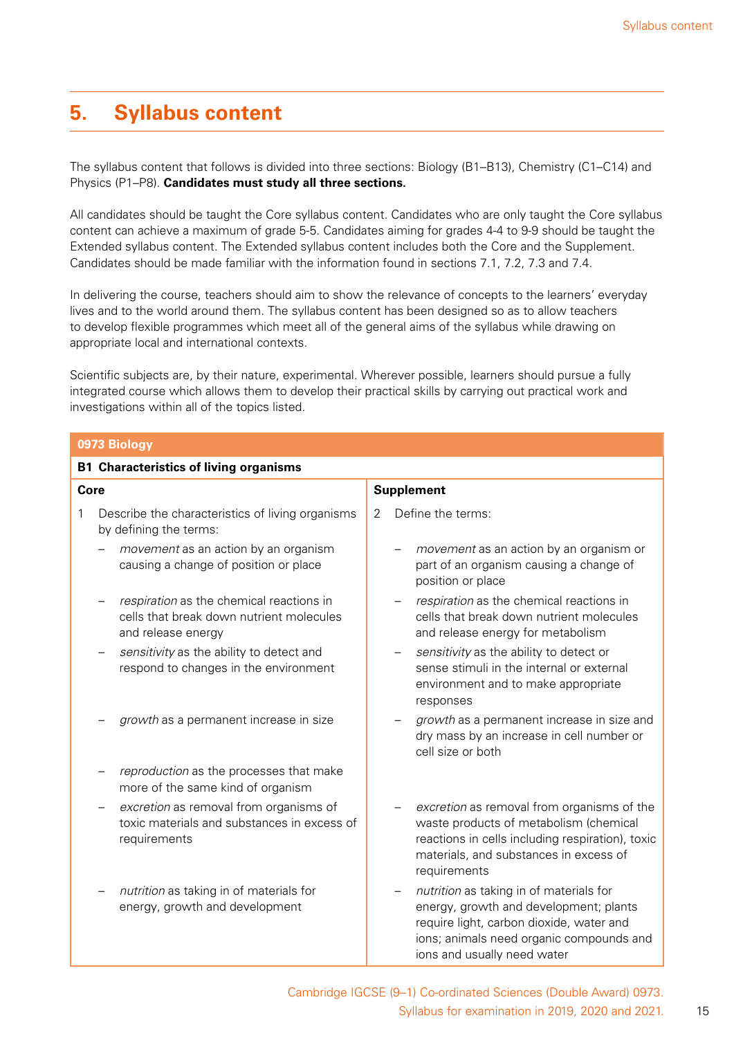# 5. Syllabus content

The syllabus content that follows is divided into three sections: Biology (B1–B13), Chemistry (C1–C14) and Physics (P1–P8). **Candidates must study all three sections.**

All candidates should be taught the Core syllabus content. Candidates who are only taught the Core syllabus content can achieve a maximum of grade 5-5. Candidates aiming for grades 4-4 to 9-9 should be taught the Extended syllabus content. The Extended syllabus content includes both the Core and the Supplement. Candidates should be made familiar with the information found in sections 7.1, 7.2, 7.3 and 7.4.

In delivering the course, teachers should aim to show the relevance of concepts to the learners' everyday lives and to the world around them. The syllabus content has been designed so as to allow teachers to develop flexible programmes which meet all of the general aims of the syllabus while drawing on appropriate local and international contexts.

Scientific subjects are, by their nature, experimental. Wherever possible, learners should pursue a fully integrated course which allows them to develop their practical skills by carrying out practical work and investigations within all of the topics listed.

## 0973 Biology

### B1 Characteristics of living organisms

| Core | Supplement |
|---|---|
| 1 Describe the characteristics of living organisms by defining the terms: | 2 Define the terms: |
| – *movement* as an action by an organism causing a change of position or place | – *movement* as an action by an organism or part of an organism causing a change of position or place |
| – *respiration* as the chemical reactions in cells that break down nutrient molecules and release energy | – *respiration* as the chemical reactions in cells that break down nutrient molecules and release energy for metabolism |
| – *sensitivity* as the ability to detect and respond to changes in the environment | – *sensitivity* as the ability to detect or sense stimuli in the internal or external environment and to make appropriate responses |
| – *growth* as a permanent increase in size | – *growth* as a permanent increase in size and dry mass by an increase in cell number or cell size or both |
| – *reproduction* as the processes that make more of the same kind of organism | |
| – *excretion* as removal from organisms of toxic materials and substances in excess of requirements | – *excretion* as removal from organisms of the waste products of metabolism (chemical reactions in cells including respiration), toxic materials, and substances in excess of requirements |
| – *nutrition* as taking in of materials for energy, growth and development | – *nutrition* as taking in of materials for energy, growth and development; plants require light, carbon dioxide, water and ions; animals need organic compounds and ions and usually need water |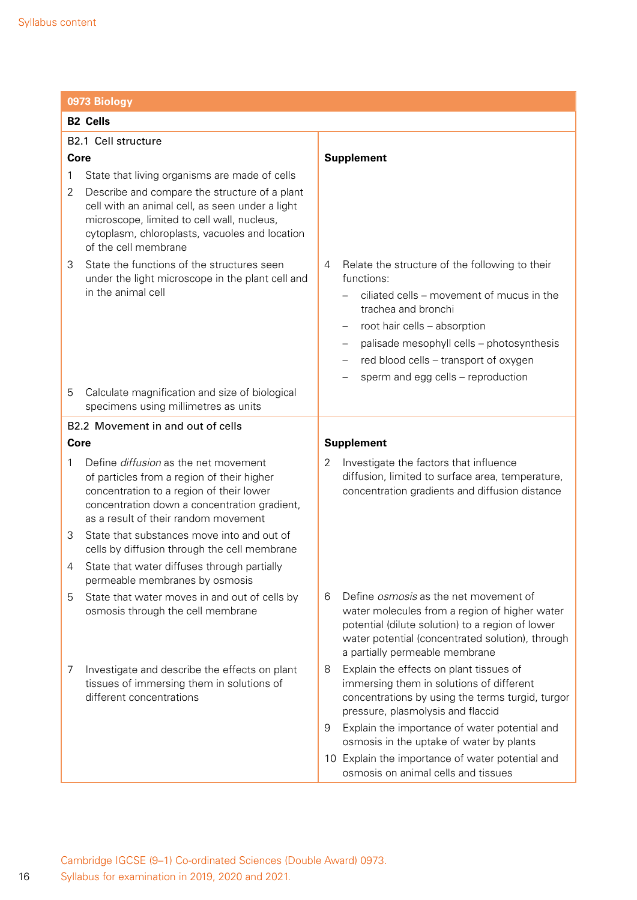## 0973 Biology

### B2 Cells

#### B2.1 Cell structure

| Core | Supplement |
|---|---|
| 1 State that living organisms are made of cells | |
| 2 Describe and compare the structure of a plant cell with an animal cell, as seen under a light microscope, limited to cell wall, nucleus, cytoplasm, chloroplasts, vacuoles and location of the cell membrane | |
| 3 State the functions of the structures seen under the light microscope in the plant cell and in the animal cell | 4 Relate the structure of the following to their functions:<br>– ciliated cells – movement of mucus in the trachea and bronchi<br>– root hair cells – absorption<br>– palisade mesophyll cells – photosynthesis<br>– red blood cells – transport of oxygen<br>– sperm and egg cells – reproduction |
| 5 Calculate magnification and size of biological specimens using millimetres as units | |

#### B2.2 Movement in and out of cells

| Core | Supplement |
|---|---|
| 1 Define *diffusion* as the net movement of particles from a region of their higher concentration to a region of their lower concentration down a concentration gradient, as a result of their random movement | 2 Investigate the factors that influence diffusion, limited to surface area, temperature, concentration gradients and diffusion distance |
| 3 State that substances move into and out of cells by diffusion through the cell membrane | |
| 4 State that water diffuses through partially permeable membranes by osmosis | |
| 5 State that water moves in and out of cells by osmosis through the cell membrane | 6 Define *osmosis* as the net movement of water molecules from a region of higher water potential (dilute solution) to a region of lower water potential (concentrated solution), through a partially permeable membrane |
| 7 Investigate and describe the effects on plant tissues of immersing them in solutions of different concentrations | 8 Explain the effects on plant tissues of immersing them in solutions of different concentrations by using the terms turgid, turgor pressure, plasmolysis and flaccid<br>9 Explain the importance of water potential and osmosis in the uptake of water by plants<br>10 Explain the importance of water potential and osmosis on animal cells and tissues |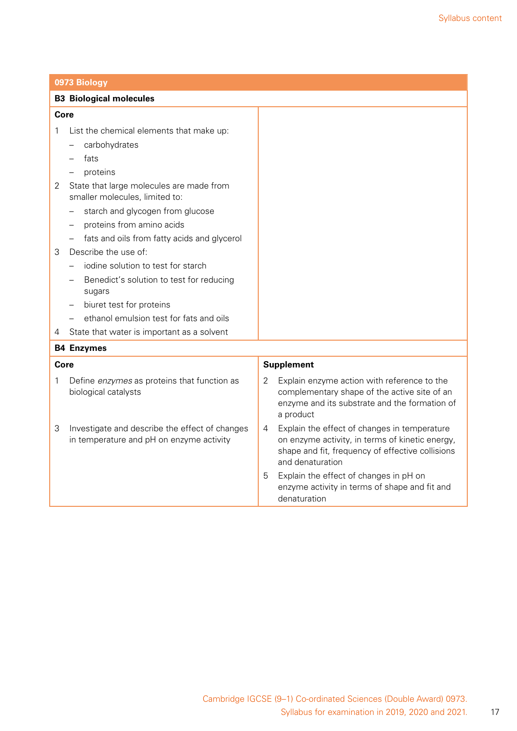## 0973 Biology

### B3 Biological molecules

**Core**

1. List the chemical elements that make up:
   - carbohydrates
   - fats
   - proteins
2. State that large molecules are made from smaller molecules, limited to:
   - starch and glycogen from glucose
   - proteins from amino acids
   - fats and oils from fatty acids and glycerol
3. Describe the use of:
   - iodine solution to test for starch
   - Benedict's solution to test for reducing sugars
   - biuret test for proteins
   - ethanol emulsion test for fats and oils
4. State that water is important as a solvent

### B4 Enzymes

| Core | Supplement |
| --- | --- |
| 1 Define *enzymes* as proteins that function as biological catalysts | 2 Explain enzyme action with reference to the complementary shape of the active site of an enzyme and its substrate and the formation of a product |
| 3 Investigate and describe the effect of changes in temperature and pH on enzyme activity | 4 Explain the effect of changes in temperature on enzyme activity, in terms of kinetic energy, shape and fit, frequency of effective collisions and denaturation<br>5 Explain the effect of changes in pH on enzyme activity in terms of shape and fit and denaturation |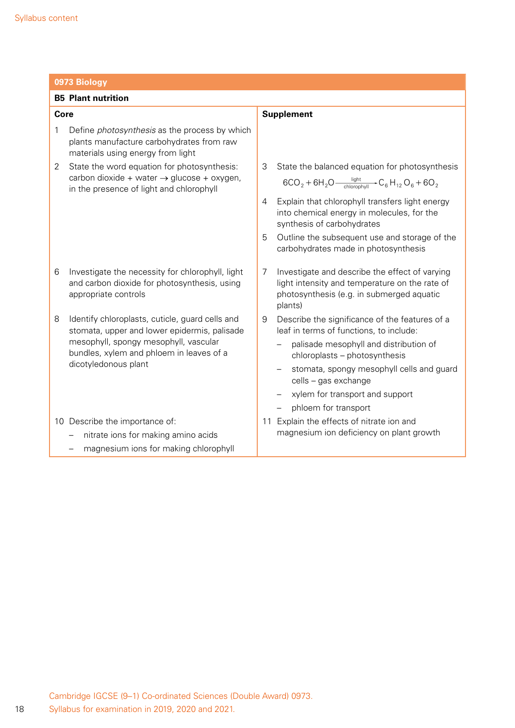| 0973 Biology | |
|---|---|
| **B5 Plant nutrition** | |
| **Core** | **Supplement** |
| 1 Define *photosynthesis* as the process by which plants manufacture carbohydrates from raw materials using energy from light | |
| 2 State the word equation for photosynthesis: carbon dioxide + water → glucose + oxygen, in the presence of light and chlorophyll | 3 State the balanced equation for photosynthesis $6CO_2 + 6H_2O \xrightarrow[\text{chlorophyll}]{\text{light}} C_6H_{12}O_6 + 6O_2$<br>4 Explain that chlorophyll transfers light energy into chemical energy in molecules, for the synthesis of carbohydrates<br>5 Outline the subsequent use and storage of the carbohydrates made in photosynthesis |
| 6 Investigate the necessity for chlorophyll, light and carbon dioxide for photosynthesis, using appropriate controls | 7 Investigate and describe the effect of varying light intensity and temperature on the rate of photosynthesis (e.g. in submerged aquatic plants) |
| 8 Identify chloroplasts, cuticle, guard cells and stomata, upper and lower epidermis, palisade mesophyll, spongy mesophyll, vascular bundles, xylem and phloem in leaves of a dicotyledonous plant | 9 Describe the significance of the features of a leaf in terms of functions, to include:<br>– palisade mesophyll and distribution of chloroplasts – photosynthesis<br>– stomata, spongy mesophyll cells and guard cells – gas exchange<br>– xylem for transport and support<br>– phloem for transport |
| 10 Describe the importance of:<br>– nitrate ions for making amino acids<br>– magnesium ions for making chlorophyll | 11 Explain the effects of nitrate ion and magnesium ion deficiency on plant growth |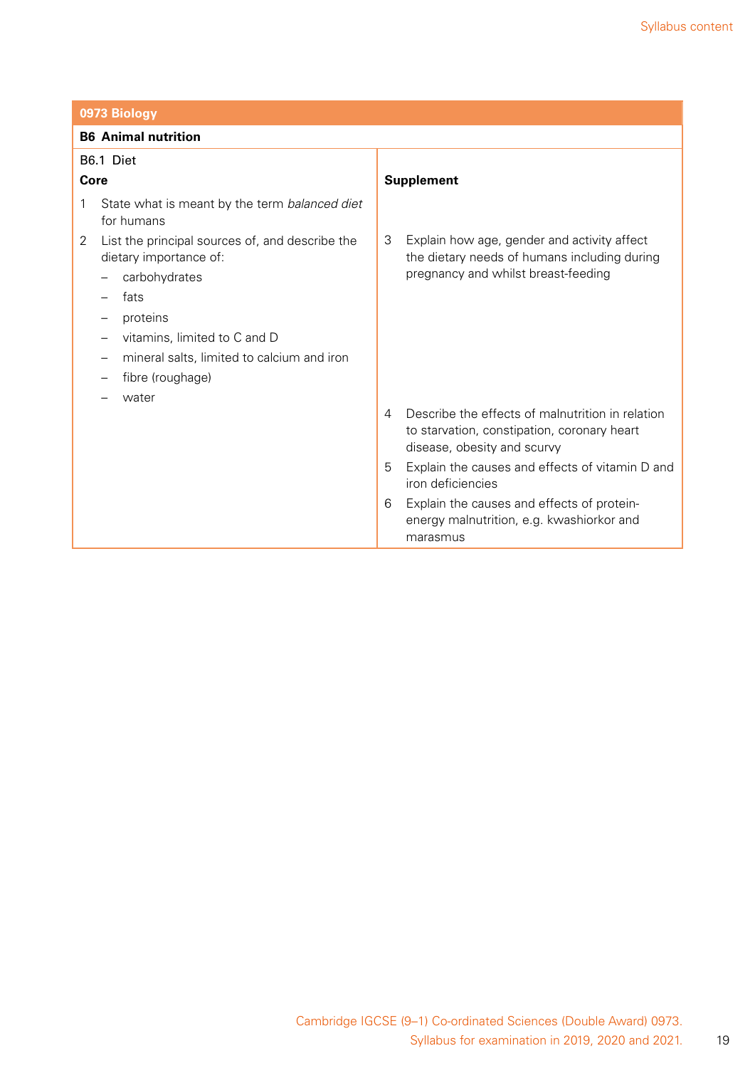## 0973 Biology

### B6 Animal nutrition

B6.1 Diet

| Core | Supplement |
| --- | --- |
| 1 State what is meant by the term *balanced diet* for humans | |
| 2 List the principal sources of, and describe the dietary importance of:<br>– carbohydrates<br>– fats<br>– proteins<br>– vitamins, limited to C and D<br>– mineral salts, limited to calcium and iron<br>– fibre (roughage)<br>– water | 3 Explain how age, gender and activity affect the dietary needs of humans including during pregnancy and whilst breast-feeding |
| | 4 Describe the effects of malnutrition in relation to starvation, constipation, coronary heart disease, obesity and scurvy<br>5 Explain the causes and effects of vitamin D and iron deficiencies<br>6 Explain the causes and effects of protein-energy malnutrition, e.g. kwashiorkor and marasmus |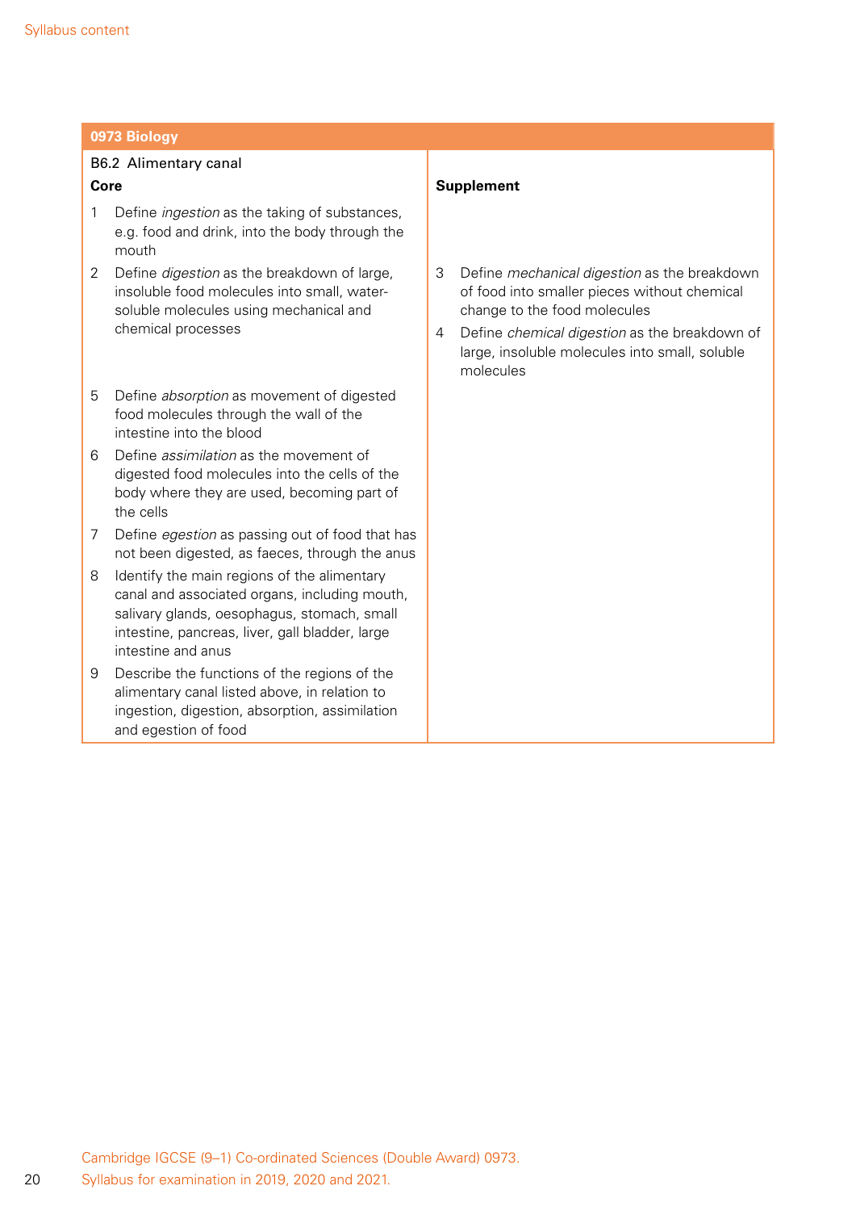| 0973 Biology | |
|---|---|
| B6.2 Alimentary canal<br>**Core** | **Supplement** |
| 1 Define *ingestion* as the taking of substances, e.g. food and drink, into the body through the mouth | |
| 2 Define *digestion* as the breakdown of large, insoluble food molecules into small, water-soluble molecules using mechanical and chemical processes | 3 Define *mechanical digestion* as the breakdown of food into smaller pieces without chemical change to the food molecules<br>4 Define *chemical digestion* as the breakdown of large, insoluble molecules into small, soluble molecules |
| 5 Define *absorption* as movement of digested food molecules through the wall of the intestine into the blood | |
| 6 Define *assimilation* as the movement of digested food molecules into the cells of the body where they are used, becoming part of the cells | |
| 7 Define *egestion* as passing out of food that has not been digested, as faeces, through the anus | |
| 8 Identify the main regions of the alimentary canal and associated organs, including mouth, salivary glands, oesophagus, stomach, small intestine, pancreas, liver, gall bladder, large intestine and anus | |
| 9 Describe the functions of the regions of the alimentary canal listed above, in relation to ingestion, digestion, absorption, assimilation and egestion of food | |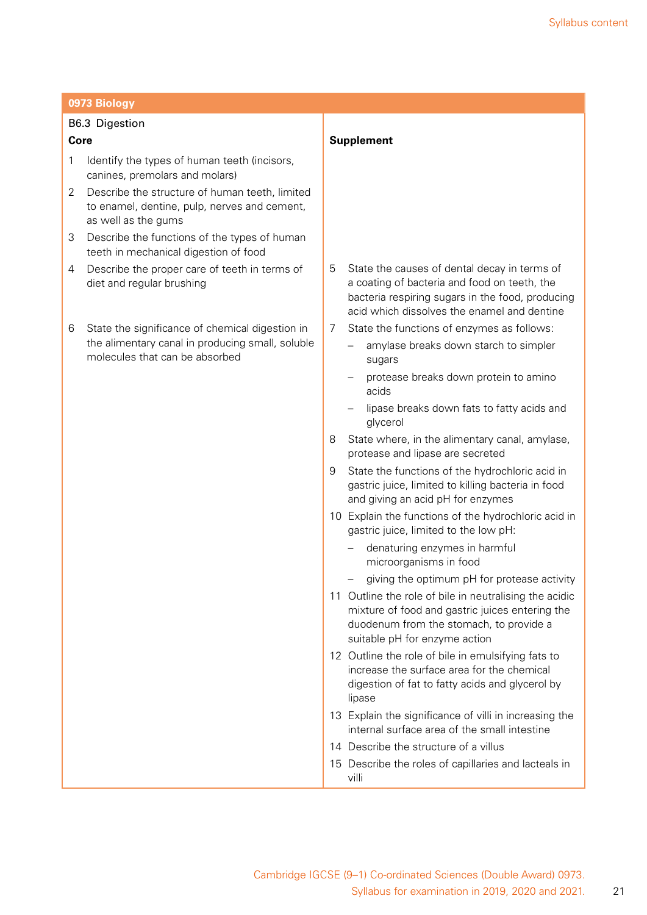| 0973 Biology | |
|---|---|
| **B6.3 Digestion** | |
| **Core** | **Supplement** |
| 1 Identify the types of human teeth (incisors, canines, premolars and molars)<br>2 Describe the structure of human teeth, limited to enamel, dentine, pulp, nerves and cement, as well as the gums<br>3 Describe the functions of the types of human teeth in mechanical digestion of food<br>4 Describe the proper care of teeth in terms of diet and regular brushing | 5 State the causes of dental decay in terms of a coating of bacteria and food on teeth, the bacteria respiring sugars in the food, producing acid which dissolves the enamel and dentine |
| 6 State the significance of chemical digestion in the alimentary canal in producing small, soluble molecules that can be absorbed | 7 State the functions of enzymes as follows:<br>– amylase breaks down starch to simpler sugars<br>– protease breaks down protein to amino acids<br>– lipase breaks down fats to fatty acids and glycerol<br>8 State where, in the alimentary canal, amylase, protease and lipase are secreted<br>9 State the functions of the hydrochloric acid in gastric juice, limited to killing bacteria in food and giving an acid pH for enzymes<br>10 Explain the functions of the hydrochloric acid in gastric juice, limited to the low pH:<br>– denaturing enzymes in harmful microorganisms in food<br>– giving the optimum pH for protease activity<br>11 Outline the role of bile in neutralising the acidic mixture of food and gastric juices entering the duodenum from the stomach, to provide a suitable pH for enzyme action<br>12 Outline the role of bile in emulsifying fats to increase the surface area for the chemical digestion of fat to fatty acids and glycerol by lipase<br>13 Explain the significance of villi in increasing the internal surface area of the small intestine<br>14 Describe the structure of a villus<br>15 Describe the roles of capillaries and lacteals in villi |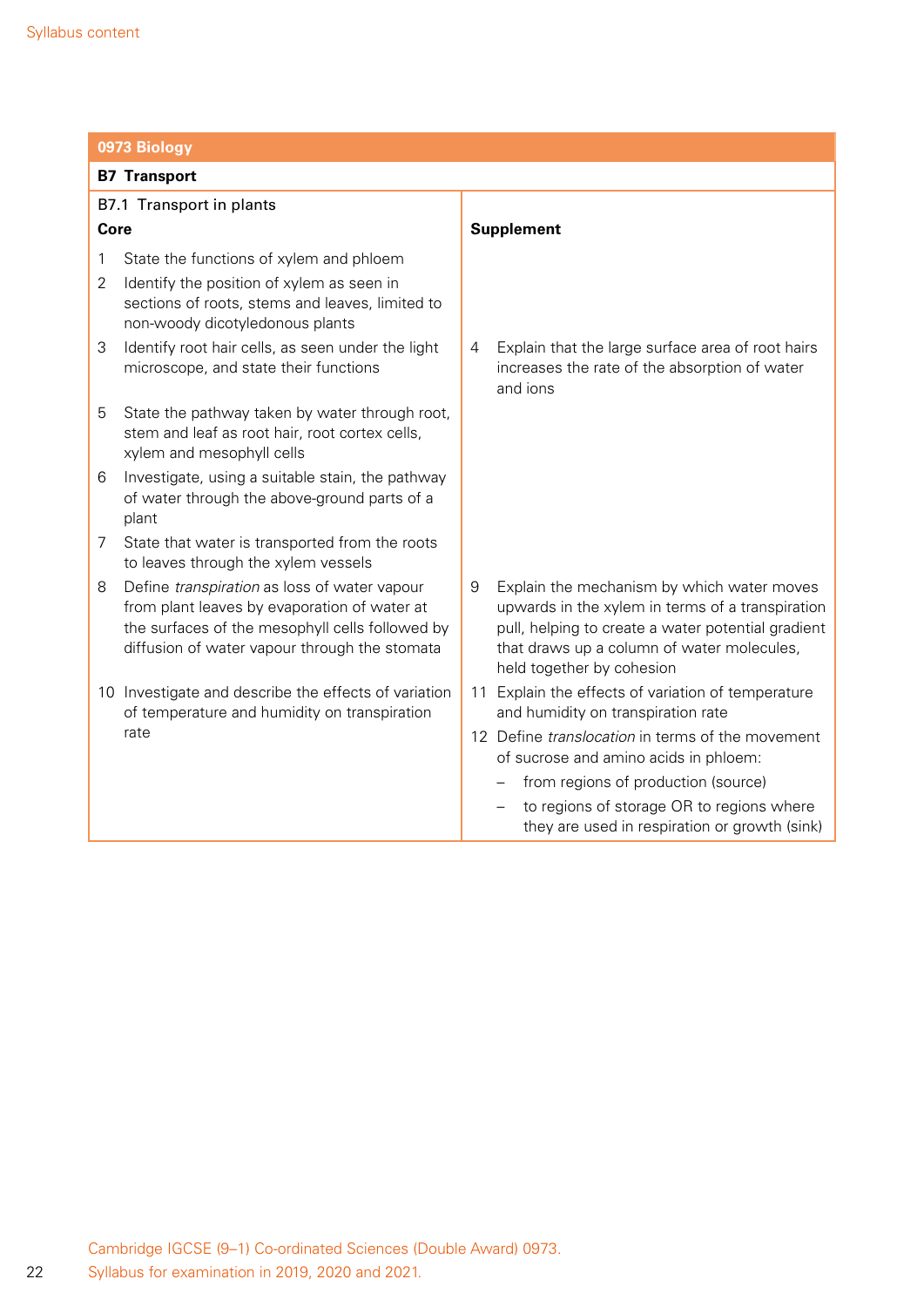## 0973 Biology

### B7 Transport

**B7.1 Transport in plants**

| Core | Supplement |
| --- | --- |
| 1 State the functions of xylem and phloem | |
| 2 Identify the position of xylem as seen in sections of roots, stems and leaves, limited to non-woody dicotyledonous plants | |
| 3 Identify root hair cells, as seen under the light microscope, and state their functions | 4 Explain that the large surface area of root hairs increases the rate of the absorption of water and ions |
| 5 State the pathway taken by water through root, stem and leaf as root hair, root cortex cells, xylem and mesophyll cells | |
| 6 Investigate, using a suitable stain, the pathway of water through the above-ground parts of a plant | |
| 7 State that water is transported from the roots to leaves through the xylem vessels | |
| 8 Define *transpiration* as loss of water vapour from plant leaves by evaporation of water at the surfaces of the mesophyll cells followed by diffusion of water vapour through the stomata | 9 Explain the mechanism by which water moves upwards in the xylem in terms of a transpiration pull, helping to create a water potential gradient that draws up a column of water molecules, held together by cohesion |
| 10 Investigate and describe the effects of variation of temperature and humidity on transpiration rate | 11 Explain the effects of variation of temperature and humidity on transpiration rate |
| | 12 Define *translocation* in terms of the movement of sucrose and amino acids in phloem:<br>– from regions of production (source)<br>– to regions of storage OR to regions where they are used in respiration or growth (sink) |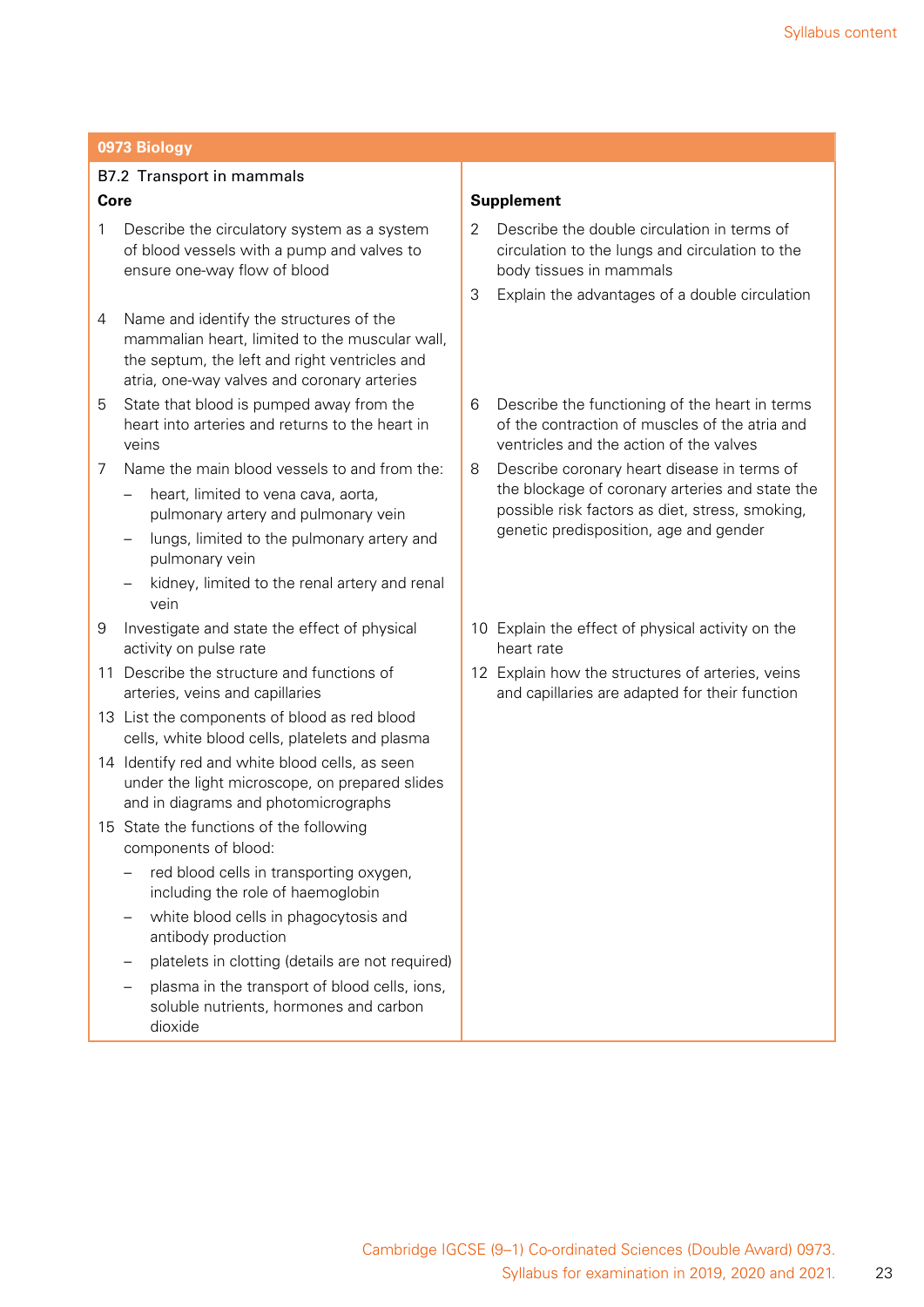| 0973 Biology | |
|---|---|
| B7.2 Transport in mammals | |
| **Core** | **Supplement** |
| 1 Describe the circulatory system as a system of blood vessels with a pump and valves to ensure one-way flow of blood | 2 Describe the double circulation in terms of circulation to the lungs and circulation to the body tissues in mammals<br>3 Explain the advantages of a double circulation |
| 4 Name and identify the structures of the mammalian heart, limited to the muscular wall, the septum, the left and right ventricles and atria, one-way valves and coronary arteries<br>5 State that blood is pumped away from the heart into arteries and returns to the heart in veins | 6 Describe the functioning of the heart in terms of the contraction of muscles of the atria and ventricles and the action of the valves |
| 7 Name the main blood vessels to and from the:<br>– heart, limited to vena cava, aorta, pulmonary artery and pulmonary vein<br>– lungs, limited to the pulmonary artery and pulmonary vein<br>– kidney, limited to the renal artery and renal vein | 8 Describe coronary heart disease in terms of the blockage of coronary arteries and state the possible risk factors as diet, stress, smoking, genetic predisposition, age and gender |
| 9 Investigate and state the effect of physical activity on pulse rate | 10 Explain the effect of physical activity on the heart rate |
| 11 Describe the structure and functions of arteries, veins and capillaries | 12 Explain how the structures of arteries, veins and capillaries are adapted for their function |
| 13 List the components of blood as red blood cells, white blood cells, platelets and plasma<br>14 Identify red and white blood cells, as seen under the light microscope, on prepared slides and in diagrams and photomicrographs<br>15 State the functions of the following components of blood:<br>– red blood cells in transporting oxygen, including the role of haemoglobin<br>– white blood cells in phagocytosis and antibody production<br>– platelets in clotting (details are not required)<br>– plasma in the transport of blood cells, ions, soluble nutrients, hormones and carbon dioxide | |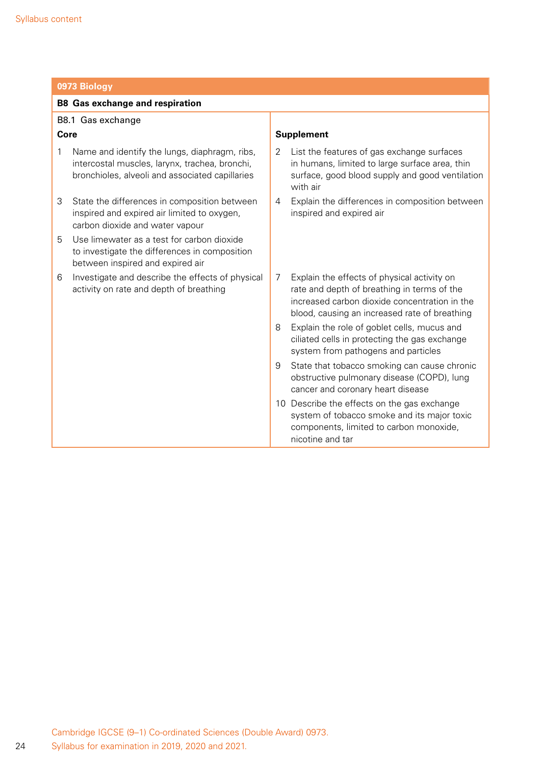| 0973 Biology | |
| --- | --- |
| **B8 Gas exchange and respiration** | |
| B8.1 Gas exchange<br>**Core** | **Supplement** |
| 1 Name and identify the lungs, diaphragm, ribs, intercostal muscles, larynx, trachea, bronchi, bronchioles, alveoli and associated capillaries | 2 List the features of gas exchange surfaces in humans, limited to large surface area, thin surface, good blood supply and good ventilation with air |
| 3 State the differences in composition between inspired and expired air limited to oxygen, carbon dioxide and water vapour | 4 Explain the differences in composition between inspired and expired air |
| 5 Use limewater as a test for carbon dioxide to investigate the differences in composition between inspired and expired air | |
| 6 Investigate and describe the effects of physical activity on rate and depth of breathing | 7 Explain the effects of physical activity on rate and depth of breathing in terms of the increased carbon dioxide concentration in the blood, causing an increased rate of breathing |
| | 8 Explain the role of goblet cells, mucus and ciliated cells in protecting the gas exchange system from pathogens and particles |
| | 9 State that tobacco smoking can cause chronic obstructive pulmonary disease (COPD), lung cancer and coronary heart disease |
| | 10 Describe the effects on the gas exchange system of tobacco smoke and its major toxic components, limited to carbon monoxide, nicotine and tar |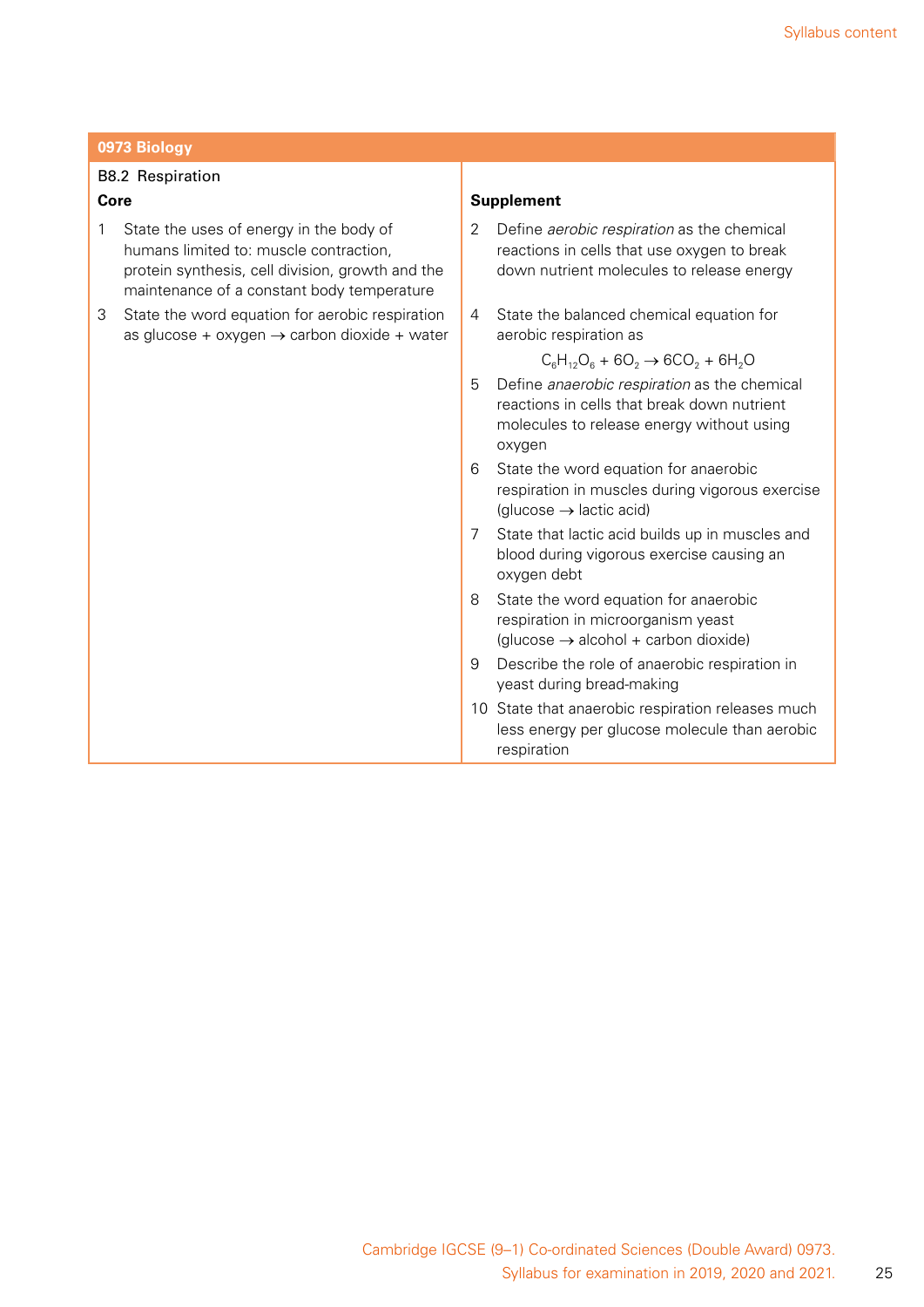## 0973 Biology

### B8.2 Respiration

| Core | Supplement |
|---|---|
| 1 State the uses of energy in the body of humans limited to: muscle contraction, protein synthesis, cell division, growth and the maintenance of a constant body temperature | 2 Define *aerobic respiration* as the chemical reactions in cells that use oxygen to break down nutrient molecules to release energy |
| 3 State the word equation for aerobic respiration as glucose + oxygen → carbon dioxide + water | 4 State the balanced chemical equation for aerobic respiration as $C_6H_{12}O_6 + 6O_2 \rightarrow 6CO_2 + 6H_2O$ |
| | 5 Define *anaerobic respiration* as the chemical reactions in cells that break down nutrient molecules to release energy without using oxygen |
| | 6 State the word equation for anaerobic respiration in muscles during vigorous exercise (glucose → lactic acid) |
| | 7 State that lactic acid builds up in muscles and blood during vigorous exercise causing an oxygen debt |
| | 8 State the word equation for anaerobic respiration in microorganism yeast (glucose → alcohol + carbon dioxide) |
| | 9 Describe the role of anaerobic respiration in yeast during bread-making |
| | 10 State that anaerobic respiration releases much less energy per glucose molecule than aerobic respiration |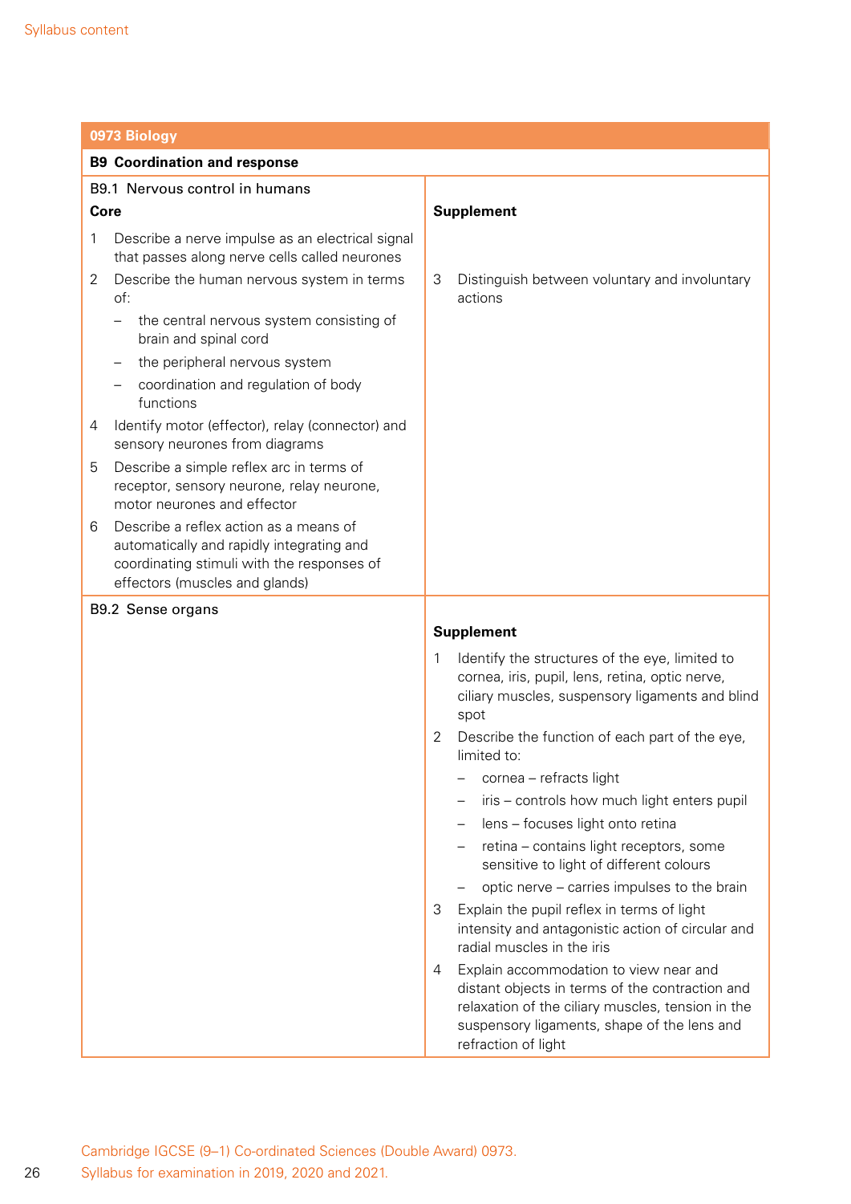## 0973 Biology

### B9 Coordination and response

| B9.1 Nervous control in humans<br>**Core** | **Supplement** |
|---|---|
| 1 Describe a nerve impulse as an electrical signal that passes along nerve cells called neurones | |
| 2 Describe the human nervous system in terms of:<br>– the central nervous system consisting of brain and spinal cord<br>– the peripheral nervous system<br>– coordination and regulation of body functions | 3 Distinguish between voluntary and involuntary actions |
| 4 Identify motor (effector), relay (connector) and sensory neurones from diagrams | |
| 5 Describe a simple reflex arc in terms of receptor, sensory neurone, relay neurone, motor neurones and effector | |
| 6 Describe a reflex action as a means of automatically and rapidly integrating and coordinating stimuli with the responses of effectors (muscles and glands) | |

| B9.2 Sense organs | **Supplement** |
|---|---|
| | 1 Identify the structures of the eye, limited to cornea, iris, pupil, lens, retina, optic nerve, ciliary muscles, suspensory ligaments and blind spot |
| | 2 Describe the function of each part of the eye, limited to:<br>– cornea – refracts light<br>– iris – controls how much light enters pupil<br>– lens – focuses light onto retina<br>– retina – contains light receptors, some sensitive to light of different colours<br>– optic nerve – carries impulses to the brain |
| | 3 Explain the pupil reflex in terms of light intensity and antagonistic action of circular and radial muscles in the iris |
| | 4 Explain accommodation to view near and distant objects in terms of the contraction and relaxation of the ciliary muscles, tension in the suspensory ligaments, shape of the lens and refraction of light |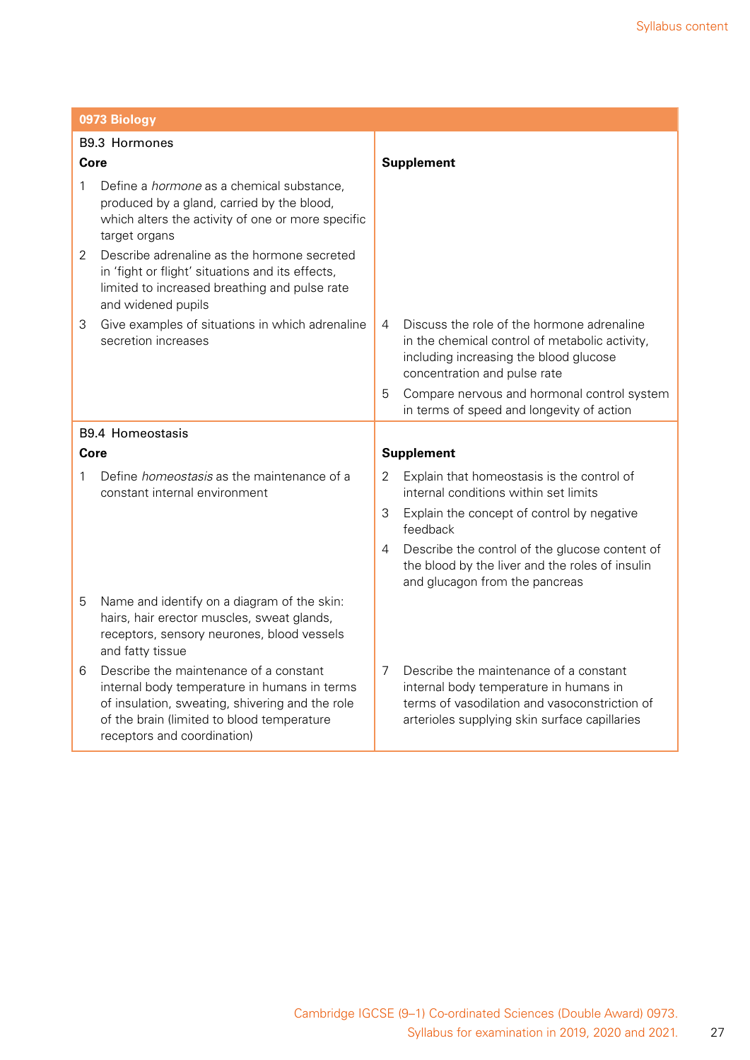| 0973 Biology | |
|---|---|
| **B9.3 Hormones** | |
| **Core** | **Supplement** |
| 1 Define a *hormone* as a chemical substance, produced by a gland, carried by the blood, which alters the activity of one or more specific target organs | |
| 2 Describe adrenaline as the hormone secreted in 'fight or flight' situations and its effects, limited to increased breathing and pulse rate and widened pupils | |
| 3 Give examples of situations in which adrenaline secretion increases | 4 Discuss the role of the hormone adrenaline in the chemical control of metabolic activity, including increasing the blood glucose concentration and pulse rate |
| | 5 Compare nervous and hormonal control system in terms of speed and longevity of action |
| **B9.4 Homeostasis** | |
| **Core** | **Supplement** |
| 1 Define *homeostasis* as the maintenance of a constant internal environment | 2 Explain that homeostasis is the control of internal conditions within set limits |
| | 3 Explain the concept of control by negative feedback |
| | 4 Describe the control of the glucose content of the blood by the liver and the roles of insulin and glucagon from the pancreas |
| 5 Name and identify on a diagram of the skin: hairs, hair erector muscles, sweat glands, receptors, sensory neurones, blood vessels and fatty tissue | |
| 6 Describe the maintenance of a constant internal body temperature in humans in terms of insulation, sweating, shivering and the role of the brain (limited to blood temperature receptors and coordination) | 7 Describe the maintenance of a constant internal body temperature in humans in terms of vasodilation and vasoconstriction of arterioles supplying skin surface capillaries |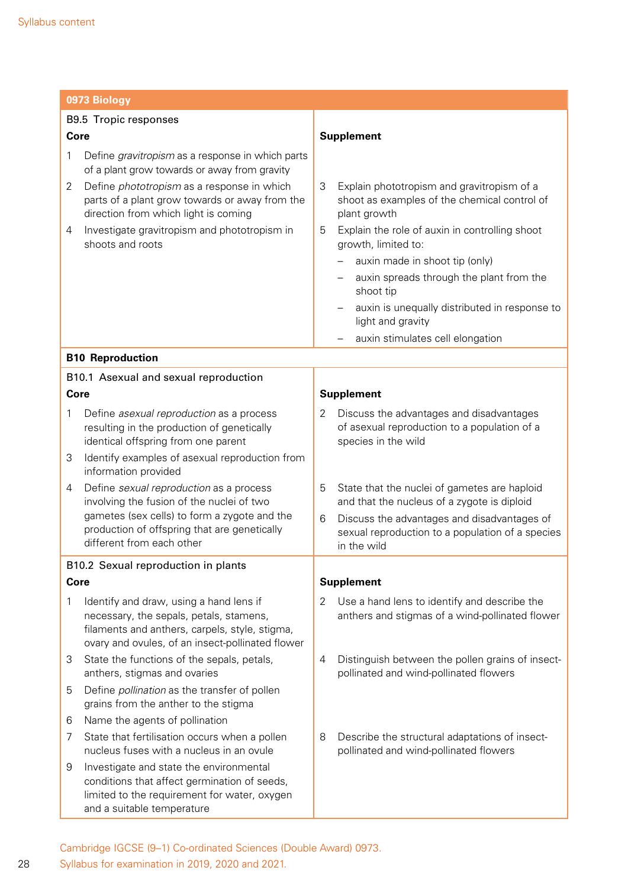## 0973 Biology

### B9.5 Tropic responses

| Core | Supplement |
|---|---|
| 1 Define *gravitropism* as a response in which parts of a plant grow towards or away from gravity | |
| 2 Define *phototropism* as a response in which parts of a plant grow towards or away from the direction from which light is coming | 3 Explain phototropism and gravitropism of a shoot as examples of the chemical control of plant growth |
| 4 Investigate gravitropism and phototropism in shoots and roots | 5 Explain the role of auxin in controlling shoot growth, limited to:<br>– auxin made in shoot tip (only)<br>– auxin spreads through the plant from the shoot tip<br>– auxin is unequally distributed in response to light and gravity<br>– auxin stimulates cell elongation |

## B10 Reproduction

### B10.1 Asexual and sexual reproduction

| Core | Supplement |
|---|---|
| 1 Define *asexual reproduction* as a process resulting in the production of genetically identical offspring from one parent | 2 Discuss the advantages and disadvantages of asexual reproduction to a population of a species in the wild |
| 3 Identify examples of asexual reproduction from information provided | |
| 4 Define *sexual reproduction* as a process involving the fusion of the nuclei of two gametes (sex cells) to form a zygote and the production of offspring that are genetically different from each other | 5 State that the nuclei of gametes are haploid and that the nucleus of a zygote is diploid<br>6 Discuss the advantages and disadvantages of sexual reproduction to a population of a species in the wild |

### B10.2 Sexual reproduction in plants

| Core | Supplement |
|---|---|
| 1 Identify and draw, using a hand lens if necessary, the sepals, petals, stamens, filaments and anthers, carpels, style, stigma, ovary and ovules, of an insect-pollinated flower | 2 Use a hand lens to identify and describe the anthers and stigmas of a wind-pollinated flower |
| 3 State the functions of the sepals, petals, anthers, stigmas and ovaries | 4 Distinguish between the pollen grains of insect-pollinated and wind-pollinated flowers |
| 5 Define *pollination* as the transfer of pollen grains from the anther to the stigma | |
| 6 Name the agents of pollination | |
| 7 State that fertilisation occurs when a pollen nucleus fuses with a nucleus in an ovule | 8 Describe the structural adaptations of insect-pollinated and wind-pollinated flowers |
| 9 Investigate and state the environmental conditions that affect germination of seeds, limited to the requirement for water, oxygen and a suitable temperature | |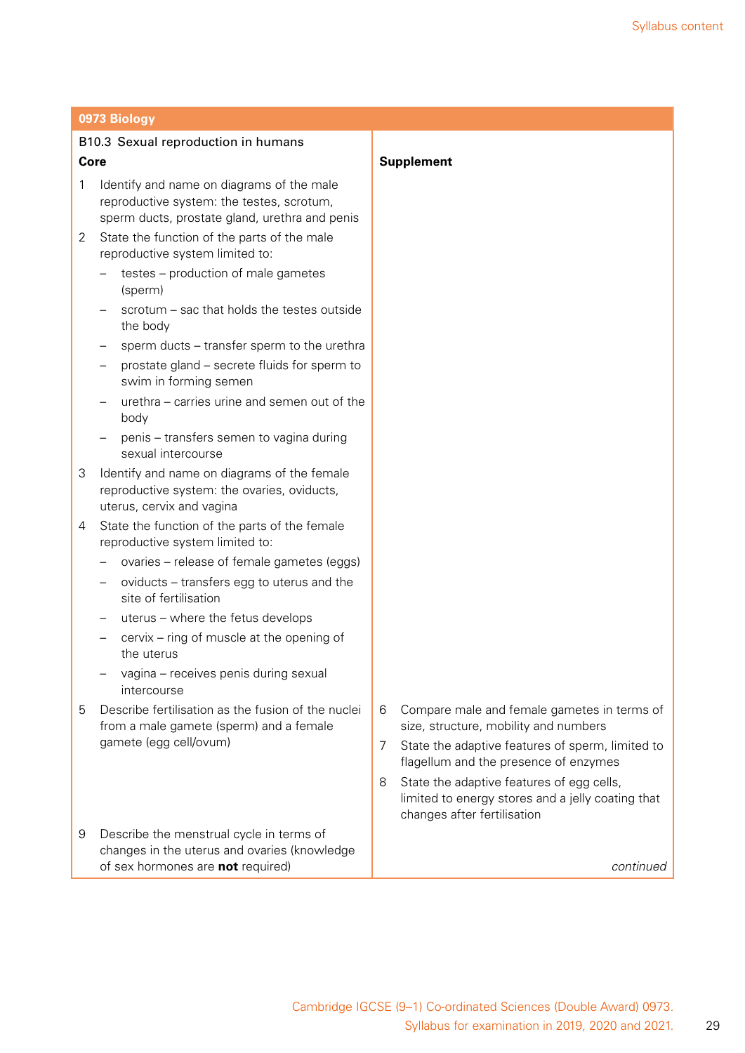## 0973 Biology

### B10.3 Sexual reproduction in humans

**Core**

1. Identify and name on diagrams of the male reproductive system: the testes, scrotum, sperm ducts, prostate gland, urethra and penis
2. State the function of the parts of the male reproductive system limited to:
   - testes – production of male gametes (sperm)
   - scrotum – sac that holds the testes outside the body
   - sperm ducts – transfer sperm to the urethra
   - prostate gland – secrete fluids for sperm to swim in forming semen
   - urethra – carries urine and semen out of the body
   - penis – transfers semen to vagina during sexual intercourse
3. Identify and name on diagrams of the female reproductive system: the ovaries, oviducts, uterus, cervix and vagina
4. State the function of the parts of the female reproductive system limited to:
   - ovaries – release of female gametes (eggs)
   - oviducts – transfers egg to uterus and the site of fertilisation
   - uterus – where the fetus develops
   - cervix – ring of muscle at the opening of the uterus
   - vagina – receives penis during sexual intercourse
5. Describe fertilisation as the fusion of the nuclei from a male gamete (sperm) and a female gamete (egg cell/ovum)

9. Describe the menstrual cycle in terms of changes in the uterus and ovaries (knowledge of sex hormones are **not** required)

**Supplement**

6. Compare male and female gametes in terms of size, structure, mobility and numbers
7. State the adaptive features of sperm, limited to flagellum and the presence of enzymes
8. State the adaptive features of egg cells, limited to energy stores and a jelly coating that changes after fertilisation

*continued*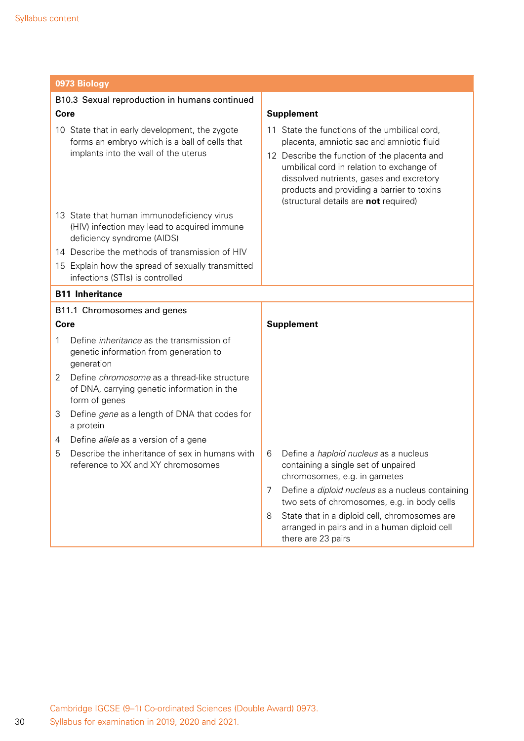**0973 Biology**

| B10.3 Sexual reproduction in humans continued | |
|---|---|
| **Core** | **Supplement** |
| 10 State that in early development, the zygote forms an embryo which is a ball of cells that implants into the wall of the uterus | 11 State the functions of the umbilical cord, placenta, amniotic sac and amniotic fluid<br>12 Describe the function of the placenta and umbilical cord in relation to exchange of dissolved nutrients, gases and excretory products and providing a barrier to toxins (structural details are **not** required) |
| 13 State that human immunodeficiency virus (HIV) infection may lead to acquired immune deficiency syndrome (AIDS)<br>14 Describe the methods of transmission of HIV<br>15 Explain how the spread of sexually transmitted infections (STIs) is controlled | |

**B11 Inheritance**

| B11.1 Chromosomes and genes | |
|---|---|
| **Core** | **Supplement** |
| 1 Define *inheritance* as the transmission of genetic information from generation to generation<br>2 Define *chromosome* as a thread-like structure of DNA, carrying genetic information in the form of genes<br>3 Define *gene* as a length of DNA that codes for a protein<br>4 Define *allele* as a version of a gene | |
| 5 Describe the inheritance of sex in humans with reference to XX and XY chromosomes | 6 Define a *haploid nucleus* as a nucleus containing a single set of unpaired chromosomes, e.g. in gametes<br>7 Define a *diploid nucleus* as a nucleus containing two sets of chromosomes, e.g. in body cells<br>8 State that in a diploid cell, chromosomes are arranged in pairs and in a human diploid cell there are 23 pairs |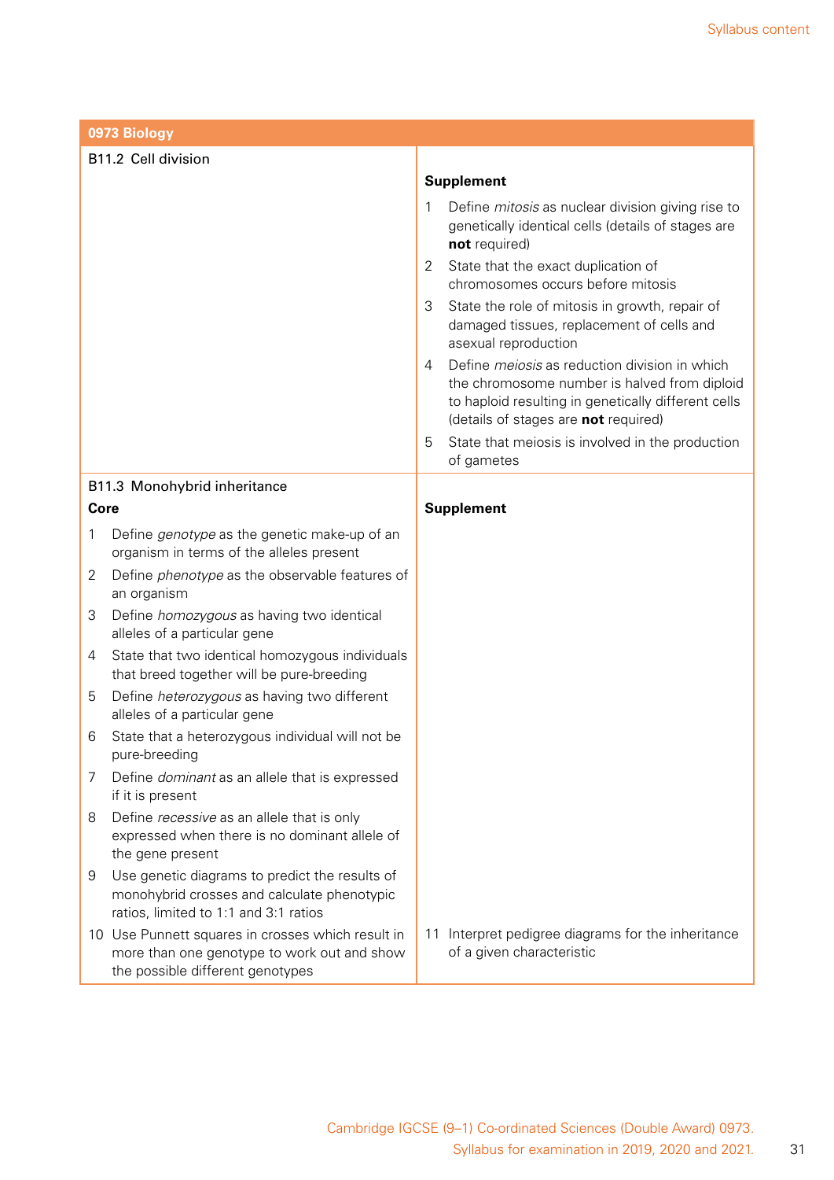| 0973 Biology | |
|---|---|
| B11.2 Cell division | **Supplement**<br>1 Define *mitosis* as nuclear division giving rise to genetically identical cells (details of stages are **not** required)<br>2 State that the exact duplication of chromosomes occurs before mitosis<br>3 State the role of mitosis in growth, repair of damaged tissues, replacement of cells and asexual reproduction<br>4 Define *meiosis* as reduction division in which the chromosome number is halved from diploid to haploid resulting in genetically different cells (details of stages are **not** required)<br>5 State that meiosis is involved in the production of gametes |
| B11.3 Monohybrid inheritance<br>**Core**<br>1 Define *genotype* as the genetic make-up of an organism in terms of the alleles present<br>2 Define *phenotype* as the observable features of an organism<br>3 Define *homozygous* as having two identical alleles of a particular gene<br>4 State that two identical homozygous individuals that breed together will be pure-breeding<br>5 Define *heterozygous* as having two different alleles of a particular gene<br>6 State that a heterozygous individual will not be pure-breeding<br>7 Define *dominant* as an allele that is expressed if it is present<br>8 Define *recessive* as an allele that is only expressed when there is no dominant allele of the gene present<br>9 Use genetic diagrams to predict the results of monohybrid crosses and calculate phenotypic ratios, limited to 1:1 and 3:1 ratios<br>10 Use Punnett squares in crosses which result in more than one genotype to work out and show the possible different genotypes | **Supplement**<br>11 Interpret pedigree diagrams for the inheritance of a given characteristic |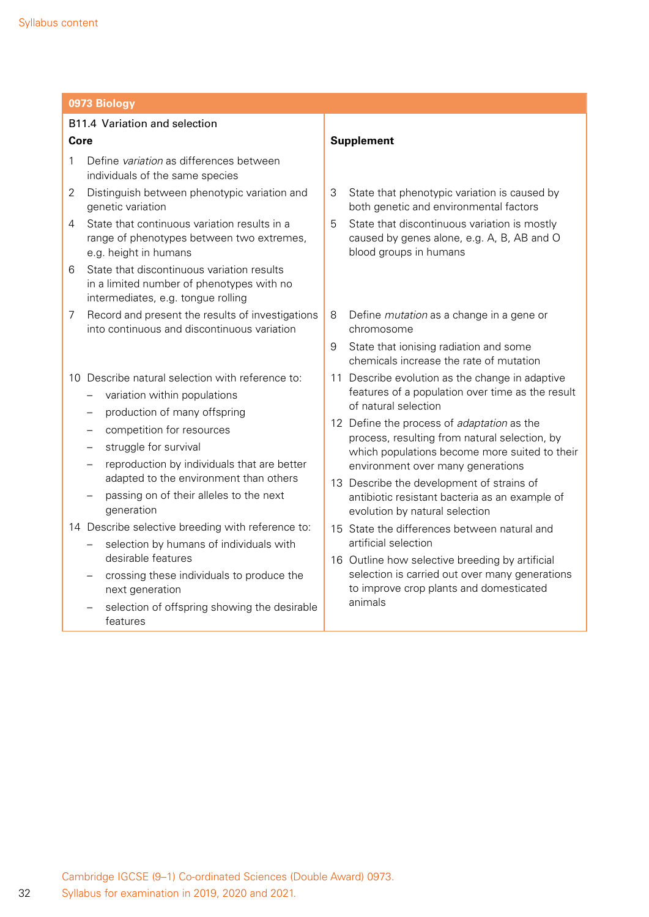## 0973 Biology

### B11.4 Variation and selection

| Core | Supplement |
|---|---|
| 1 Define *variation* as differences between individuals of the same species | |
| 2 Distinguish between phenotypic variation and genetic variation | 3 State that phenotypic variation is caused by both genetic and environmental factors |
| 4 State that continuous variation results in a range of phenotypes between two extremes, e.g. height in humans | 5 State that discontinuous variation is mostly caused by genes alone, e.g. A, B, AB and O blood groups in humans |
| 6 State that discontinuous variation results in a limited number of phenotypes with no intermediates, e.g. tongue rolling | |
| 7 Record and present the results of investigations into continuous and discontinuous variation | 8 Define *mutation* as a change in a gene or chromosome<br>9 State that ionising radiation and some chemicals increase the rate of mutation |
| 10 Describe natural selection with reference to:<br>– variation within populations<br>– production of many offspring<br>– competition for resources<br>– struggle for survival<br>– reproduction by individuals that are better adapted to the environment than others<br>– passing on of their alleles to the next generation | 11 Describe evolution as the change in adaptive features of a population over time as the result of natural selection<br>12 Define the process of *adaptation* as the process, resulting from natural selection, by which populations become more suited to their environment over many generations<br>13 Describe the development of strains of antibiotic resistant bacteria as an example of evolution by natural selection |
| 14 Describe selective breeding with reference to:<br>– selection by humans of individuals with desirable features<br>– crossing these individuals to produce the next generation<br>– selection of offspring showing the desirable features | 15 State the differences between natural and artificial selection<br>16 Outline how selective breeding by artificial selection is carried out over many generations to improve crop plants and domesticated animals |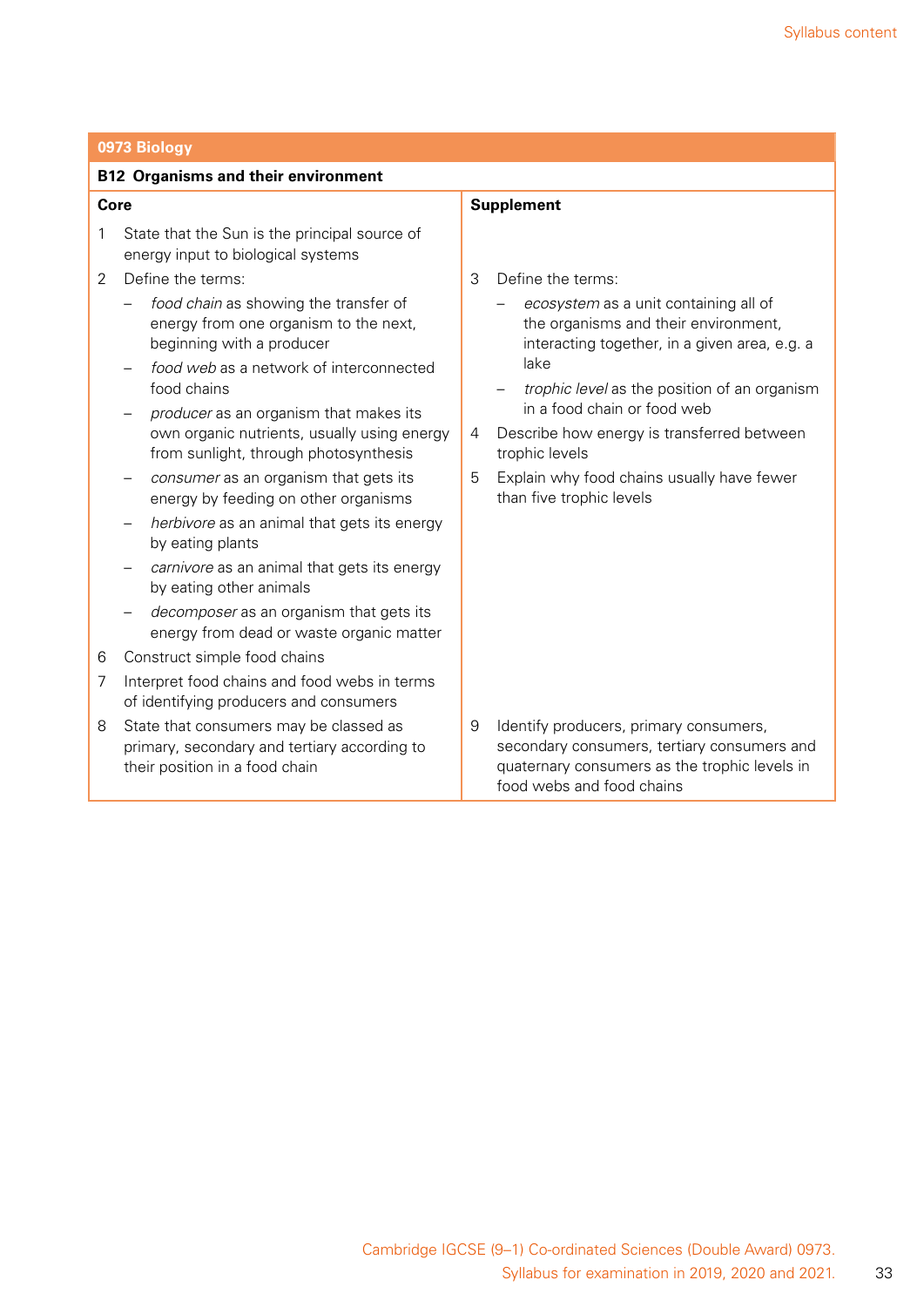## 0973 Biology

### B12 Organisms and their environment

| Core | Supplement |
|---|---|
| 1 State that the Sun is the principal source of energy input to biological systems | |
| 2 Define the terms:<br>– *food chain* as showing the transfer of energy from one organism to the next, beginning with a producer<br>– *food web* as a network of interconnected food chains<br>– *producer* as an organism that makes its own organic nutrients, usually using energy from sunlight, through photosynthesis<br>– *consumer* as an organism that gets its energy by feeding on other organisms<br>– *herbivore* as an animal that gets its energy by eating plants<br>– *carnivore* as an animal that gets its energy by eating other animals<br>– *decomposer* as an organism that gets its energy from dead or waste organic matter | 3 Define the terms:<br>– *ecosystem* as a unit containing all of the organisms and their environment, interacting together, in a given area, e.g. a lake<br>– *trophic level* as the position of an organism in a food chain or food web<br>4 Describe how energy is transferred between trophic levels<br>5 Explain why food chains usually have fewer than five trophic levels |
| 6 Construct simple food chains<br>7 Interpret food chains and food webs in terms of identifying producers and consumers | |
| 8 State that consumers may be classed as primary, secondary and tertiary according to their position in a food chain | 9 Identify producers, primary consumers, secondary consumers, tertiary consumers and quaternary consumers as the trophic levels in food webs and food chains |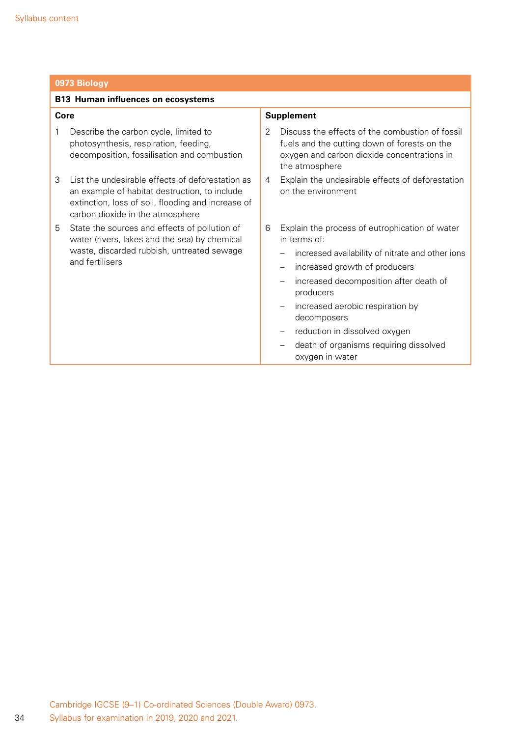| **0973 Biology** | |
|---|---|
| **B13 Human influences on ecosystems** | |
| **Core** | **Supplement** |
| 1 Describe the carbon cycle, limited to photosynthesis, respiration, feeding, decomposition, fossilisation and combustion | 2 Discuss the effects of the combustion of fossil fuels and the cutting down of forests on the oxygen and carbon dioxide concentrations in the atmosphere |
| 3 List the undesirable effects of deforestation as an example of habitat destruction, to include extinction, loss of soil, flooding and increase of carbon dioxide in the atmosphere | 4 Explain the undesirable effects of deforestation on the environment |
| 5 State the sources and effects of pollution of water (rivers, lakes and the sea) by chemical waste, discarded rubbish, untreated sewage and fertilisers | 6 Explain the process of eutrophication of water in terms of:<br>– increased availability of nitrate and other ions<br>– increased growth of producers<br>– increased decomposition after death of producers<br>– increased aerobic respiration by decomposers<br>– reduction in dissolved oxygen<br>– death of organisms requiring dissolved oxygen in water |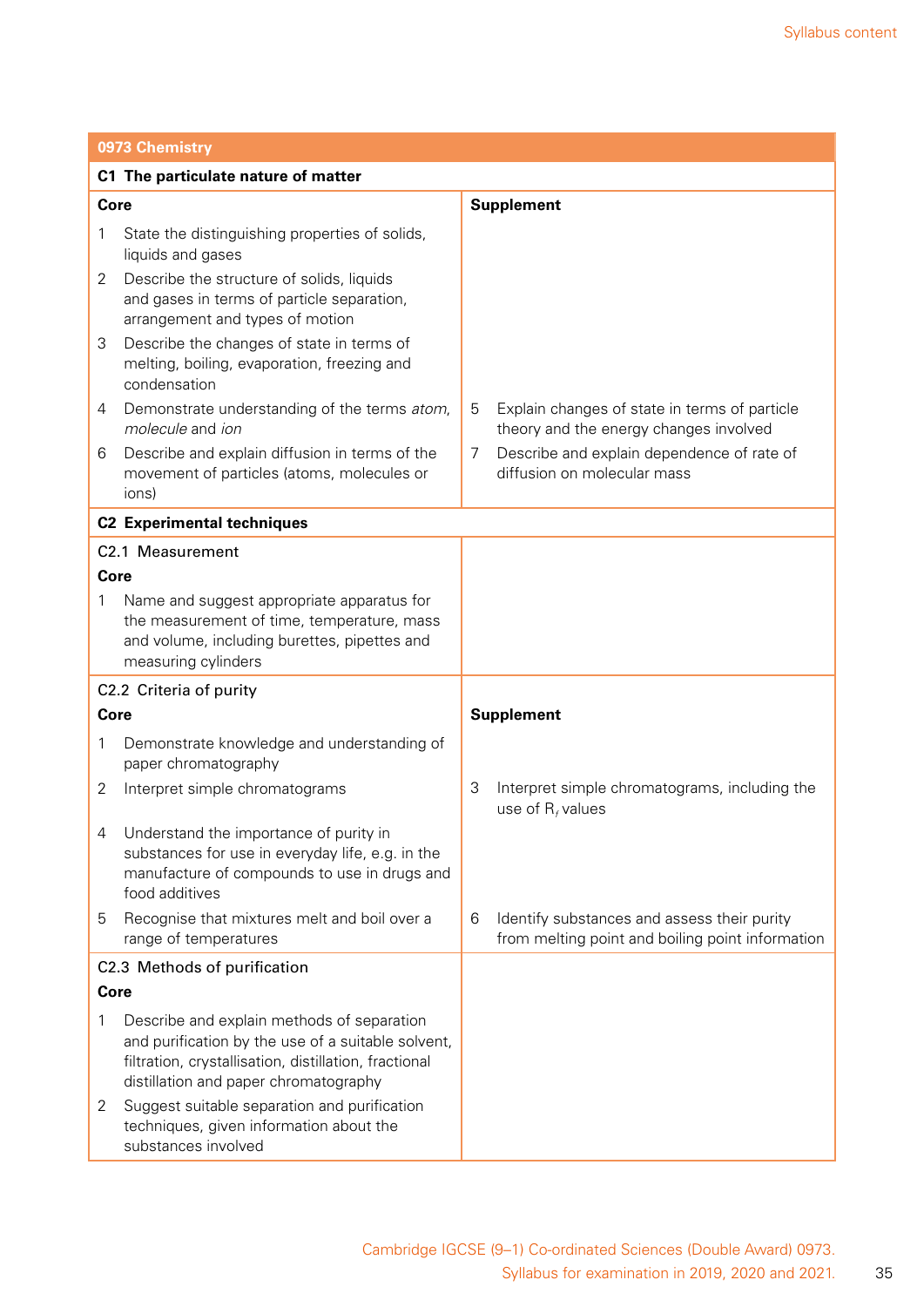## 0973 Chemistry

### C1 The particulate nature of matter

| Core | Supplement |
|---|---|
| 1 State the distinguishing properties of solids, liquids and gases | |
| 2 Describe the structure of solids, liquids and gases in terms of particle separation, arrangement and types of motion | |
| 3 Describe the changes of state in terms of melting, boiling, evaporation, freezing and condensation | |
| 4 Demonstrate understanding of the terms *atom*, *molecule* and *ion* | 5 Explain changes of state in terms of particle theory and the energy changes involved |
| 6 Describe and explain diffusion in terms of the movement of particles (atoms, molecules or ions) | 7 Describe and explain dependence of rate of diffusion on molecular mass |

### C2 Experimental techniques

#### C2.1 Measurement

| Core | |
|---|---|
| 1 Name and suggest appropriate apparatus for the measurement of time, temperature, mass and volume, including burettes, pipettes and measuring cylinders | |

#### C2.2 Criteria of purity

| Core | Supplement |
|---|---|
| 1 Demonstrate knowledge and understanding of paper chromatography | |
| 2 Interpret simple chromatograms | 3 Interpret simple chromatograms, including the use of $R_f$ values |
| 4 Understand the importance of purity in substances for use in everyday life, e.g. in the manufacture of compounds to use in drugs and food additives | |
| 5 Recognise that mixtures melt and boil over a range of temperatures | 6 Identify substances and assess their purity from melting point and boiling point information |

#### C2.3 Methods of purification

| Core | |
|---|---|
| 1 Describe and explain methods of separation and purification by the use of a suitable solvent, filtration, crystallisation, distillation, fractional distillation and paper chromatography | |
| 2 Suggest suitable separation and purification techniques, given information about the substances involved | |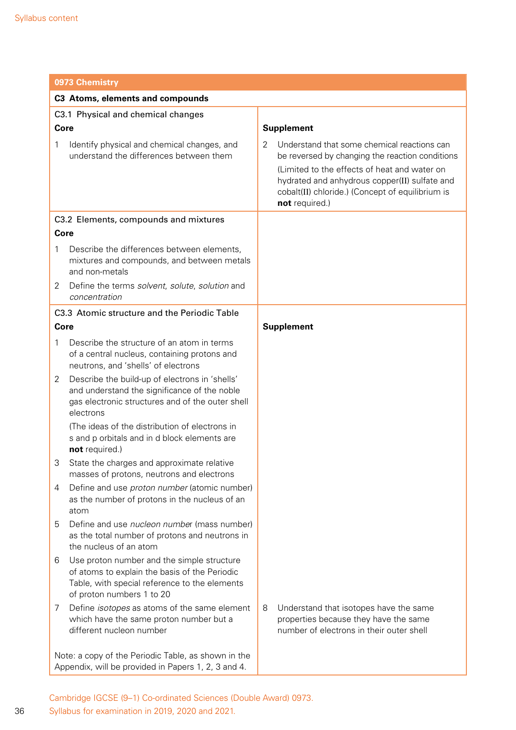## 0973 Chemistry

### C3 Atoms, elements and compounds

#### C3.1 Physical and chemical changes

| Core | Supplement |
| --- | --- |
| 1 Identify physical and chemical changes, and understand the differences between them | 2 Understand that some chemical reactions can be reversed by changing the reaction conditions (Limited to the effects of heat and water on hydrated and anhydrous copper(II) sulfate and cobalt(II) chloride.) (Concept of equilibrium is **not** required.) |

#### C3.2 Elements, compounds and mixtures

| Core | |
| --- | --- |
| 1 Describe the differences between elements, mixtures and compounds, and between metals and non-metals | |
| 2 Define the terms *solvent*, *solute*, *solution* and *concentration* | |

#### C3.3 Atomic structure and the Periodic Table

| Core | Supplement |
| --- | --- |
| 1 Describe the structure of an atom in terms of a central nucleus, containing protons and neutrons, and 'shells' of electrons | |
| 2 Describe the build-up of electrons in 'shells' and understand the significance of the noble gas electronic structures and of the outer shell electrons (The ideas of the distribution of electrons in s and p orbitals and in d block elements are **not** required.) | |
| 3 State the charges and approximate relative masses of protons, neutrons and electrons | |
| 4 Define and use *proton number* (atomic number) as the number of protons in the nucleus of an atom | |
| 5 Define and use *nucleon number* (mass number) as the total number of protons and neutrons in the nucleus of an atom | |
| 6 Use proton number and the simple structure of atoms to explain the basis of the Periodic Table, with special reference to the elements of proton numbers 1 to 20 | |
| 7 Define *isotopes* as atoms of the same element which have the same proton number but a different nucleon number | 8 Understand that isotopes have the same properties because they have the same number of electrons in their outer shell |

Note: a copy of the Periodic Table, as shown in the Appendix, will be provided in Papers 1, 2, 3 and 4.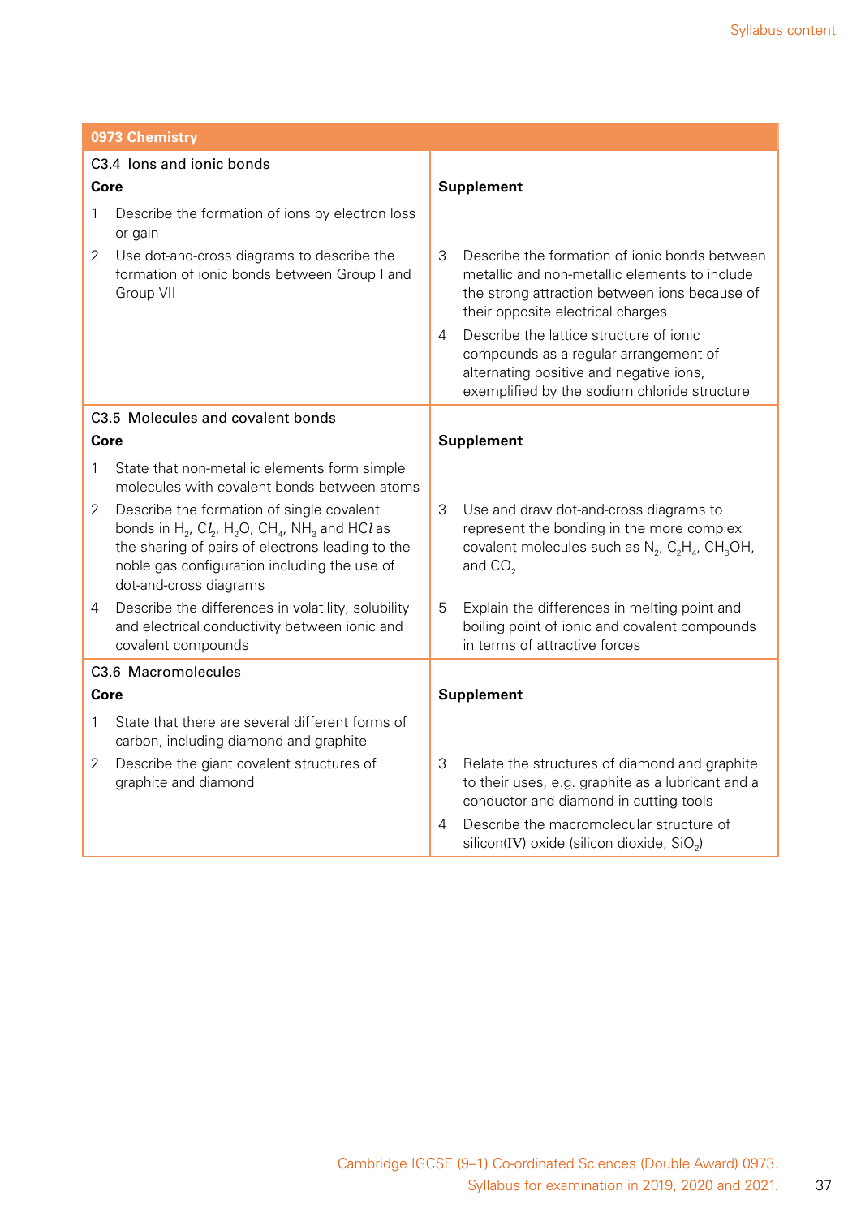## 0973 Chemistry

### C3.4 Ions and ionic bonds

| Core | Supplement |
|---|---|
| 1 Describe the formation of ions by electron loss or gain<br>2 Use dot-and-cross diagrams to describe the formation of ionic bonds between Group I and Group VII | 3 Describe the formation of ionic bonds between metallic and non-metallic elements to include the strong attraction between ions because of their opposite electrical charges<br>4 Describe the lattice structure of ionic compounds as a regular arrangement of alternating positive and negative ions, exemplified by the sodium chloride structure |

### C3.5 Molecules and covalent bonds

| Core | Supplement |
|---|---|
| 1 State that non-metallic elements form simple molecules with covalent bonds between atoms<br>2 Describe the formation of single covalent bonds in $H_2$, $Cl_2$, $H_2O$, $CH_4$, $NH_3$ and $HCl$ as the sharing of pairs of electrons leading to the noble gas configuration including the use of dot-and-cross diagrams<br>4 Describe the differences in volatility, solubility and electrical conductivity between ionic and covalent compounds | 3 Use and draw dot-and-cross diagrams to represent the bonding in the more complex covalent molecules such as $N_2$, $C_2H_4$, $CH_3OH$, and $CO_2$<br>5 Explain the differences in melting point and boiling point of ionic and covalent compounds in terms of attractive forces |

### C3.6 Macromolecules

| Core | Supplement |
|---|---|
| 1 State that there are several different forms of carbon, including diamond and graphite<br>2 Describe the giant covalent structures of graphite and diamond | 3 Relate the structures of diamond and graphite to their uses, e.g. graphite as a lubricant and a conductor and diamond in cutting tools<br>4 Describe the macromolecular structure of silicon(IV) oxide (silicon dioxide, $SiO_2$) |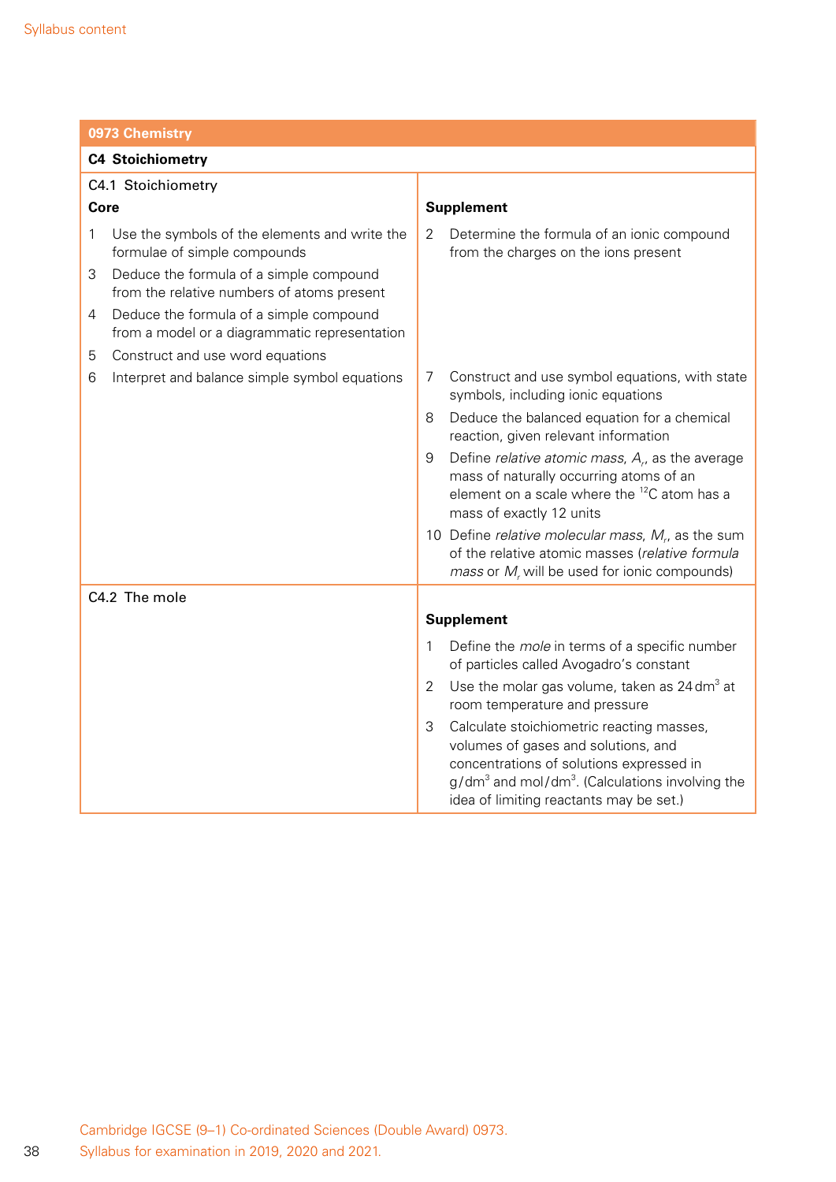| 0973 Chemistry | |
|---|---|
| **C4 Stoichiometry** | |
| C4.1 Stoichiometry<br>**Core**<br>1 Use the symbols of the elements and write the formulae of simple compounds<br>3 Deduce the formula of a simple compound from the relative numbers of atoms present<br>4 Deduce the formula of a simple compound from a model or a diagrammatic representation<br>5 Construct and use word equations<br>6 Interpret and balance simple symbol equations | **Supplement**<br>2 Determine the formula of an ionic compound from the charges on the ions present<br>7 Construct and use symbol equations, with state symbols, including ionic equations<br>8 Deduce the balanced equation for a chemical reaction, given relevant information<br>9 Define *relative atomic mass*, $A_r$, as the average mass of naturally occurring atoms of an element on a scale where the $^{12}C$ atom has a mass of exactly 12 units<br>10 Define *relative molecular mass*, $M_r$, as the sum of the relative atomic masses (*relative formula mass* or $M_r$ will be used for ionic compounds) |
| C4.2 The mole | **Supplement**<br>1 Define the *mole* in terms of a specific number of particles called Avogadro's constant<br>2 Use the molar gas volume, taken as 24 $dm^3$ at room temperature and pressure<br>3 Calculate stoichiometric reacting masses, volumes of gases and solutions, and concentrations of solutions expressed in $g/dm^3$ and $mol/dm^3$. (Calculations involving the idea of limiting reactants may be set.) |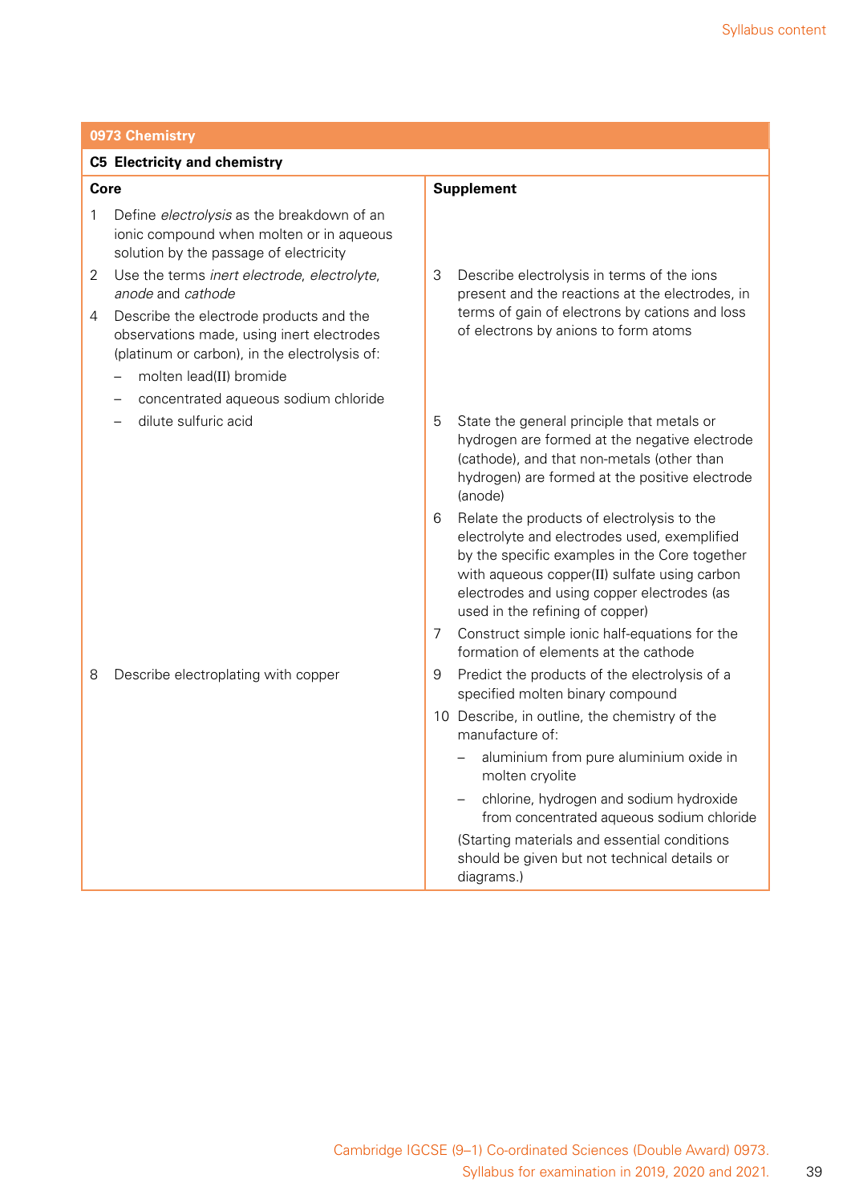| 0973 Chemistry | |
|---|---|
| **C5 Electricity and chemistry** | |
| **Core** | **Supplement** |
| 1 Define *electrolysis* as the breakdown of an ionic compound when molten or in aqueous solution by the passage of electricity | |
| 2 Use the terms *inert electrode*, *electrolyte*, *anode* and *cathode*<br>4 Describe the electrode products and the observations made, using inert electrodes (platinum or carbon), in the electrolysis of:<br>– molten lead(II) bromide<br>– concentrated aqueous sodium chloride | 3 Describe electrolysis in terms of the ions present and the reactions at the electrodes, in terms of gain of electrons by cations and loss of electrons by anions to form atoms |
| – dilute sulfuric acid | 5 State the general principle that metals or hydrogen are formed at the negative electrode (cathode), and that non-metals (other than hydrogen) are formed at the positive electrode (anode)<br>6 Relate the products of electrolysis to the electrolyte and electrodes used, exemplified by the specific examples in the Core together with aqueous copper(II) sulfate using carbon electrodes and using copper electrodes (as used in the refining of copper)<br>7 Construct simple ionic half-equations for the formation of elements at the cathode |
| 8 Describe electroplating with copper | 9 Predict the products of the electrolysis of a specified molten binary compound<br>10 Describe, in outline, the chemistry of the manufacture of:<br>– aluminium from pure aluminium oxide in molten cryolite<br>– chlorine, hydrogen and sodium hydroxide from concentrated aqueous sodium chloride<br>(Starting materials and essential conditions should be given but not technical details or diagrams.) |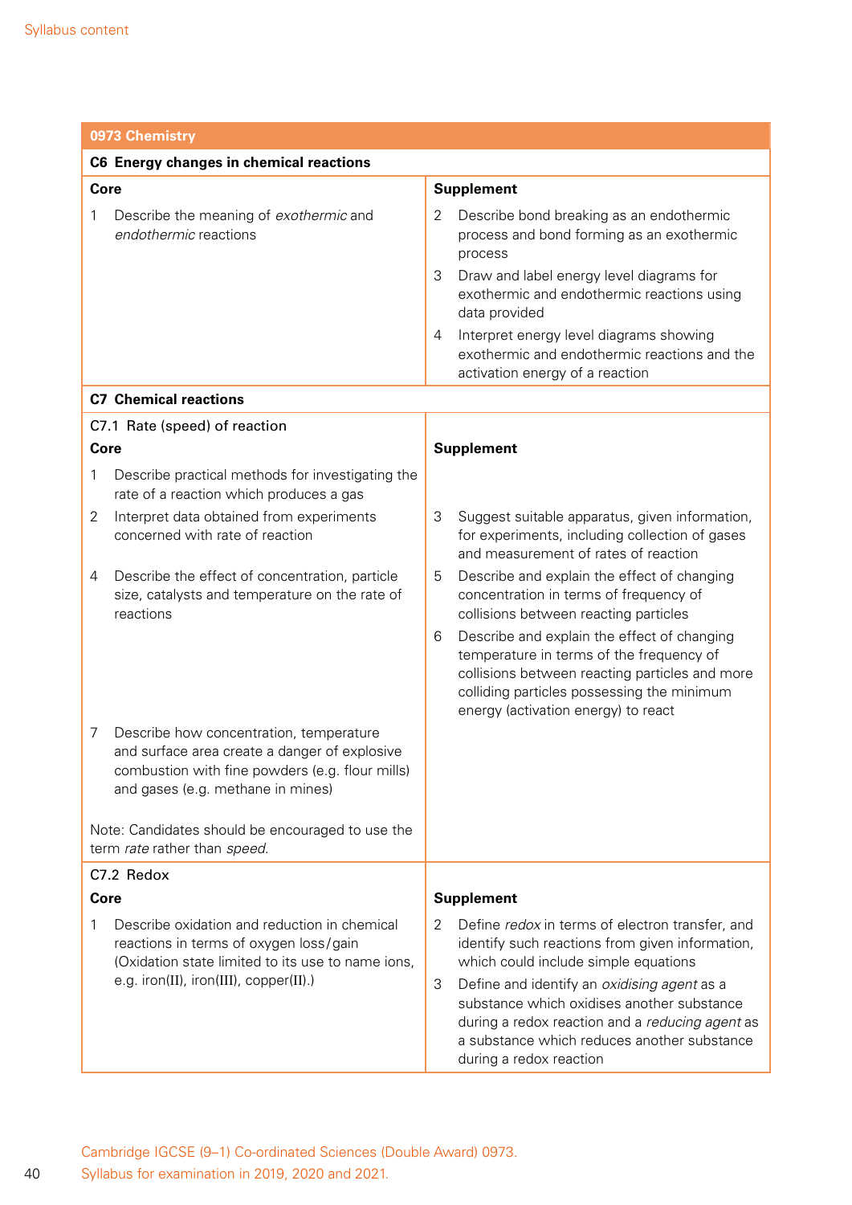## 0973 Chemistry

### C6 Energy changes in chemical reactions

| Core | Supplement |
|---|---|
| 1 Describe the meaning of *exothermic* and *endothermic* reactions | 2 Describe bond breaking as an endothermic process and bond forming as an exothermic process<br>3 Draw and label energy level diagrams for exothermic and endothermic reactions using data provided<br>4 Interpret energy level diagrams showing exothermic and endothermic reactions and the activation energy of a reaction |

### C7 Chemical reactions

#### C7.1 Rate (speed) of reaction

| Core | Supplement |
|---|---|
| 1 Describe practical methods for investigating the rate of a reaction which produces a gas | |
| 2 Interpret data obtained from experiments concerned with rate of reaction | 3 Suggest suitable apparatus, given information, for experiments, including collection of gases and measurement of rates of reaction |
| 4 Describe the effect of concentration, particle size, catalysts and temperature on the rate of reactions | 5 Describe and explain the effect of changing concentration in terms of frequency of collisions between reacting particles<br>6 Describe and explain the effect of changing temperature in terms of the frequency of collisions between reacting particles and more colliding particles possessing the minimum energy (activation energy) to react |
| 7 Describe how concentration, temperature and surface area create a danger of explosive combustion with fine powders (e.g. flour mills) and gases (e.g. methane in mines)<br><br>Note: Candidates should be encouraged to use the term *rate* rather than *speed*. | |

#### C7.2 Redox

| Core | Supplement |
|---|---|
| 1 Describe oxidation and reduction in chemical reactions in terms of oxygen loss/gain (Oxidation state limited to its use to name ions, e.g. iron(II), iron(III), copper(II).) | 2 Define *redox* in terms of electron transfer, and identify such reactions from given information, which could include simple equations<br>3 Define and identify an *oxidising agent* as a substance which oxidises another substance during a redox reaction and a *reducing agent* as a substance which reduces another substance during a redox reaction |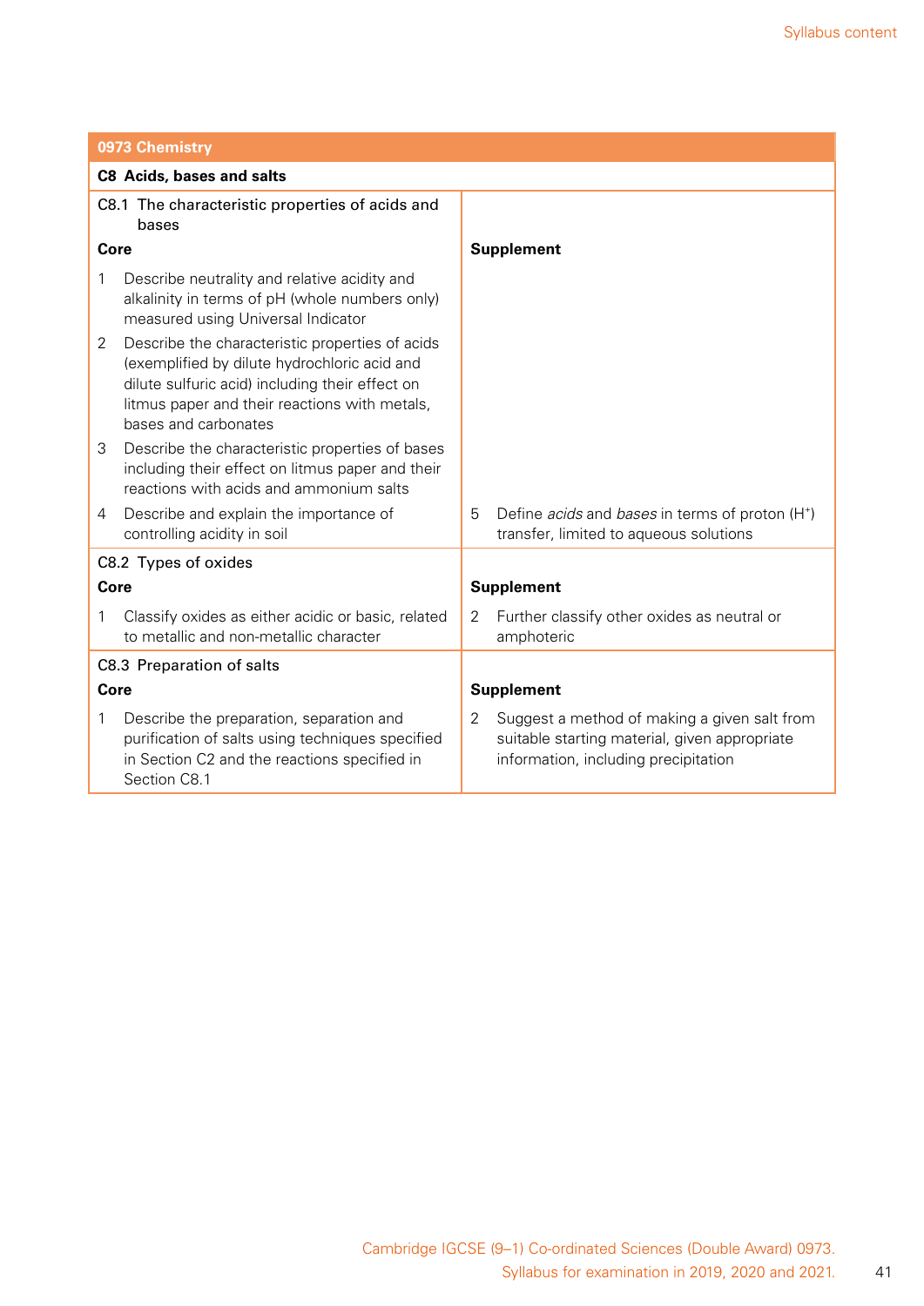| 0973 Chemistry | |
|---|---|
| **C8 Acids, bases and salts** | |
| C8.1 The characteristic properties of acids and bases | |
| **Core** | **Supplement** |
| 1 Describe neutrality and relative acidity and alkalinity in terms of pH (whole numbers only) measured using Universal Indicator<br>2 Describe the characteristic properties of acids (exemplified by dilute hydrochloric acid and dilute sulfuric acid) including their effect on litmus paper and their reactions with metals, bases and carbonates<br>3 Describe the characteristic properties of bases including their effect on litmus paper and their reactions with acids and ammonium salts<br>4 Describe and explain the importance of controlling acidity in soil | 5 Define *acids* and *bases* in terms of proton ($H^+$) transfer, limited to aqueous solutions |
| C8.2 Types of oxides | |
| **Core** | **Supplement** |
| 1 Classify oxides as either acidic or basic, related to metallic and non-metallic character | 2 Further classify other oxides as neutral or amphoteric |
| C8.3 Preparation of salts | |
| **Core** | **Supplement** |
| 1 Describe the preparation, separation and purification of salts using techniques specified in Section C2 and the reactions specified in Section C8.1 | 2 Suggest a method of making a given salt from suitable starting material, given appropriate information, including precipitation |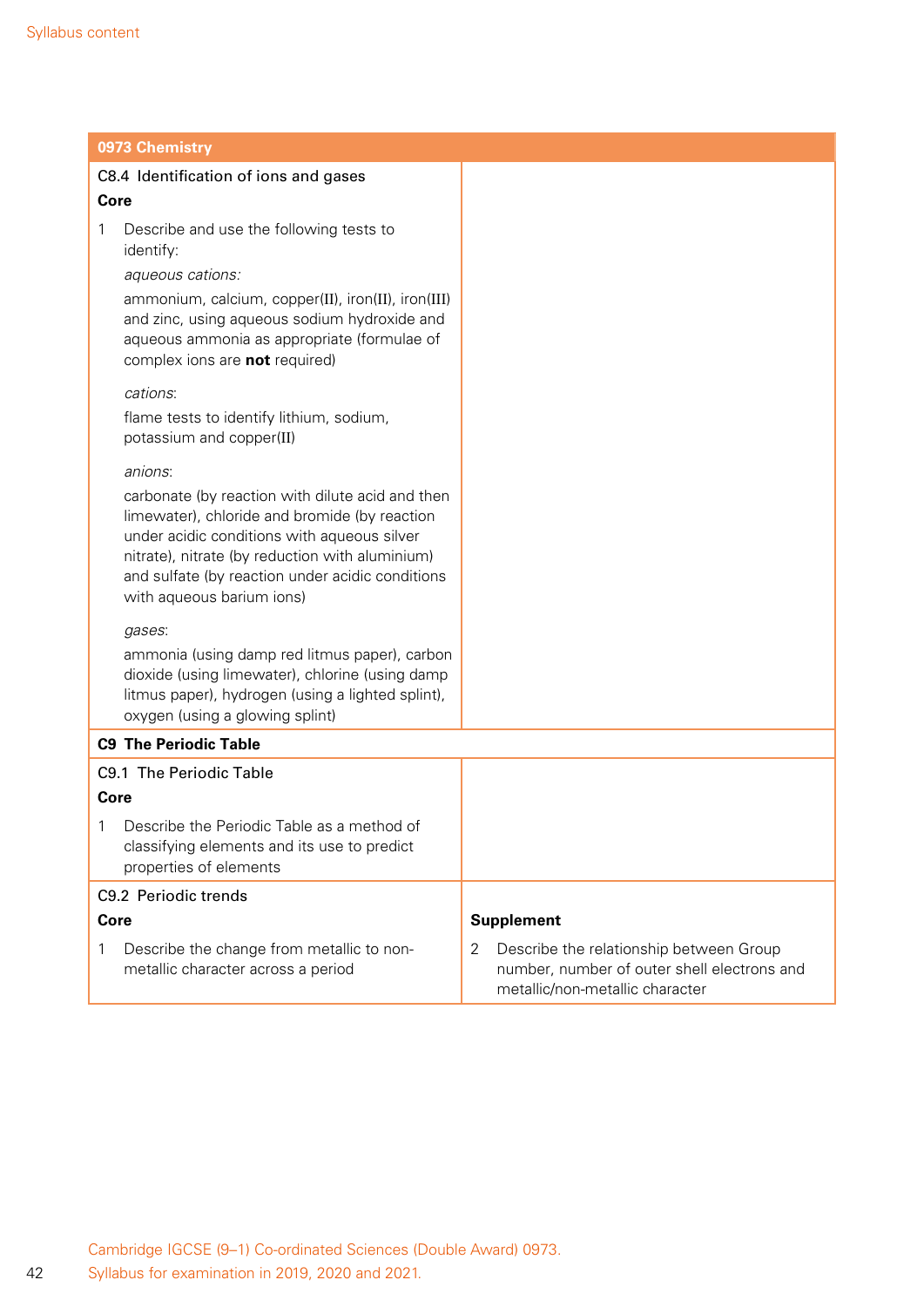| 0973 Chemistry | |
|---|---|
| C8.4 Identification of ions and gases<br>**Core**<br>1 Describe and use the following tests to identify:<br>*aqueous cations:*<br>ammonium, calcium, copper(II), iron(II), iron(III) and zinc, using aqueous sodium hydroxide and aqueous ammonia as appropriate (formulae of complex ions are **not** required)<br>*cations*:<br>flame tests to identify lithium, sodium, potassium and copper(II)<br>*anions*:<br>carbonate (by reaction with dilute acid and then limewater), chloride and bromide (by reaction under acidic conditions with aqueous silver nitrate), nitrate (by reduction with aluminium) and sulfate (by reaction under acidic conditions with aqueous barium ions)<br>*gases*:<br>ammonia (using damp red litmus paper), carbon dioxide (using limewater), chlorine (using damp litmus paper), hydrogen (using a lighted splint), oxygen (using a glowing splint) | |
| **C9 The Periodic Table** | |
| C9.1 The Periodic Table<br>**Core**<br>1 Describe the Periodic Table as a method of classifying elements and its use to predict properties of elements | |
| C9.2 Periodic trends<br>**Core**<br>1 Describe the change from metallic to non-metallic character across a period | **Supplement**<br>2 Describe the relationship between Group number, number of outer shell electrons and metallic/non-metallic character |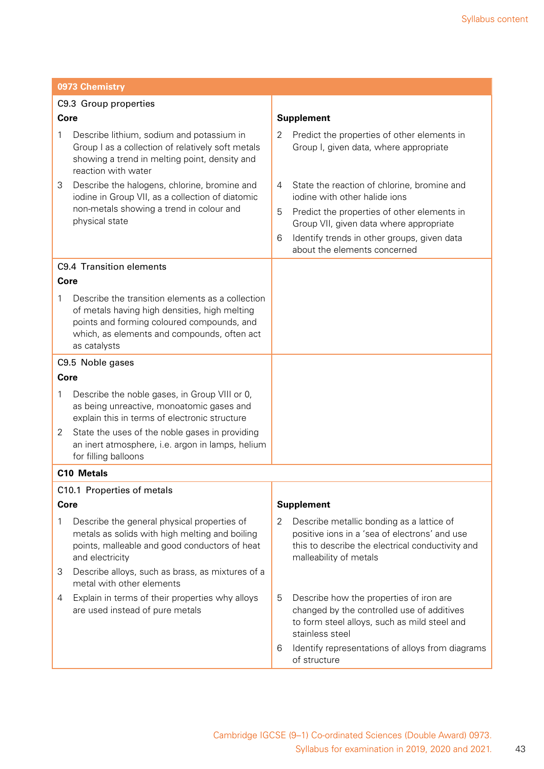## 0973 Chemistry

### C9.3 Group properties

| Core | Supplement |
|---|---|
| 1 Describe lithium, sodium and potassium in Group I as a collection of relatively soft metals showing a trend in melting point, density and reaction with water | 2 Predict the properties of other elements in Group I, given data, where appropriate |
| 3 Describe the halogens, chlorine, bromine and iodine in Group VII, as a collection of diatomic non-metals showing a trend in colour and physical state | 4 State the reaction of chlorine, bromine and iodine with other halide ions<br>5 Predict the properties of other elements in Group VII, given data where appropriate<br>6 Identify trends in other groups, given data about the elements concerned |

### C9.4 Transition elements

| Core | |
|---|---|
| 1 Describe the transition elements as a collection of metals having high densities, high melting points and forming coloured compounds, and which, as elements and compounds, often act as catalysts | |

### C9.5 Noble gases

| Core | |
|---|---|
| 1 Describe the noble gases, in Group VIII or 0, as being unreactive, monoatomic gases and explain this in terms of electronic structure<br>2 State the uses of the noble gases in providing an inert atmosphere, i.e. argon in lamps, helium for filling balloons | |

## C10 Metals

### C10.1 Properties of metals

| Core | Supplement |
|---|---|
| 1 Describe the general physical properties of metals as solids with high melting and boiling points, malleable and good conductors of heat and electricity | 2 Describe metallic bonding as a lattice of positive ions in a 'sea of electrons' and use this to describe the electrical conductivity and malleability of metals |
| 3 Describe alloys, such as brass, as mixtures of a metal with other elements<br>4 Explain in terms of their properties why alloys are used instead of pure metals | 5 Describe how the properties of iron are changed by the controlled use of additives to form steel alloys, such as mild steel and stainless steel<br>6 Identify representations of alloys from diagrams of structure |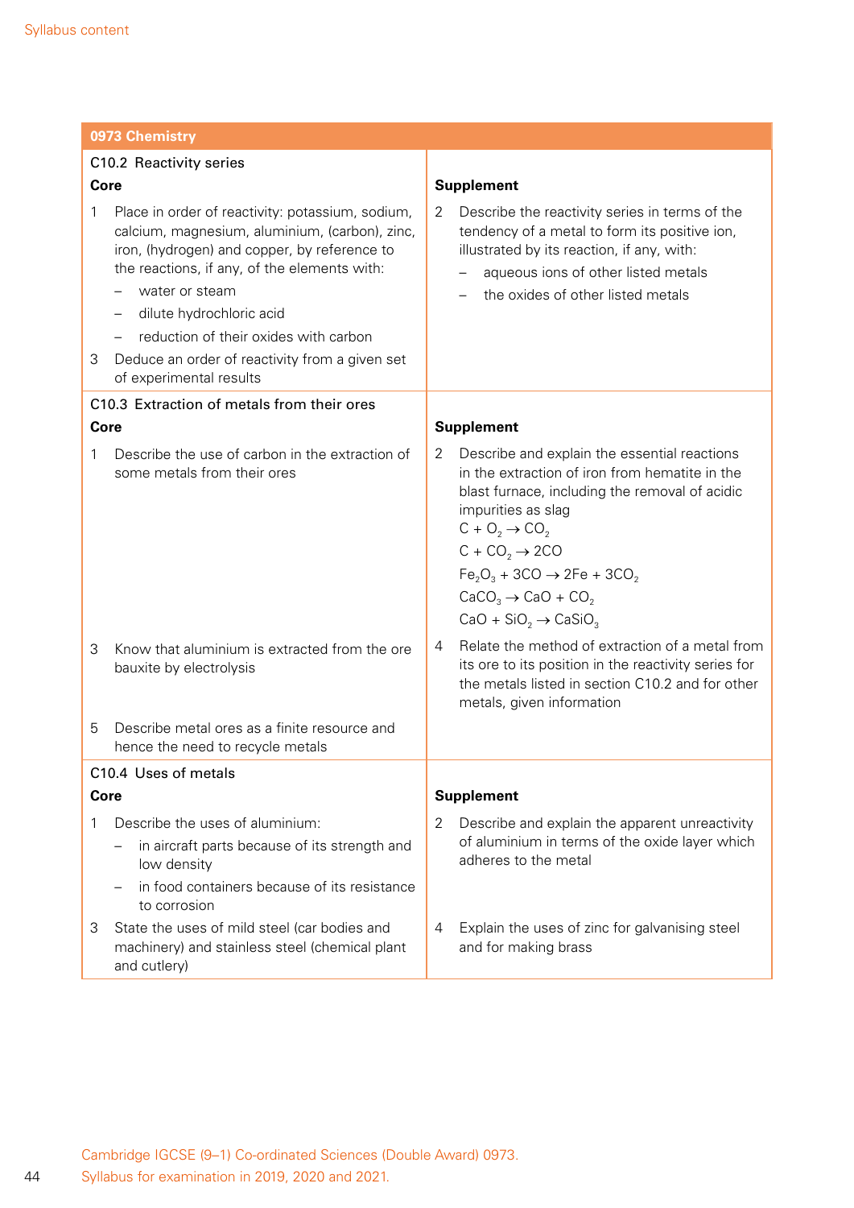| 0973 Chemistry | |
|---|---|
| **C10.2 Reactivity series** | |
| **Core** | **Supplement** |
| 1 Place in order of reactivity: potassium, sodium, calcium, magnesium, aluminium, (carbon), zinc, iron, (hydrogen) and copper, by reference to the reactions, if any, of the elements with:<br>– water or steam<br>– dilute hydrochloric acid<br>– reduction of their oxides with carbon | 2 Describe the reactivity series in terms of the tendency of a metal to form its positive ion, illustrated by its reaction, if any, with:<br>– aqueous ions of other listed metals<br>– the oxides of other listed metals |
| 3 Deduce an order of reactivity from a given set of experimental results | |
| **C10.3 Extraction of metals from their ores** | |
| **Core** | **Supplement** |
| 1 Describe the use of carbon in the extraction of some metals from their ores | 2 Describe and explain the essential reactions in the extraction of iron from hematite in the blast furnace, including the removal of acidic impurities as slag<br>$C + O_2 \rightarrow CO_2$<br>$C + CO_2 \rightarrow 2CO$<br>$Fe_2O_3 + 3CO \rightarrow 2Fe + 3CO_2$<br>$CaCO_3 \rightarrow CaO + CO_2$<br>$CaO + SiO_2 \rightarrow CaSiO_3$ |
| 3 Know that aluminium is extracted from the ore bauxite by electrolysis | 4 Relate the method of extraction of a metal from its ore to its position in the reactivity series for the metals listed in section C10.2 and for other metals, given information |
| 5 Describe metal ores as a finite resource and hence the need to recycle metals | |
| **C10.4 Uses of metals** | |
| **Core** | **Supplement** |
| 1 Describe the uses of aluminium:<br>– in aircraft parts because of its strength and low density<br>– in food containers because of its resistance to corrosion | 2 Describe and explain the apparent unreactivity of aluminium in terms of the oxide layer which adheres to the metal |
| 3 State the uses of mild steel (car bodies and machinery) and stainless steel (chemical plant and cutlery) | 4 Explain the uses of zinc for galvanising steel and for making brass |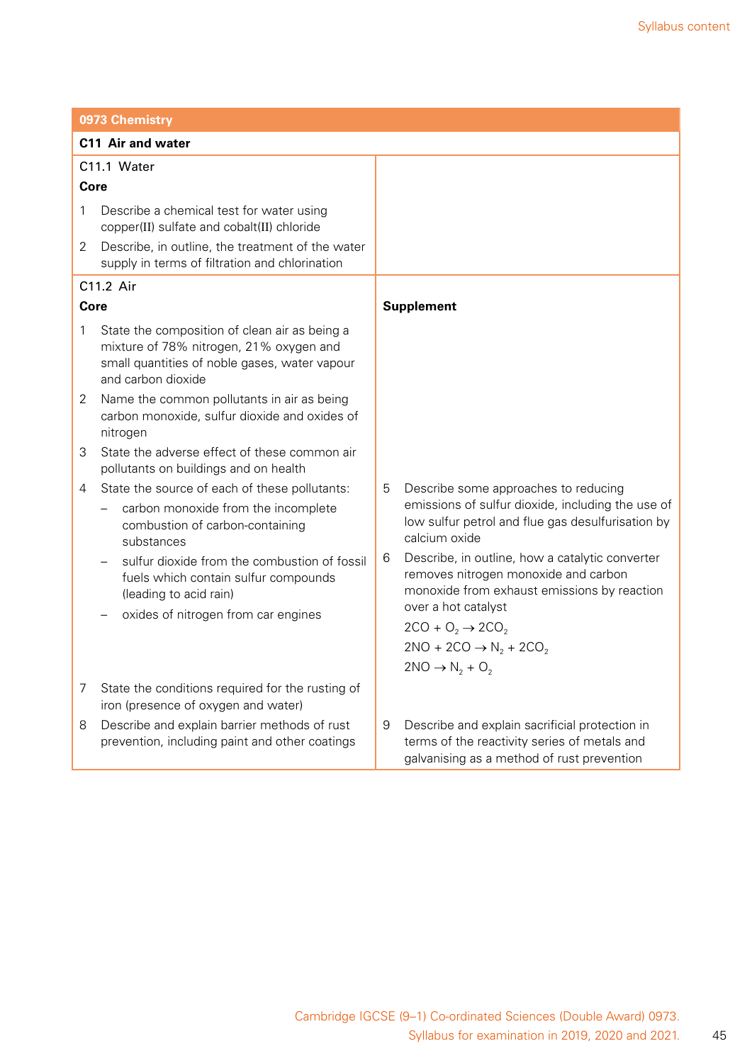## 0973 Chemistry

### C11 Air and water

| C11.1 Water | |
|---|---|
| **Core**<br>1 Describe a chemical test for water using copper(II) sulfate and cobalt(II) chloride<br>2 Describe, in outline, the treatment of the water supply in terms of filtration and chlorination | |

| C11.2 Air | |
|---|---|
| **Core** | **Supplement** |
| 1 State the composition of clean air as being a mixture of 78% nitrogen, 21% oxygen and small quantities of noble gases, water vapour and carbon dioxide<br>2 Name the common pollutants in air as being carbon monoxide, sulfur dioxide and oxides of nitrogen<br>3 State the adverse effect of these common air pollutants on buildings and on health | |
| 4 State the source of each of these pollutants:<br>– carbon monoxide from the incomplete combustion of carbon-containing substances<br>– sulfur dioxide from the combustion of fossil fuels which contain sulfur compounds (leading to acid rain)<br>– oxides of nitrogen from car engines | 5 Describe some approaches to reducing emissions of sulfur dioxide, including the use of low sulfur petrol and flue gas desulfurisation by calcium oxide<br>6 Describe, in outline, how a catalytic converter removes nitrogen monoxide and carbon monoxide from exhaust emissions by reaction over a hot catalyst<br>$2CO + O_2 \rightarrow 2CO_2$<br>$2NO + 2CO \rightarrow N_2 + 2CO_2$<br>$2NO \rightarrow N_2 + O_2$ |
| 7 State the conditions required for the rusting of iron (presence of oxygen and water)<br>8 Describe and explain barrier methods of rust prevention, including paint and other coatings | 9 Describe and explain sacrificial protection in terms of the reactivity series of metals and galvanising as a method of rust prevention |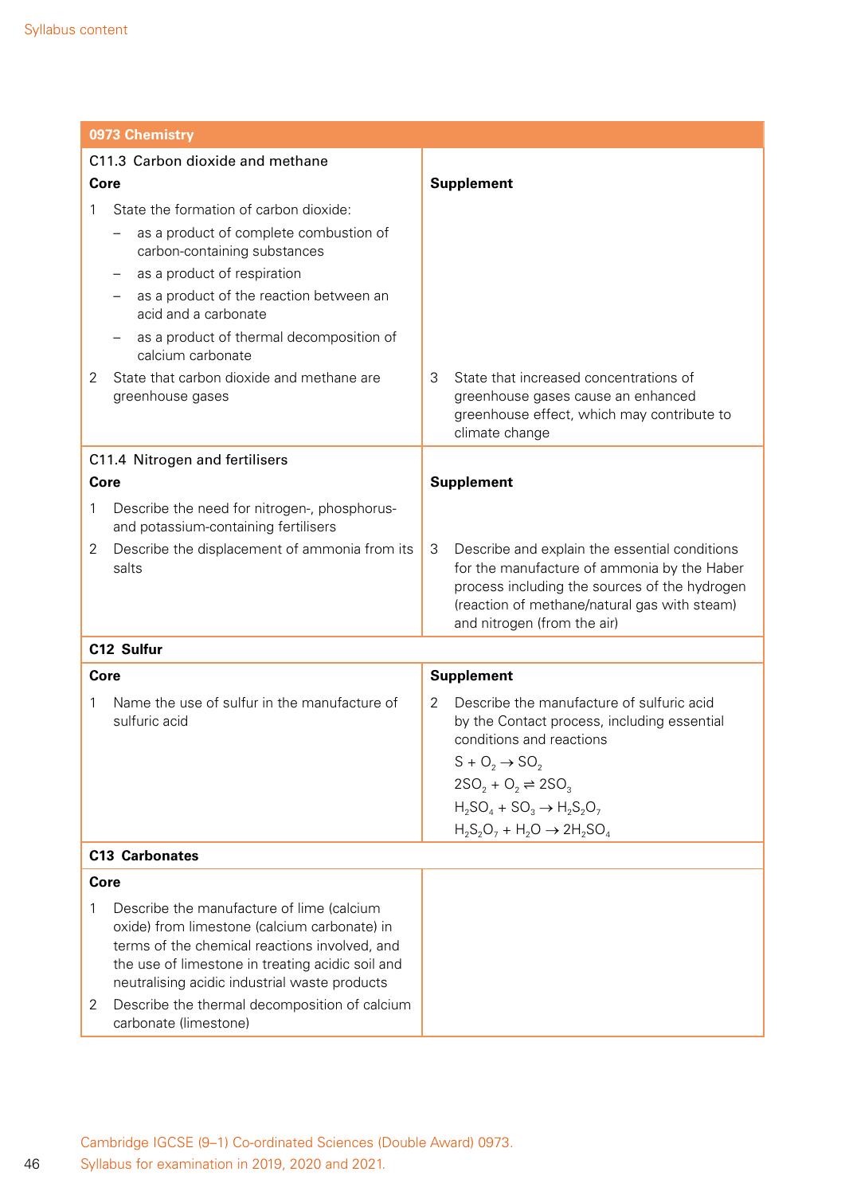| 0973 Chemistry | |
|---|---|
| **C11.3 Carbon dioxide and methane** | |
| **Core** | **Supplement** |
| 1 State the formation of carbon dioxide:<br>– as a product of complete combustion of carbon-containing substances<br>– as a product of respiration<br>– as a product of the reaction between an acid and a carbonate<br>– as a product of thermal decomposition of calcium carbonate<br>2 State that carbon dioxide and methane are greenhouse gases | 3 State that increased concentrations of greenhouse gases cause an enhanced greenhouse effect, which may contribute to climate change |
| **C11.4 Nitrogen and fertilisers** | |
| **Core** | **Supplement** |
| 1 Describe the need for nitrogen-, phosphorus- and potassium-containing fertilisers<br>2 Describe the displacement of ammonia from its salts | 3 Describe and explain the essential conditions for the manufacture of ammonia by the Haber process including the sources of the hydrogen (reaction of methane/natural gas with steam) and nitrogen (from the air) |
| **C12 Sulfur** | |
| **Core** | **Supplement** |
| 1 Name the use of sulfur in the manufacture of sulfuric acid | 2 Describe the manufacture of sulfuric acid by the Contact process, including essential conditions and reactions<br>$S + O_2 \rightarrow SO_2$<br>$2SO_2 + O_2 \rightleftharpoons 2SO_3$<br>$H_2SO_4 + SO_3 \rightarrow H_2S_2O_7$<br>$H_2S_2O_7 + H_2O \rightarrow 2H_2SO_4$ |
| **C13 Carbonates** | |
| **Core** | |
| 1 Describe the manufacture of lime (calcium oxide) from limestone (calcium carbonate) in terms of the chemical reactions involved, and the use of limestone in treating acidic soil and neutralising acidic industrial waste products<br>2 Describe the thermal decomposition of calcium carbonate (limestone) | |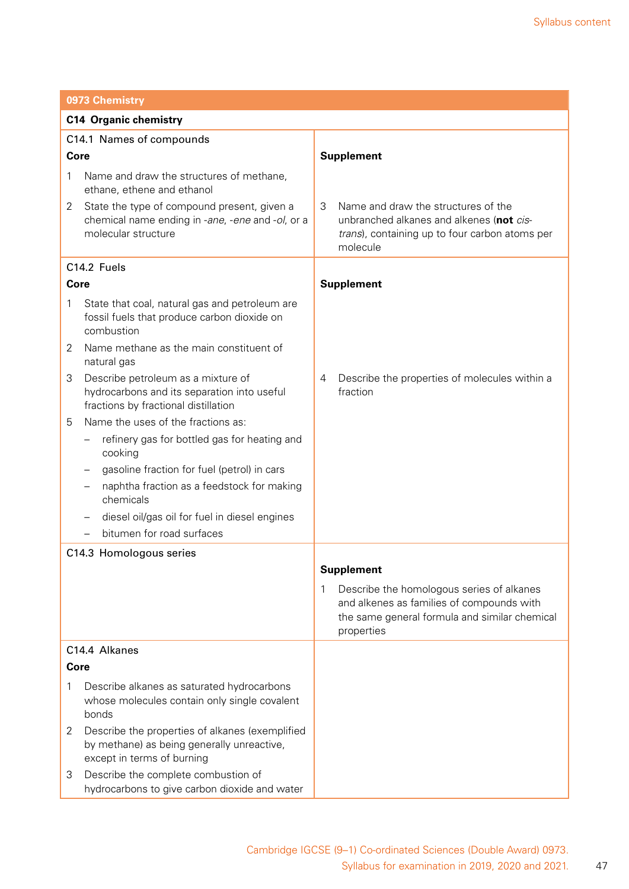## 0973 Chemistry

### C14 Organic chemistry

#### C14.1 Names of compounds

| Core | Supplement |
|---|---|
| 1 Name and draw the structures of methane, ethane, ethene and ethanol<br>2 State the type of compound present, given a chemical name ending in *-ane*, *-ene* and *-ol*, or a molecular structure | 3 Name and draw the structures of the unbranched alkanes and alkenes (**not** *cis-trans*), containing up to four carbon atoms per molecule |

#### C14.2 Fuels

| Core | Supplement |
|---|---|
| 1 State that coal, natural gas and petroleum are fossil fuels that produce carbon dioxide on combustion<br>2 Name methane as the main constituent of natural gas<br>3 Describe petroleum as a mixture of hydrocarbons and its separation into useful fractions by fractional distillation<br>5 Name the uses of the fractions as:<br>– refinery gas for bottled gas for heating and cooking<br>– gasoline fraction for fuel (petrol) in cars<br>– naphtha fraction as a feedstock for making chemicals<br>– diesel oil/gas oil for fuel in diesel engines<br>– bitumen for road surfaces | 4 Describe the properties of molecules within a fraction |

#### C14.3 Homologous series

| Core | Supplement |
|---|---|
| | 1 Describe the homologous series of alkanes and alkenes as families of compounds with the same general formula and similar chemical properties |

#### C14.4 Alkanes

| Core | Supplement |
|---|---|
| 1 Describe alkanes as saturated hydrocarbons whose molecules contain only single covalent bonds<br>2 Describe the properties of alkanes (exemplified by methane) as being generally unreactive, except in terms of burning<br>3 Describe the complete combustion of hydrocarbons to give carbon dioxide and water | |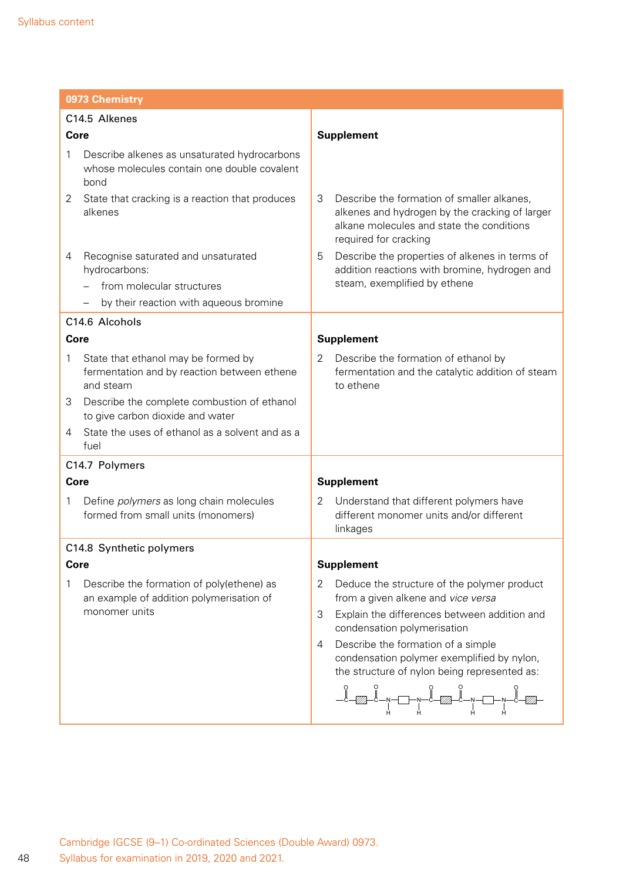| 0973 Chemistry | |
|---|---|
| C14.5 Alkenes<br>**Core** | **Supplement** |
| 1 Describe alkenes as unsaturated hydrocarbons whose molecules contain one double covalent bond<br>2 State that cracking is a reaction that produces alkenes | 3 Describe the formation of smaller alkanes, alkenes and hydrogen by the cracking of larger alkane molecules and state the conditions required for cracking |
| 4 Recognise saturated and unsaturated hydrocarbons:<br>– from molecular structures<br>– by their reaction with aqueous bromine | 5 Describe the properties of alkenes in terms of addition reactions with bromine, hydrogen and steam, exemplified by ethene |
| C14.6 Alcohols<br>**Core** | **Supplement** |
| 1 State that ethanol may be formed by fermentation and by reaction between ethene and steam<br>3 Describe the complete combustion of ethanol to give carbon dioxide and water<br>4 State the uses of ethanol as a solvent and as a fuel | 2 Describe the formation of ethanol by fermentation and the catalytic addition of steam to ethene |
| C14.7 Polymers<br>**Core** | **Supplement** |
| 1 Define *polymers* as long chain molecules formed from small units (monomers) | 2 Understand that different polymers have different monomer units and/or different linkages |
| C14.8 Synthetic polymers<br>**Core** | **Supplement** |
| 1 Describe the formation of poly(ethene) as an example of addition polymerisation of monomer units | 2 Deduce the structure of the polymer product from a given alkene and *vice versa*<br>3 Explain the differences between addition and condensation polymerisation<br>4 Describe the formation of a simple condensation polymer exemplified by nylon, the structure of nylon being represented as:<br>–C(=O)–▨–C(=O)–N(H)–□–N(H)–C(=O)–▨–C(=O)–N(H)–□–N(H)–C(=O)–▨– |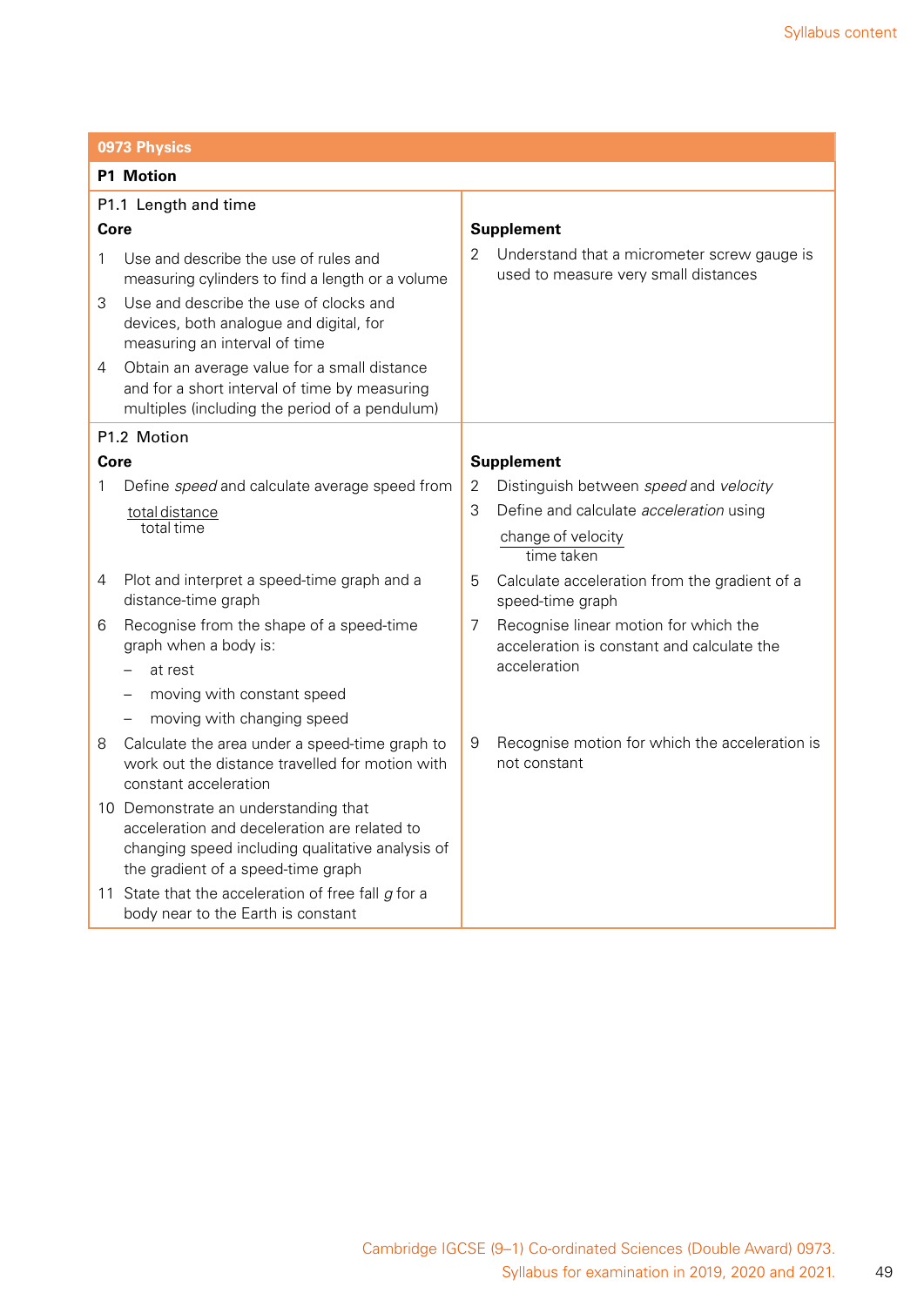## 0973 Physics

### P1 Motion

| P1.1 Length and time | |
|---|---|
| **Core** | **Supplement** |
| 1 Use and describe the use of rules and measuring cylinders to find a length or a volume | 2 Understand that a micrometer screw gauge is used to measure very small distances |
| 3 Use and describe the use of clocks and devices, both analogue and digital, for measuring an interval of time | |
| 4 Obtain an average value for a small distance and for a short interval of time by measuring multiples (including the period of a pendulum) | |

| P1.2 Motion | |
|---|---|
| **Core** | **Supplement** |
| 1 Define *speed* and calculate average speed from $\frac{\text{total distance}}{\text{total time}}$ | 2 Distinguish between *speed* and *velocity* |
| | 3 Define and calculate *acceleration* using $\frac{\text{change of velocity}}{\text{time taken}}$ |
| 4 Plot and interpret a speed-time graph and a distance-time graph | 5 Calculate acceleration from the gradient of a speed-time graph |
| 6 Recognise from the shape of a speed-time graph when a body is:<br>– at rest<br>– moving with constant speed<br>– moving with changing speed | 7 Recognise linear motion for which the acceleration is constant and calculate the acceleration |
| 8 Calculate the area under a speed-time graph to work out the distance travelled for motion with constant acceleration | 9 Recognise motion for which the acceleration is not constant |
| 10 Demonstrate an understanding that acceleration and deceleration are related to changing speed including qualitative analysis of the gradient of a speed-time graph | |
| 11 State that the acceleration of free fall *g* for a body near to the Earth is constant | |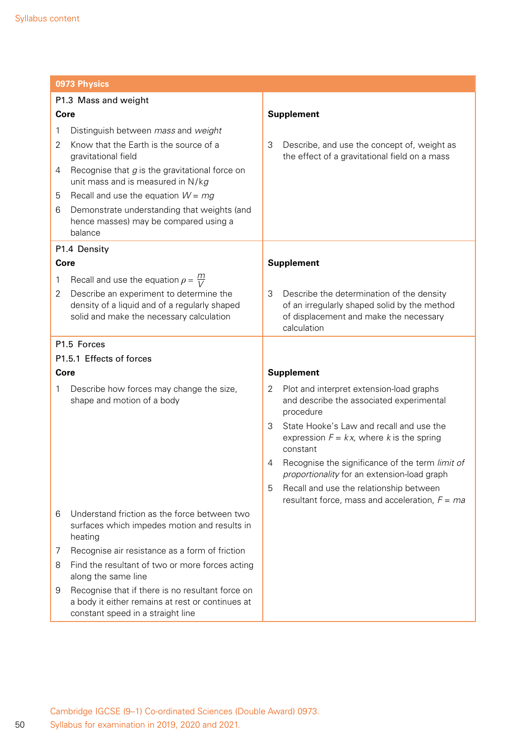| 0973 Physics | |
|---|---|
| P1.3 Mass and weight<br>**Core**<br>1 Distinguish between *mass* and *weight*<br>2 Know that the Earth is the source of a gravitational field<br>4 Recognise that $g$ is the gravitational force on unit mass and is measured in N/kg<br>5 Recall and use the equation $W = mg$<br>6 Demonstrate understanding that weights (and hence masses) may be compared using a balance | **Supplement**<br>3 Describe, and use the concept of, weight as the effect of a gravitational field on a mass |
| P1.4 Density<br>**Core**<br>1 Recall and use the equation $\rho = \frac{m}{V}$<br>2 Describe an experiment to determine the density of a liquid and of a regularly shaped solid and make the necessary calculation | **Supplement**<br>3 Describe the determination of the density of an irregularly shaped solid by the method of displacement and make the necessary calculation |
| P1.5 Forces<br>P1.5.1 Effects of forces<br>**Core**<br>1 Describe how forces may change the size, shape and motion of a body | **Supplement**<br>2 Plot and interpret extension-load graphs and describe the associated experimental procedure<br>3 State Hooke's Law and recall and use the expression $F = kx$, where $k$ is the spring constant<br>4 Recognise the significance of the term *limit of proportionality* for an extension-load graph<br>5 Recall and use the relationship between resultant force, mass and acceleration, $F = ma$ |
| 6 Understand friction as the force between two surfaces which impedes motion and results in heating<br>7 Recognise air resistance as a form of friction<br>8 Find the resultant of two or more forces acting along the same line<br>9 Recognise that if there is no resultant force on a body it either remains at rest or continues at constant speed in a straight line | |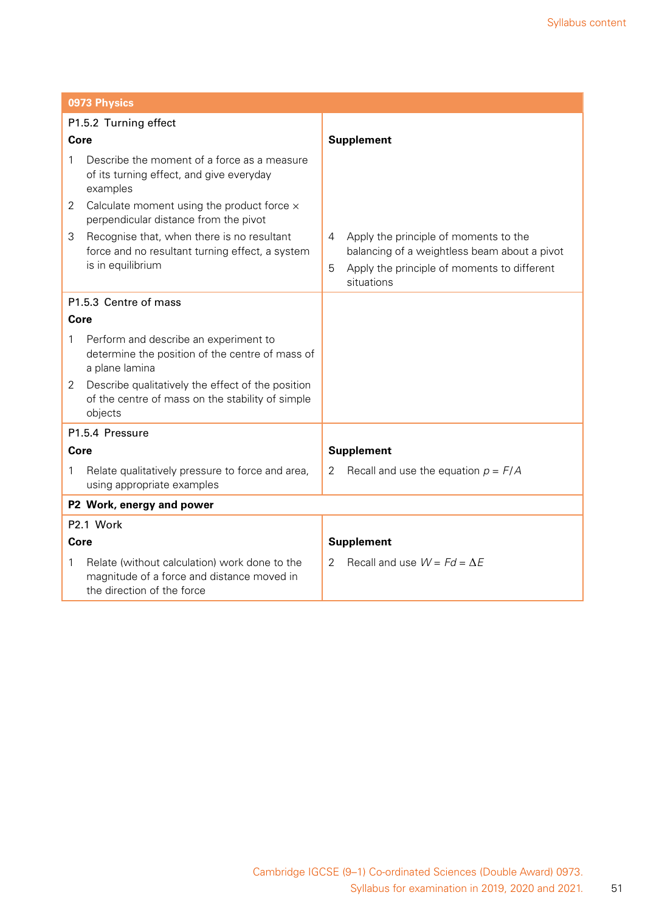| 0973 Physics | |
|---|---|
| P1.5.2 Turning effect<br>**Core**<br>1 Describe the moment of a force as a measure of its turning effect, and give everyday examples<br>2 Calculate moment using the product force × perpendicular distance from the pivot<br>3 Recognise that, when there is no resultant force and no resultant turning effect, a system is in equilibrium | **Supplement**<br>4 Apply the principle of moments to the balancing of a weightless beam about a pivot<br>5 Apply the principle of moments to different situations |
| P1.5.3 Centre of mass<br>**Core**<br>1 Perform and describe an experiment to determine the position of the centre of mass of a plane lamina<br>2 Describe qualitatively the effect of the position of the centre of mass on the stability of simple objects | |
| P1.5.4 Pressure<br>**Core**<br>1 Relate qualitatively pressure to force and area, using appropriate examples | **Supplement**<br>2 Recall and use the equation $p = F/A$ |
| **P2 Work, energy and power** | |
| P2.1 Work<br>**Core**<br>1 Relate (without calculation) work done to the magnitude of a force and distance moved in the direction of the force | **Supplement**<br>2 Recall and use $W = Fd = \Delta E$ |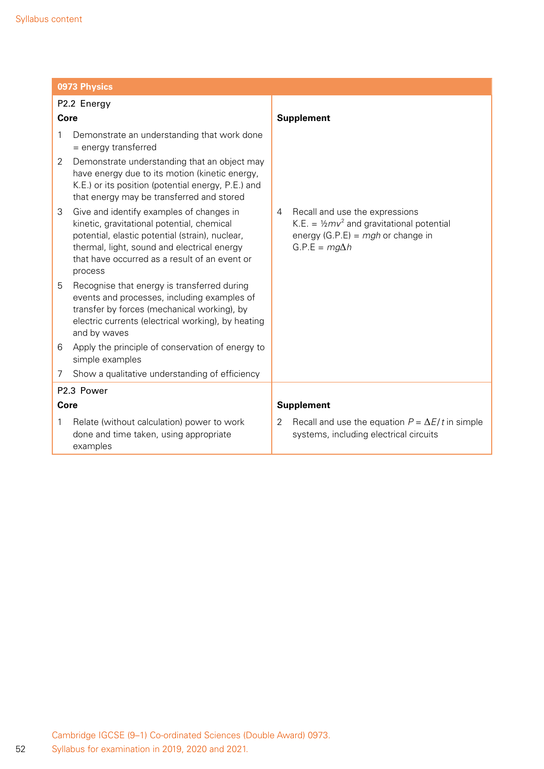| 0973 Physics | |
|---|---|
| **P2.2 Energy** | |
| **Core** | **Supplement** |
| 1 Demonstrate an understanding that work done = energy transferred<br>2 Demonstrate understanding that an object may have energy due to its motion (kinetic energy, K.E.) or its position (potential energy, P.E.) and that energy may be transferred and stored<br>3 Give and identify examples of changes in kinetic, gravitational potential, chemical potential, elastic potential (strain), nuclear, thermal, light, sound and electrical energy that have occurred as a result of an event or process<br>5 Recognise that energy is transferred during events and processes, including examples of transfer by forces (mechanical working), by electric currents (electrical working), by heating and by waves<br>6 Apply the principle of conservation of energy to simple examples<br>7 Show a qualitative understanding of efficiency | 4 Recall and use the expressions K.E. = $\frac{1}{2}mv^2$ and gravitational potential energy (G.P.E) = $mgh$ or change in G.P.E = $mg\Delta h$ |
| **P2.3 Power** | |
| **Core** | **Supplement** |
| 1 Relate (without calculation) power to work done and time taken, using appropriate examples | 2 Recall and use the equation $P = \Delta E / t$ in simple systems, including electrical circuits |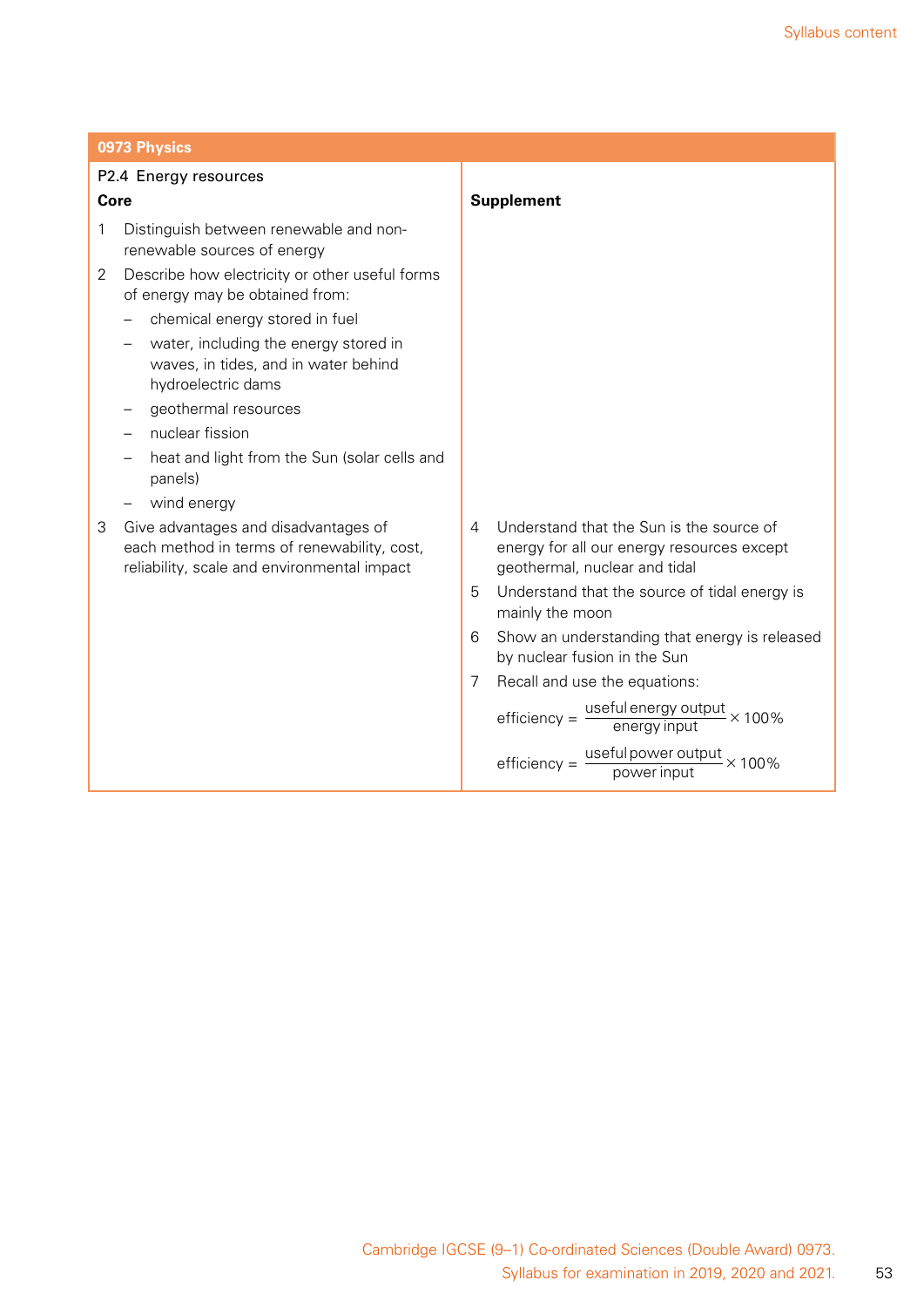**0973 Physics**

| P2.4 Energy resources<br>**Core** | **Supplement** |
|---|---|
| 1 Distinguish between renewable and non-renewable sources of energy<br>2 Describe how electricity or other useful forms of energy may be obtained from:<br>– chemical energy stored in fuel<br>– water, including the energy stored in waves, in tides, and in water behind hydroelectric dams<br>– geothermal resources<br>– nuclear fission<br>– heat and light from the Sun (solar cells and panels)<br>– wind energy | |
| 3 Give advantages and disadvantages of each method in terms of renewability, cost, reliability, scale and environmental impact | 4 Understand that the Sun is the source of energy for all our energy resources except geothermal, nuclear and tidal<br>5 Understand that the source of tidal energy is mainly the moon<br>6 Show an understanding that energy is released by nuclear fusion in the Sun<br>7 Recall and use the equations:<br>$\text{efficiency} = \frac{\text{useful energy output}}{\text{energy input}} \times 100\%$<br>$\text{efficiency} = \frac{\text{useful power output}}{\text{power input}} \times 100\%$ |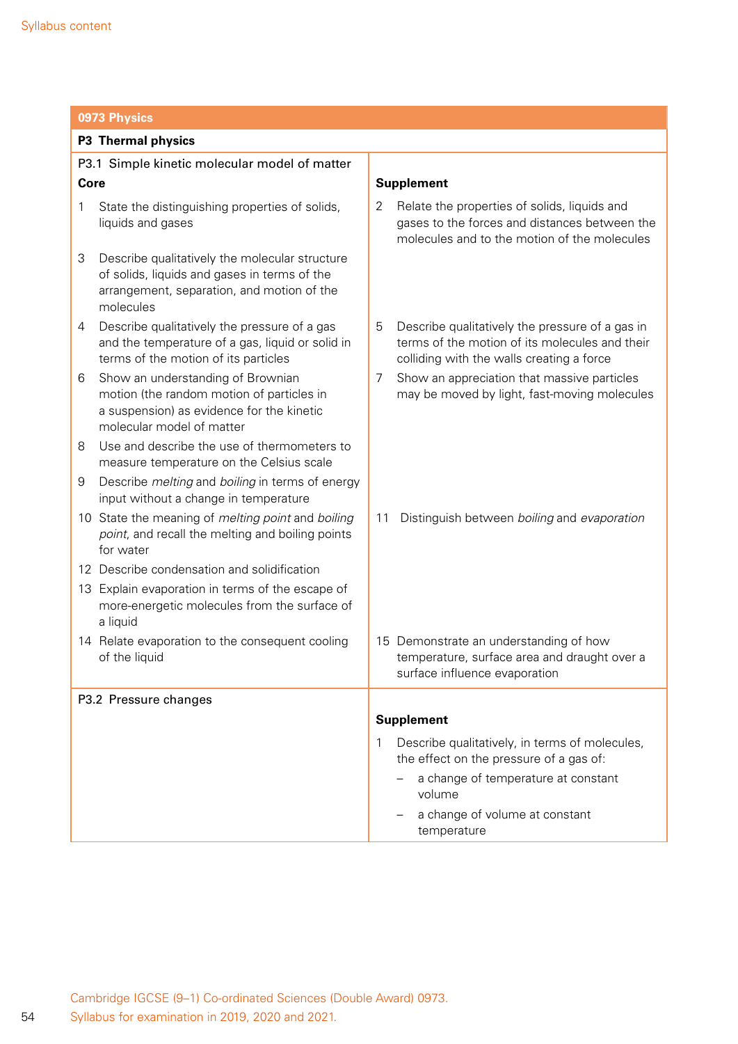## 0973 Physics

### P3 Thermal physics

| P3.1 Simple kinetic molecular model of matter<br>**Core** | **Supplement** |
|---|---|
| 1 State the distinguishing properties of solids, liquids and gases | 2 Relate the properties of solids, liquids and gases to the forces and distances between the molecules and to the motion of the molecules |
| 3 Describe qualitatively the molecular structure of solids, liquids and gases in terms of the arrangement, separation, and motion of the molecules | |
| 4 Describe qualitatively the pressure of a gas and the temperature of a gas, liquid or solid in terms of the motion of its particles | 5 Describe qualitatively the pressure of a gas in terms of the motion of its molecules and their colliding with the walls creating a force |
| 6 Show an understanding of Brownian motion (the random motion of particles in a suspension) as evidence for the kinetic molecular model of matter | 7 Show an appreciation that massive particles may be moved by light, fast-moving molecules |
| 8 Use and describe the use of thermometers to measure temperature on the Celsius scale | |
| 9 Describe *melting* and *boiling* in terms of energy input without a change in temperature | |
| 10 State the meaning of *melting point* and *boiling point*, and recall the melting and boiling points for water | 11 Distinguish between *boiling* and *evaporation* |
| 12 Describe condensation and solidification | |
| 13 Explain evaporation in terms of the escape of more-energetic molecules from the surface of a liquid | |
| 14 Relate evaporation to the consequent cooling of the liquid | 15 Demonstrate an understanding of how temperature, surface area and draught over a surface influence evaporation |

| P3.2 Pressure changes | **Supplement** |
|---|---|
| | 1 Describe qualitatively, in terms of molecules, the effect on the pressure of a gas of:<br>– a change of temperature at constant volume<br>– a change of volume at constant temperature |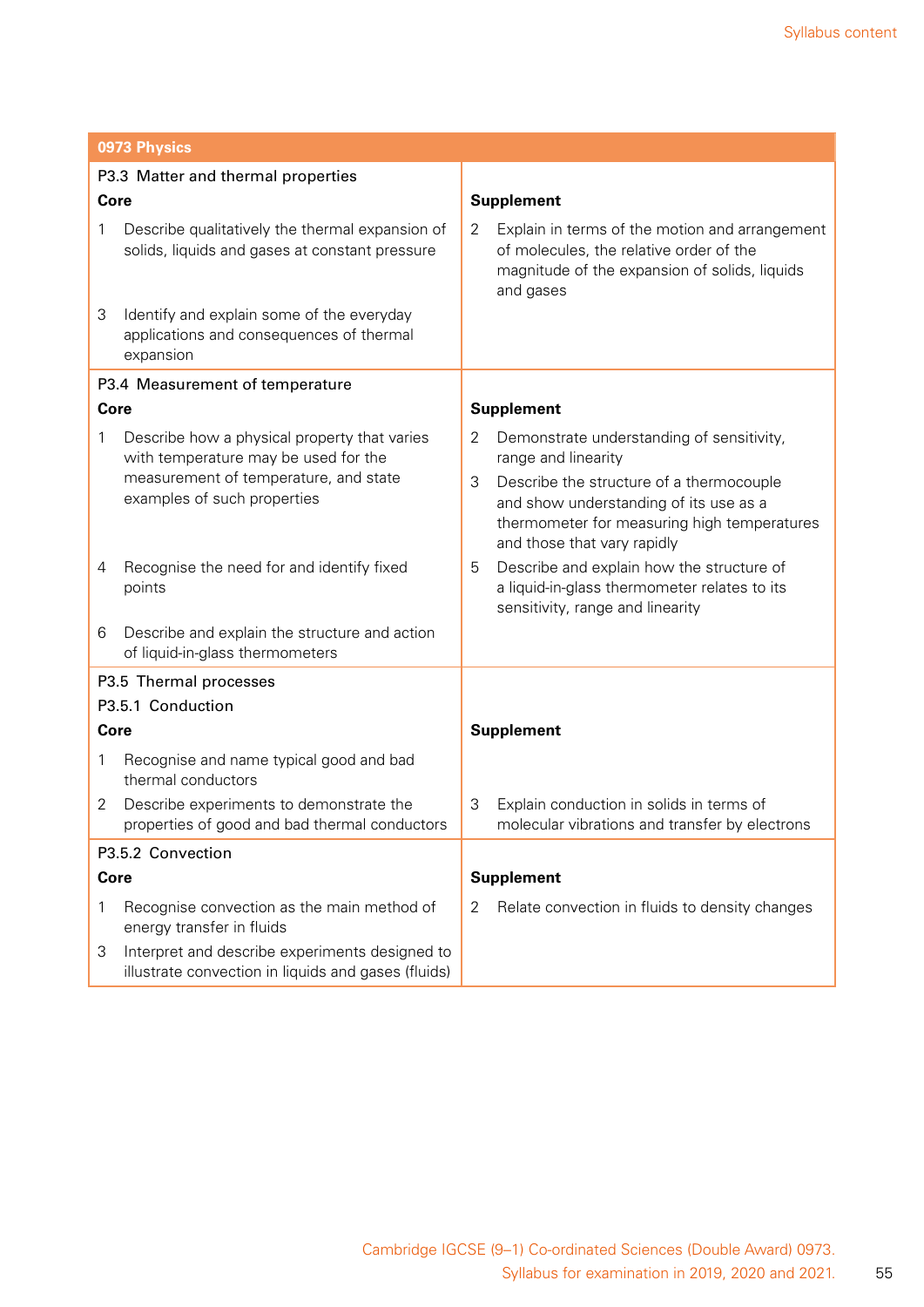| 0973 Physics | |
|---|---|
| P3.3 Matter and thermal properties | |
| **Core** | **Supplement** |
| 1 Describe qualitatively the thermal expansion of solids, liquids and gases at constant pressure | 2 Explain in terms of the motion and arrangement of molecules, the relative order of the magnitude of the expansion of solids, liquids and gases |
| 3 Identify and explain some of the everyday applications and consequences of thermal expansion | |
| P3.4 Measurement of temperature | |
| **Core** | **Supplement** |
| 1 Describe how a physical property that varies with temperature may be used for the measurement of temperature, and state examples of such properties | 2 Demonstrate understanding of sensitivity, range and linearity<br>3 Describe the structure of a thermocouple and show understanding of its use as a thermometer for measuring high temperatures and those that vary rapidly |
| 4 Recognise the need for and identify fixed points | 5 Describe and explain how the structure of a liquid-in-glass thermometer relates to its sensitivity, range and linearity |
| 6 Describe and explain the structure and action of liquid-in-glass thermometers | |
| P3.5 Thermal processes<br>P3.5.1 Conduction | |
| **Core** | **Supplement** |
| 1 Recognise and name typical good and bad thermal conductors | |
| 2 Describe experiments to demonstrate the properties of good and bad thermal conductors | 3 Explain conduction in solids in terms of molecular vibrations and transfer by electrons |
| P3.5.2 Convection | |
| **Core** | **Supplement** |
| 1 Recognise convection as the main method of energy transfer in fluids | 2 Relate convection in fluids to density changes |
| 3 Interpret and describe experiments designed to illustrate convection in liquids and gases (fluids) | |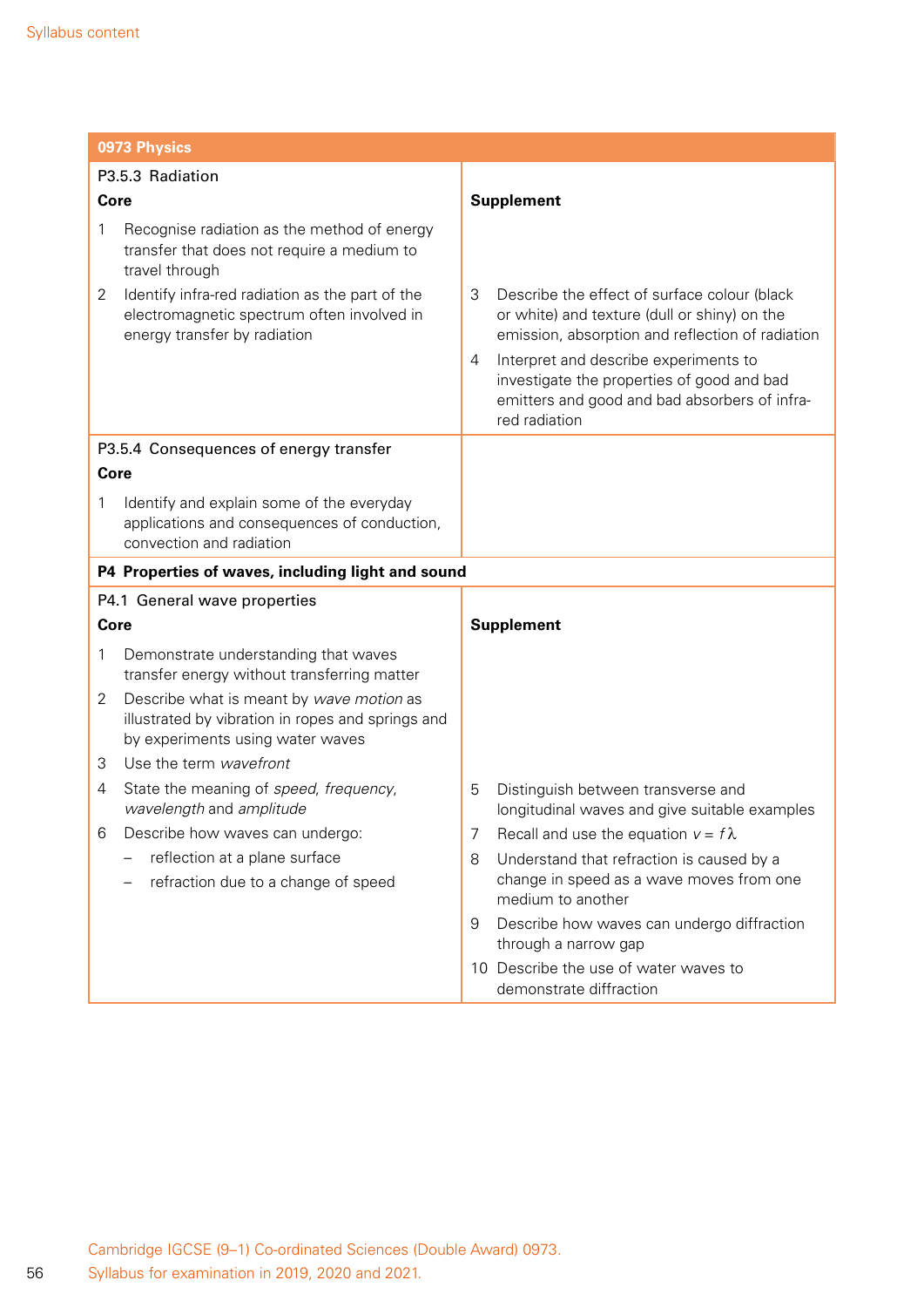## 0973 Physics

| P3.5.3 Radiation<br>**Core** | **Supplement** |
|---|---|
| 1 Recognise radiation as the method of energy transfer that does not require a medium to travel through<br>2 Identify infra-red radiation as the part of the electromagnetic spectrum often involved in energy transfer by radiation | 3 Describe the effect of surface colour (black or white) and texture (dull or shiny) on the emission, absorption and reflection of radiation<br>4 Interpret and describe experiments to investigate the properties of good and bad emitters and good and bad absorbers of infra-red radiation |
| P3.5.4 Consequences of energy transfer<br>**Core**<br>1 Identify and explain some of the everyday applications and consequences of conduction, convection and radiation | |
| **P4 Properties of waves, including light and sound** | |
| P4.1 General wave properties<br>**Core** | **Supplement** |
| 1 Demonstrate understanding that waves transfer energy without transferring matter<br>2 Describe what is meant by *wave motion* as illustrated by vibration in ropes and springs and by experiments using water waves<br>3 Use the term *wavefront*<br>4 State the meaning of *speed*, *frequency*, *wavelength* and *amplitude*<br>6 Describe how waves can undergo:<br>– reflection at a plane surface<br>– refraction due to a change of speed | 5 Distinguish between transverse and longitudinal waves and give suitable examples<br>7 Recall and use the equation $v = f\lambda$<br>8 Understand that refraction is caused by a change in speed as a wave moves from one medium to another<br>9 Describe how waves can undergo diffraction through a narrow gap<br>10 Describe the use of water waves to demonstrate diffraction |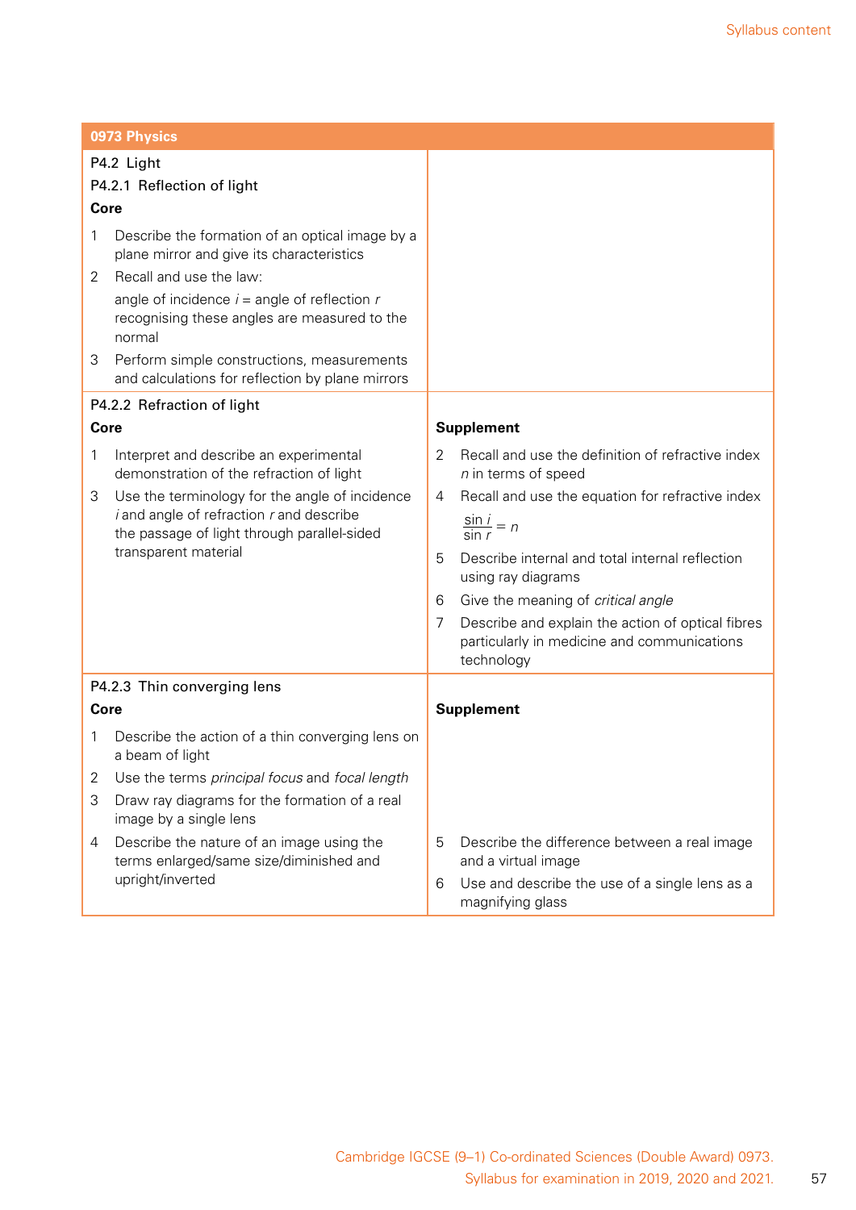| 0973 Physics | |
|---|---|
| P4.2 Light<br>P4.2.1 Reflection of light<br>**Core**<br>1 Describe the formation of an optical image by a plane mirror and give its characteristics<br>2 Recall and use the law:<br>angle of incidence $i$ = angle of reflection $r$ recognising these angles are measured to the normal<br>3 Perform simple constructions, measurements and calculations for reflection by plane mirrors | |
| P4.2.2 Refraction of light<br>**Core**<br>1 Interpret and describe an experimental demonstration of the refraction of light<br>3 Use the terminology for the angle of incidence $i$ and angle of refraction $r$ and describe the passage of light through parallel-sided transparent material | **Supplement**<br>2 Recall and use the definition of refractive index $n$ in terms of speed<br>4 Recall and use the equation for refractive index $\frac{\sin i}{\sin r} = n$<br>5 Describe internal and total internal reflection using ray diagrams<br>6 Give the meaning of *critical angle*<br>7 Describe and explain the action of optical fibres particularly in medicine and communications technology |
| P4.2.3 Thin converging lens<br>**Core**<br>1 Describe the action of a thin converging lens on a beam of light<br>2 Use the terms *principal focus* and *focal length*<br>3 Draw ray diagrams for the formation of a real image by a single lens<br>4 Describe the nature of an image using the terms enlarged/same size/diminished and upright/inverted | **Supplement**<br>5 Describe the difference between a real image and a virtual image<br>6 Use and describe the use of a single lens as a magnifying glass |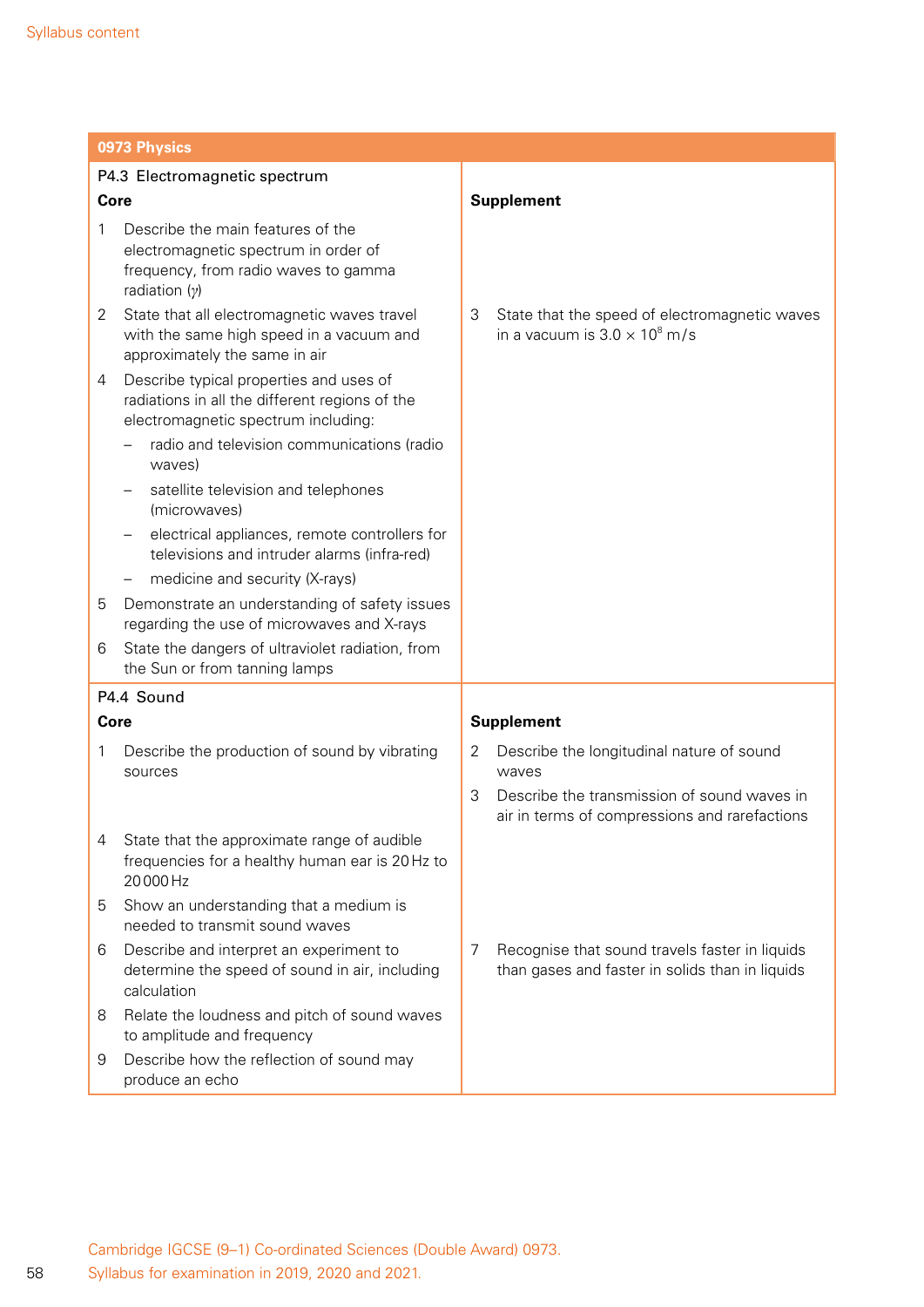| 0973 Physics | |
|---|---|
| **P4.3 Electromagnetic spectrum** | |
| **Core** | **Supplement** |
| 1 Describe the main features of the electromagnetic spectrum in order of frequency, from radio waves to gamma radiation ($\gamma$) | |
| 2 State that all electromagnetic waves travel with the same high speed in a vacuum and approximately the same in air | 3 State that the speed of electromagnetic waves in a vacuum is $3.0 \times 10^8$ m/s |
| 4 Describe typical properties and uses of radiations in all the different regions of the electromagnetic spectrum including:<br>– radio and television communications (radio waves)<br>– satellite television and telephones (microwaves)<br>– electrical appliances, remote controllers for televisions and intruder alarms (infra-red)<br>– medicine and security (X-rays) | |
| 5 Demonstrate an understanding of safety issues regarding the use of microwaves and X-rays | |
| 6 State the dangers of ultraviolet radiation, from the Sun or from tanning lamps | |
| **P4.4 Sound** | |
| **Core** | **Supplement** |
| 1 Describe the production of sound by vibrating sources | 2 Describe the longitudinal nature of sound waves<br>3 Describe the transmission of sound waves in air in terms of compressions and rarefactions |
| 4 State that the approximate range of audible frequencies for a healthy human ear is 20 Hz to 20 000 Hz | |
| 5 Show an understanding that a medium is needed to transmit sound waves | |
| 6 Describe and interpret an experiment to determine the speed of sound in air, including calculation | 7 Recognise that sound travels faster in liquids than gases and faster in solids than in liquids |
| 8 Relate the loudness and pitch of sound waves to amplitude and frequency | |
| 9 Describe how the reflection of sound may produce an echo | |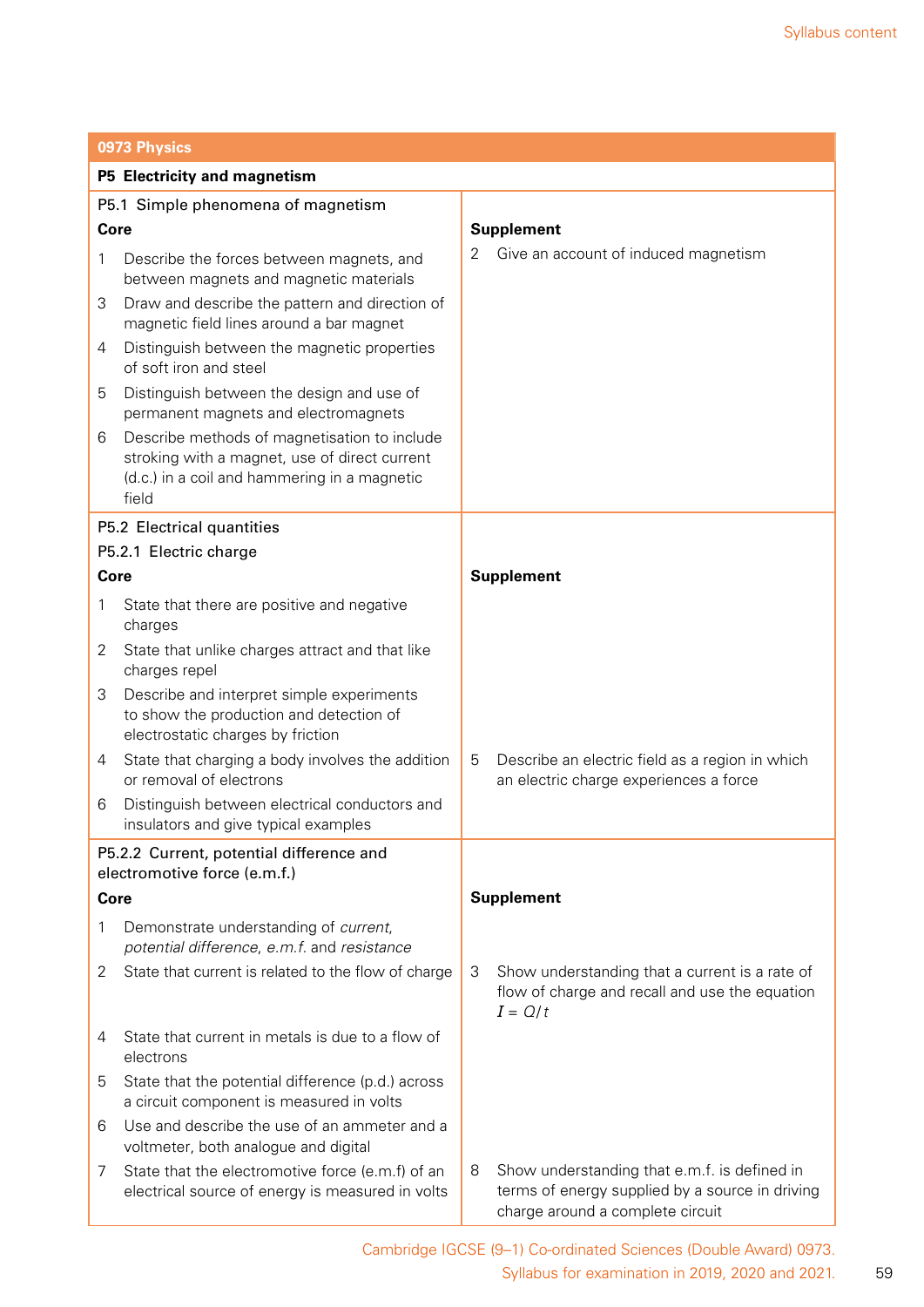| 0973 Physics | |
|---|---|
| **P5 Electricity and magnetism** | |
| P5.1 Simple phenomena of magnetism | |
| **Core** | **Supplement** |
| 1 Describe the forces between magnets, and between magnets and magnetic materials | 2 Give an account of induced magnetism |
| 3 Draw and describe the pattern and direction of magnetic field lines around a bar magnet | |
| 4 Distinguish between the magnetic properties of soft iron and steel | |
| 5 Distinguish between the design and use of permanent magnets and electromagnets | |
| 6 Describe methods of magnetisation to include stroking with a magnet, use of direct current (d.c.) in a coil and hammering in a magnetic field | |
| P5.2 Electrical quantities | |
| P5.2.1 Electric charge | |
| **Core** | **Supplement** |
| 1 State that there are positive and negative charges | |
| 2 State that unlike charges attract and that like charges repel | |
| 3 Describe and interpret simple experiments to show the production and detection of electrostatic charges by friction | |
| 4 State that charging a body involves the addition or removal of electrons | 5 Describe an electric field as a region in which an electric charge experiences a force |
| 6 Distinguish between electrical conductors and insulators and give typical examples | |
| P5.2.2 Current, potential difference and electromotive force (e.m.f.) | |
| **Core** | **Supplement** |
| 1 Demonstrate understanding of *current*, *potential difference*, *e.m.f.* and *resistance* | |
| 2 State that current is related to the flow of charge | 3 Show understanding that a current is a rate of flow of charge and recall and use the equation $I = Q/t$ |
| 4 State that current in metals is due to a flow of electrons | |
| 5 State that the potential difference (p.d.) across a circuit component is measured in volts | |
| 6 Use and describe the use of an ammeter and a voltmeter, both analogue and digital | |
| 7 State that the electromotive force (e.m.f) of an electrical source of energy is measured in volts | 8 Show understanding that e.m.f. is defined in terms of energy supplied by a source in driving charge around a complete circuit |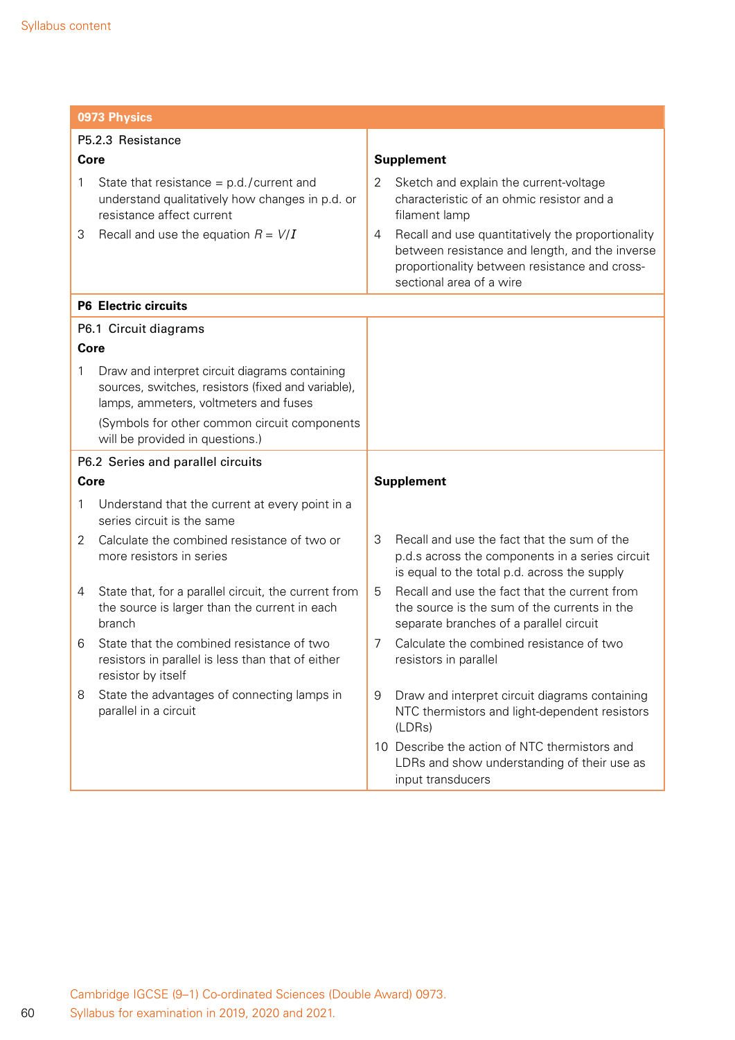| 0973 Physics | |
|---|---|
| **P5.2.3 Resistance** | |
| **Core** | **Supplement** |
| 1 State that resistance = p.d./current and understand qualitatively how changes in p.d. or resistance affect current<br>3 Recall and use the equation $R = V/I$ | 2 Sketch and explain the current-voltage characteristic of an ohmic resistor and a filament lamp<br>4 Recall and use quantitatively the proportionality between resistance and length, and the inverse proportionality between resistance and cross-sectional area of a wire |
| **P6 Electric circuits** | |
| **P6.1 Circuit diagrams** | |
| **Core** | |
| 1 Draw and interpret circuit diagrams containing sources, switches, resistors (fixed and variable), lamps, ammeters, voltmeters and fuses<br>(Symbols for other common circuit components will be provided in questions.) | |
| **P6.2 Series and parallel circuits** | |
| **Core** | **Supplement** |
| 1 Understand that the current at every point in a series circuit is the same | |
| 2 Calculate the combined resistance of two or more resistors in series | 3 Recall and use the fact that the sum of the p.d.s across the components in a series circuit is equal to the total p.d. across the supply |
| 4 State that, for a parallel circuit, the current from the source is larger than the current in each branch | 5 Recall and use the fact that the current from the source is the sum of the currents in the separate branches of a parallel circuit |
| 6 State that the combined resistance of two resistors in parallel is less than that of either resistor by itself | 7 Calculate the combined resistance of two resistors in parallel |
| 8 State the advantages of connecting lamps in parallel in a circuit | 9 Draw and interpret circuit diagrams containing NTC thermistors and light-dependent resistors (LDRs)<br>10 Describe the action of NTC thermistors and LDRs and show understanding of their use as input transducers |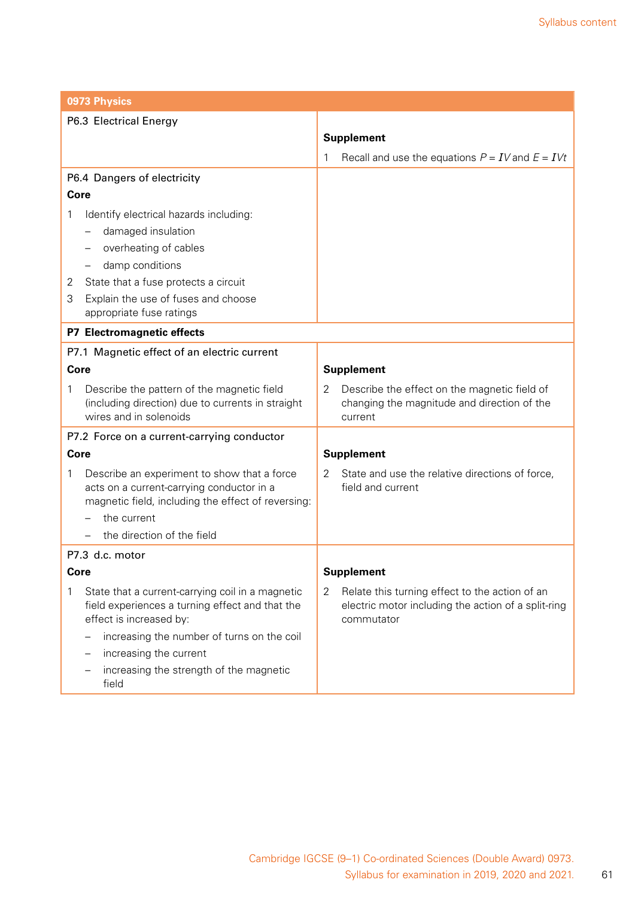| 0973 Physics | |
|---|---|
| P6.3 Electrical Energy | **Supplement**<br>1 Recall and use the equations $P = IV$ and $E = IVt$ |
| P6.4 Dangers of electricity<br>**Core**<br>1 Identify electrical hazards including:<br>– damaged insulation<br>– overheating of cables<br>– damp conditions<br>2 State that a fuse protects a circuit<br>3 Explain the use of fuses and choose appropriate fuse ratings | |
| **P7 Electromagnetic effects** | |
| P7.1 Magnetic effect of an electric current<br>**Core**<br>1 Describe the pattern of the magnetic field (including direction) due to currents in straight wires and in solenoids | **Supplement**<br>2 Describe the effect on the magnetic field of changing the magnitude and direction of the current |
| P7.2 Force on a current-carrying conductor<br>**Core**<br>1 Describe an experiment to show that a force acts on a current-carrying conductor in a magnetic field, including the effect of reversing:<br>– the current<br>– the direction of the field | **Supplement**<br>2 State and use the relative directions of force, field and current |
| P7.3 d.c. motor<br>**Core**<br>1 State that a current-carrying coil in a magnetic field experiences a turning effect and that the effect is increased by:<br>– increasing the number of turns on the coil<br>– increasing the current<br>– increasing the strength of the magnetic field | **Supplement**<br>2 Relate this turning effect to the action of an electric motor including the action of a split-ring commutator |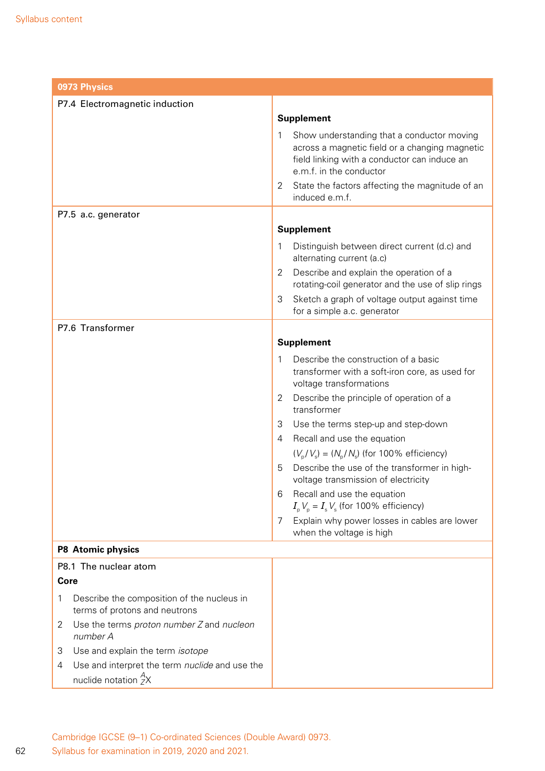| 0973 Physics | |
|---|---|
| P7.4 Electromagnetic induction | **Supplement**<br>1 Show understanding that a conductor moving across a magnetic field or a changing magnetic field linking with a conductor can induce an e.m.f. in the conductor<br>2 State the factors affecting the magnitude of an induced e.m.f. |
| P7.5 a.c. generator | **Supplement**<br>1 Distinguish between direct current (d.c) and alternating current (a.c)<br>2 Describe and explain the operation of a rotating-coil generator and the use of slip rings<br>3 Sketch a graph of voltage output against time for a simple a.c. generator |
| P7.6 Transformer | **Supplement**<br>1 Describe the construction of a basic transformer with a soft-iron core, as used for voltage transformations<br>2 Describe the principle of operation of a transformer<br>3 Use the terms step-up and step-down<br>4 Recall and use the equation $(V_p / V_s) = (N_p / N_s)$ (for 100% efficiency)<br>5 Describe the use of the transformer in high-voltage transmission of electricity<br>6 Recall and use the equation $I_p V_p = I_s V_s$ (for 100% efficiency)<br>7 Explain why power losses in cables are lower when the voltage is high |
| **P8 Atomic physics** | |
| P8.1 The nuclear atom<br>**Core**<br>1 Describe the composition of the nucleus in terms of protons and neutrons<br>2 Use the terms *proton number Z* and *nucleon number A*<br>3 Use and explain the term *isotope*<br>4 Use and interpret the term *nuclide* and use the nuclide notation $^{A}_{Z}X$ | |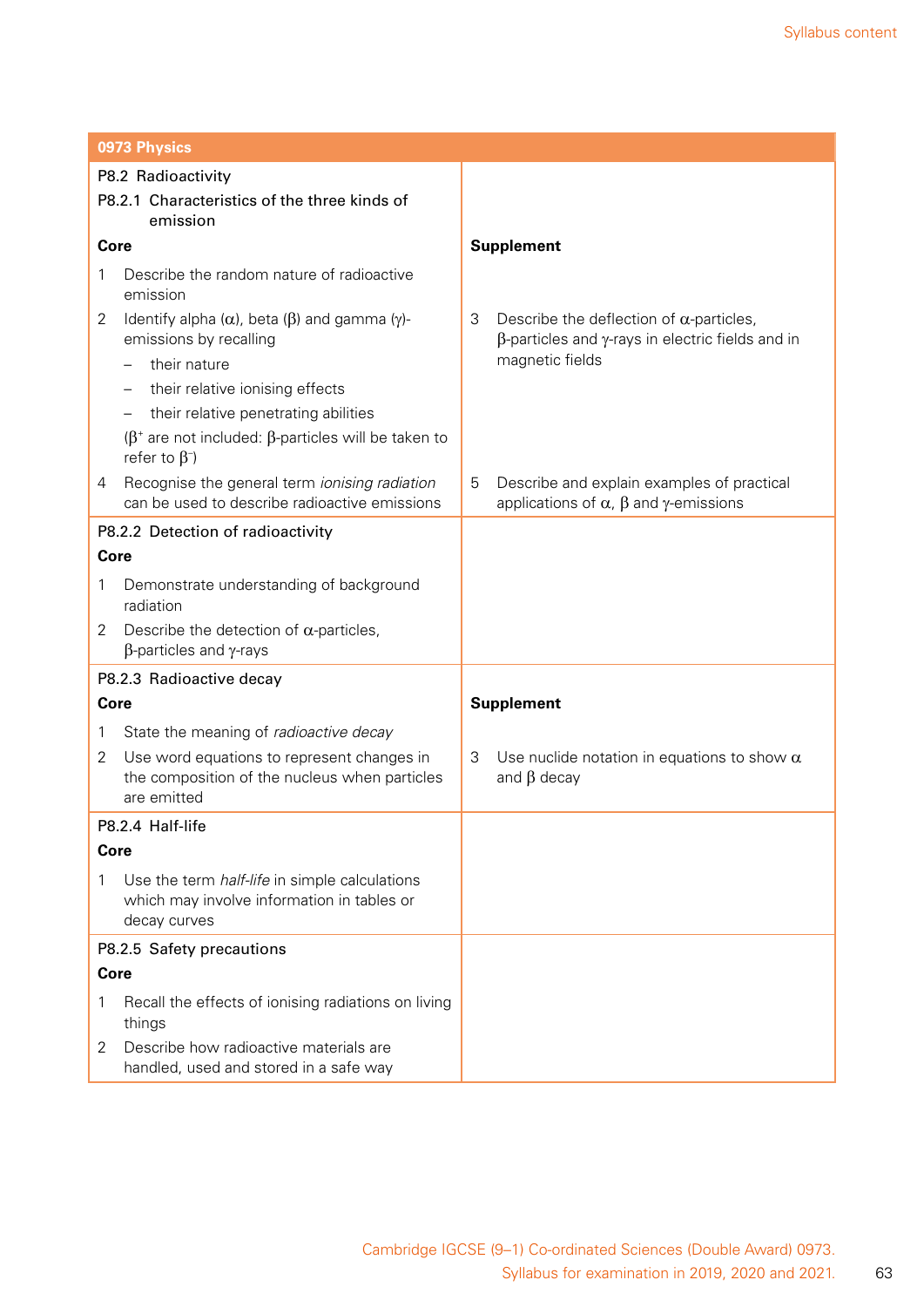| 0973 Physics | |
|---|---|
| P8.2 Radioactivity<br>P8.2.1 Characteristics of the three kinds of emission | |
| **Core** | **Supplement** |
| 1 Describe the random nature of radioactive emission<br>2 Identify alpha ($\alpha$), beta ($\beta$) and gamma ($\gamma$)-emissions by recalling<br>– their nature<br>– their relative ionising effects<br>– their relative penetrating abilities<br>($\beta^+$ are not included: $\beta$-particles will be taken to refer to $\beta^-$)<br>4 Recognise the general term *ionising radiation* can be used to describe radioactive emissions | 3 Describe the deflection of $\alpha$-particles, $\beta$-particles and $\gamma$-rays in electric fields and in magnetic fields<br>5 Describe and explain examples of practical applications of $\alpha$, $\beta$ and $\gamma$-emissions |
| P8.2.2 Detection of radioactivity<br>**Core**<br>1 Demonstrate understanding of background radiation<br>2 Describe the detection of $\alpha$-particles, $\beta$-particles and $\gamma$-rays | |
| P8.2.3 Radioactive decay<br>**Core**<br>1 State the meaning of *radioactive decay*<br>2 Use word equations to represent changes in the composition of the nucleus when particles are emitted | **Supplement**<br>3 Use nuclide notation in equations to show $\alpha$ and $\beta$ decay |
| P8.2.4 Half-life<br>**Core**<br>1 Use the term *half-life* in simple calculations which may involve information in tables or decay curves | |
| P8.2.5 Safety precautions<br>**Core**<br>1 Recall the effects of ionising radiations on living things<br>2 Describe how radioactive materials are handled, used and stored in a safe way | |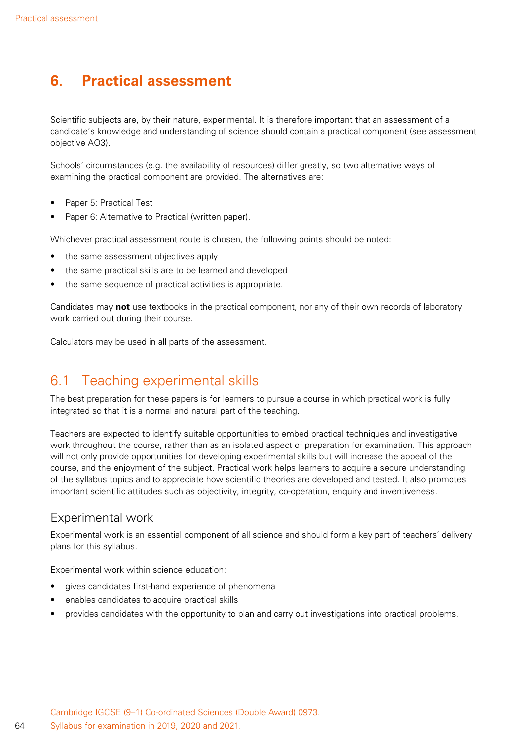# 6. Practical assessment

Scientific subjects are, by their nature, experimental. It is therefore important that an assessment of a candidate's knowledge and understanding of science should contain a practical component (see assessment objective AO3).

Schools' circumstances (e.g. the availability of resources) differ greatly, so two alternative ways of examining the practical component are provided. The alternatives are:

- Paper 5: Practical Test
- Paper 6: Alternative to Practical (written paper).

Whichever practical assessment route is chosen, the following points should be noted:

- the same assessment objectives apply
- the same practical skills are to be learned and developed
- the same sequence of practical activities is appropriate.

Candidates may **not** use textbooks in the practical component, nor any of their own records of laboratory work carried out during their course.

Calculators may be used in all parts of the assessment.

## 6.1 Teaching experimental skills

The best preparation for these papers is for learners to pursue a course in which practical work is fully integrated so that it is a normal and natural part of the teaching.

Teachers are expected to identify suitable opportunities to embed practical techniques and investigative work throughout the course, rather than as an isolated aspect of preparation for examination. This approach will not only provide opportunities for developing experimental skills but will increase the appeal of the course, and the enjoyment of the subject. Practical work helps learners to acquire a secure understanding of the syllabus topics and to appreciate how scientific theories are developed and tested. It also promotes important scientific attitudes such as objectivity, integrity, co-operation, enquiry and inventiveness.

### Experimental work

Experimental work is an essential component of all science and should form a key part of teachers' delivery plans for this syllabus.

Experimental work within science education:

- gives candidates first-hand experience of phenomena
- enables candidates to acquire practical skills
- provides candidates with the opportunity to plan and carry out investigations into practical problems.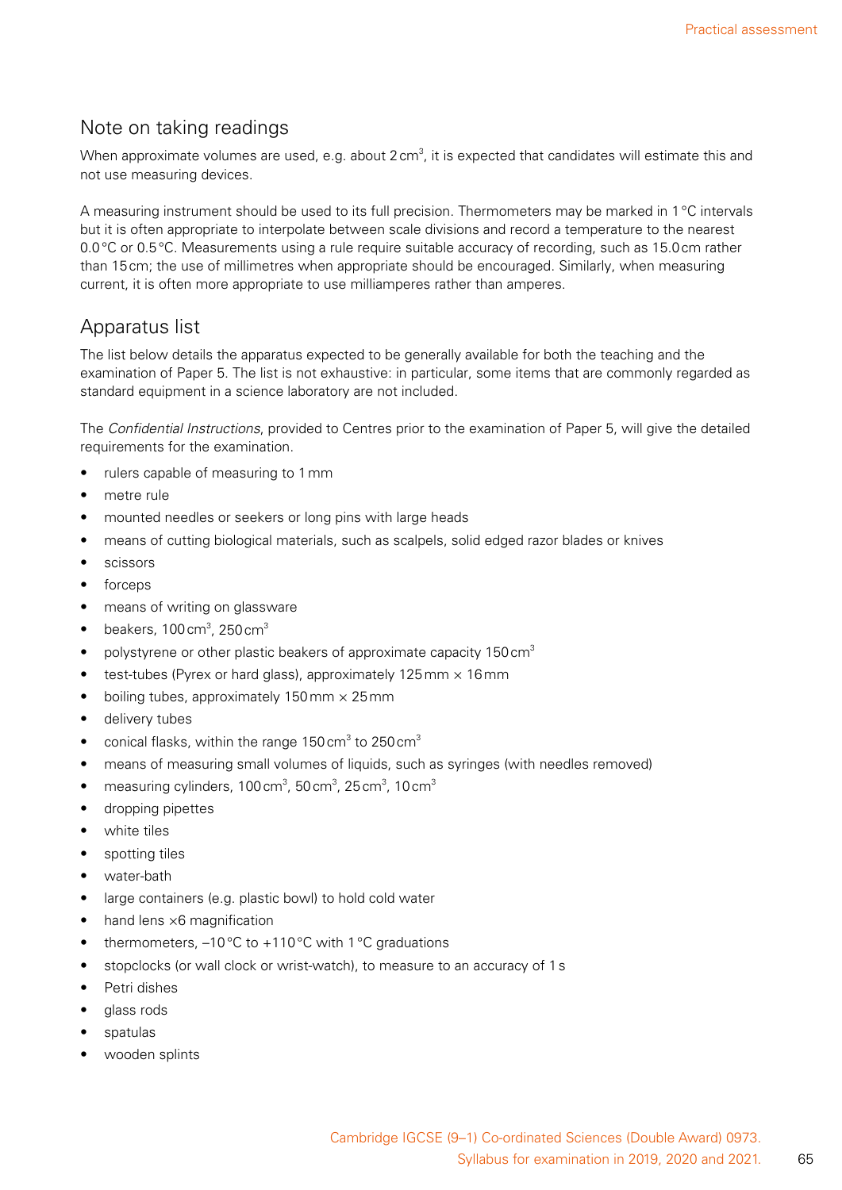## Note on taking readings

When approximate volumes are used, e.g. about 2 $cm^3$, it is expected that candidates will estimate this and not use measuring devices.

A measuring instrument should be used to its full precision. Thermometers may be marked in 1 °C intervals but it is often appropriate to interpolate between scale divisions and record a temperature to the nearest 0.0 °C or 0.5 °C. Measurements using a rule require suitable accuracy of recording, such as 15.0 cm rather than 15 cm; the use of millimetres when appropriate should be encouraged. Similarly, when measuring current, it is often more appropriate to use milliamperes rather than amperes.

## Apparatus list

The list below details the apparatus expected to be generally available for both the teaching and the examination of Paper 5. The list is not exhaustive: in particular, some items that are commonly regarded as standard equipment in a science laboratory are not included.

The *Confidential Instructions*, provided to Centres prior to the examination of Paper 5, will give the detailed requirements for the examination.

- rulers capable of measuring to 1 mm
- metre rule
- mounted needles or seekers or long pins with large heads
- means of cutting biological materials, such as scalpels, solid edged razor blades or knives
- scissors
- forceps
- means of writing on glassware
- beakers, 100 $cm^3$, 250 $cm^3$
- polystyrene or other plastic beakers of approximate capacity 150 $cm^3$
- test-tubes (Pyrex or hard glass), approximately 125 mm × 16 mm
- boiling tubes, approximately 150 mm × 25 mm
- delivery tubes
- conical flasks, within the range 150 $cm^3$ to 250 $cm^3$
- means of measuring small volumes of liquids, such as syringes (with needles removed)
- measuring cylinders, 100 $cm^3$, 50 $cm^3$, 25 $cm^3$, 10 $cm^3$
- dropping pipettes
- white tiles
- spotting tiles
- water-bath
- large containers (e.g. plastic bowl) to hold cold water
- hand lens ×6 magnification
- thermometers, –10 °C to +110 °C with 1 °C graduations
- stopclocks (or wall clock or wrist-watch), to measure to an accuracy of 1 s
- Petri dishes
- glass rods
- spatulas
- wooden splints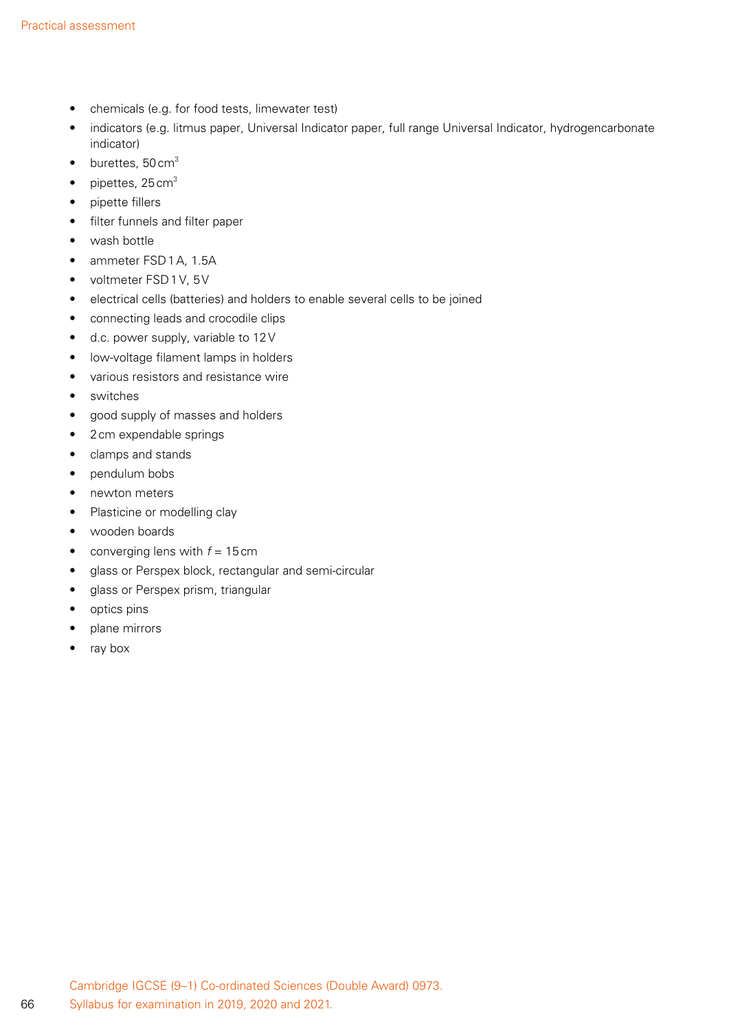- chemicals (e.g. for food tests, limewater test)
- indicators (e.g. litmus paper, Universal Indicator paper, full range Universal Indicator, hydrogencarbonate indicator)
- burettes, $50\,cm^3$
- pipettes, $25\,cm^3$
- pipette fillers
- filter funnels and filter paper
- wash bottle
- ammeter FSD 1 A, 1.5A
- voltmeter FSD 1 V, 5 V
- electrical cells (batteries) and holders to enable several cells to be joined
- connecting leads and crocodile clips
- d.c. power supply, variable to 12 V
- low-voltage filament lamps in holders
- various resistors and resistance wire
- switches
- good supply of masses and holders
- 2 cm expendable springs
- clamps and stands
- pendulum bobs
- newton meters
- Plasticine or modelling clay
- wooden boards
- converging lens with $f$ = 15 cm
- glass or Perspex block, rectangular and semi-circular
- glass or Perspex prism, triangular
- optics pins
- plane mirrors
- ray box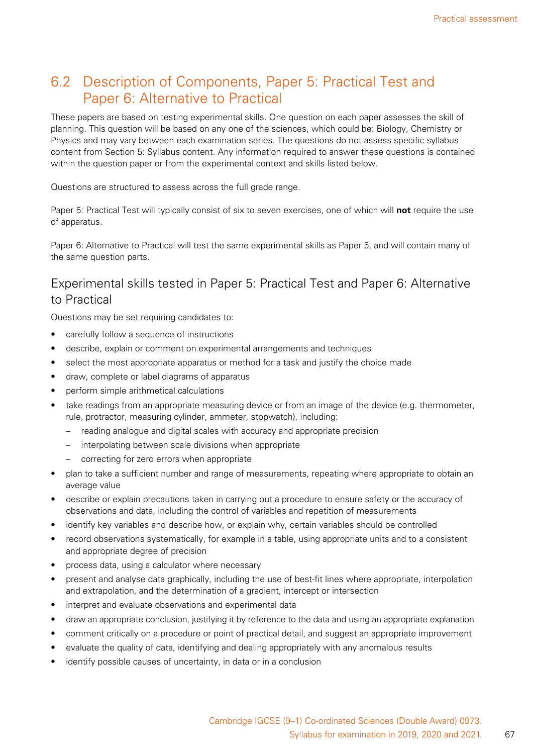## 6.2 Description of Components, Paper 5: Practical Test and Paper 6: Alternative to Practical

These papers are based on testing experimental skills. One question on each paper assesses the skill of planning. This question will be based on any one of the sciences, which could be: Biology, Chemistry or Physics and may vary between each examination series. The questions do not assess specific syllabus content from Section 5: Syllabus content. Any information required to answer these questions is contained within the question paper or from the experimental context and skills listed below.

Questions are structured to assess across the full grade range.

Paper 5: Practical Test will typically consist of six to seven exercises, one of which will **not** require the use of apparatus.

Paper 6: Alternative to Practical will test the same experimental skills as Paper 5, and will contain many of the same question parts.

### Experimental skills tested in Paper 5: Practical Test and Paper 6: Alternative to Practical

Questions may be set requiring candidates to:

- carefully follow a sequence of instructions
- describe, explain or comment on experimental arrangements and techniques
- select the most appropriate apparatus or method for a task and justify the choice made
- draw, complete or label diagrams of apparatus
- perform simple arithmetical calculations
- take readings from an appropriate measuring device or from an image of the device (e.g. thermometer, rule, protractor, measuring cylinder, ammeter, stopwatch), including:
  - reading analogue and digital scales with accuracy and appropriate precision
  - interpolating between scale divisions when appropriate
  - correcting for zero errors when appropriate
- plan to take a sufficient number and range of measurements, repeating where appropriate to obtain an average value
- describe or explain precautions taken in carrying out a procedure to ensure safety or the accuracy of observations and data, including the control of variables and repetition of measurements
- identify key variables and describe how, or explain why, certain variables should be controlled
- record observations systematically, for example in a table, using appropriate units and to a consistent and appropriate degree of precision
- process data, using a calculator where necessary
- present and analyse data graphically, including the use of best-fit lines where appropriate, interpolation and extrapolation, and the determination of a gradient, intercept or intersection
- interpret and evaluate observations and experimental data
- draw an appropriate conclusion, justifying it by reference to the data and using an appropriate explanation
- comment critically on a procedure or point of practical detail, and suggest an appropriate improvement
- evaluate the quality of data, identifying and dealing appropriately with any anomalous results
- identify possible causes of uncertainty, in data or in a conclusion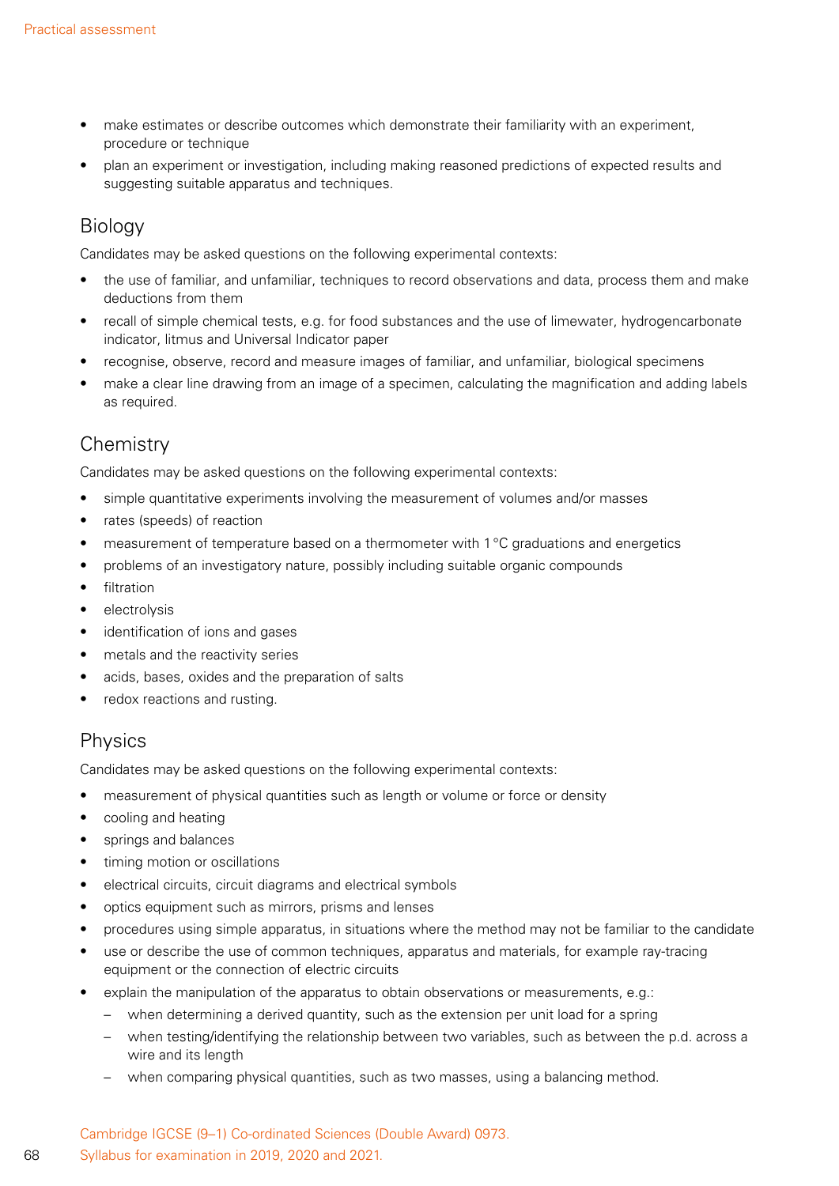- make estimates or describe outcomes which demonstrate their familiarity with an experiment, procedure or technique
- plan an experiment or investigation, including making reasoned predictions of expected results and suggesting suitable apparatus and techniques.

## Biology

Candidates may be asked questions on the following experimental contexts:

- the use of familiar, and unfamiliar, techniques to record observations and data, process them and make deductions from them
- recall of simple chemical tests, e.g. for food substances and the use of limewater, hydrogencarbonate indicator, litmus and Universal Indicator paper
- recognise, observe, record and measure images of familiar, and unfamiliar, biological specimens
- make a clear line drawing from an image of a specimen, calculating the magnification and adding labels as required.

## Chemistry

Candidates may be asked questions on the following experimental contexts:

- simple quantitative experiments involving the measurement of volumes and/or masses
- rates (speeds) of reaction
- measurement of temperature based on a thermometer with 1 °C graduations and energetics
- problems of an investigatory nature, possibly including suitable organic compounds
- filtration
- electrolysis
- identification of ions and gases
- metals and the reactivity series
- acids, bases, oxides and the preparation of salts
- redox reactions and rusting.

## Physics

Candidates may be asked questions on the following experimental contexts:

- measurement of physical quantities such as length or volume or force or density
- cooling and heating
- springs and balances
- timing motion or oscillations
- electrical circuits, circuit diagrams and electrical symbols
- optics equipment such as mirrors, prisms and lenses
- procedures using simple apparatus, in situations where the method may not be familiar to the candidate
- use or describe the use of common techniques, apparatus and materials, for example ray-tracing equipment or the connection of electric circuits
- explain the manipulation of the apparatus to obtain observations or measurements, e.g.:
  - when determining a derived quantity, such as the extension per unit load for a spring
  - when testing/identifying the relationship between two variables, such as between the p.d. across a wire and its length
  - when comparing physical quantities, such as two masses, using a balancing method.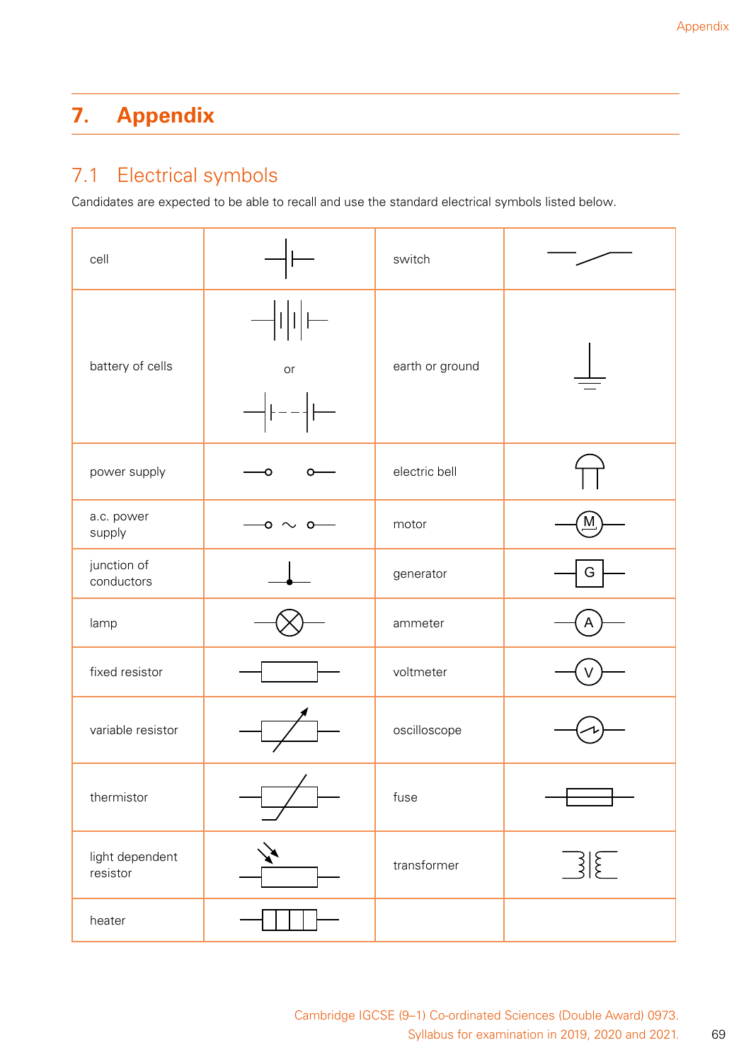# 7. Appendix

## 7.1 Electrical symbols

Candidates are expected to be able to recall and use the standard electrical symbols listed below.

| | | | |
|---|---|---|---|
| cell | | switch | |
| battery of cells | or | earth or ground | |
| power supply | | electric bell | |
| a.c. power supply | ~ | motor | M |
| junction of conductors | | generator | G |
| lamp | | ammeter | A |
| fixed resistor | | voltmeter | V |
| variable resistor | | oscilloscope | |
| thermistor | | fuse | |
| light dependent resistor | | transformer | |
| heater | | | |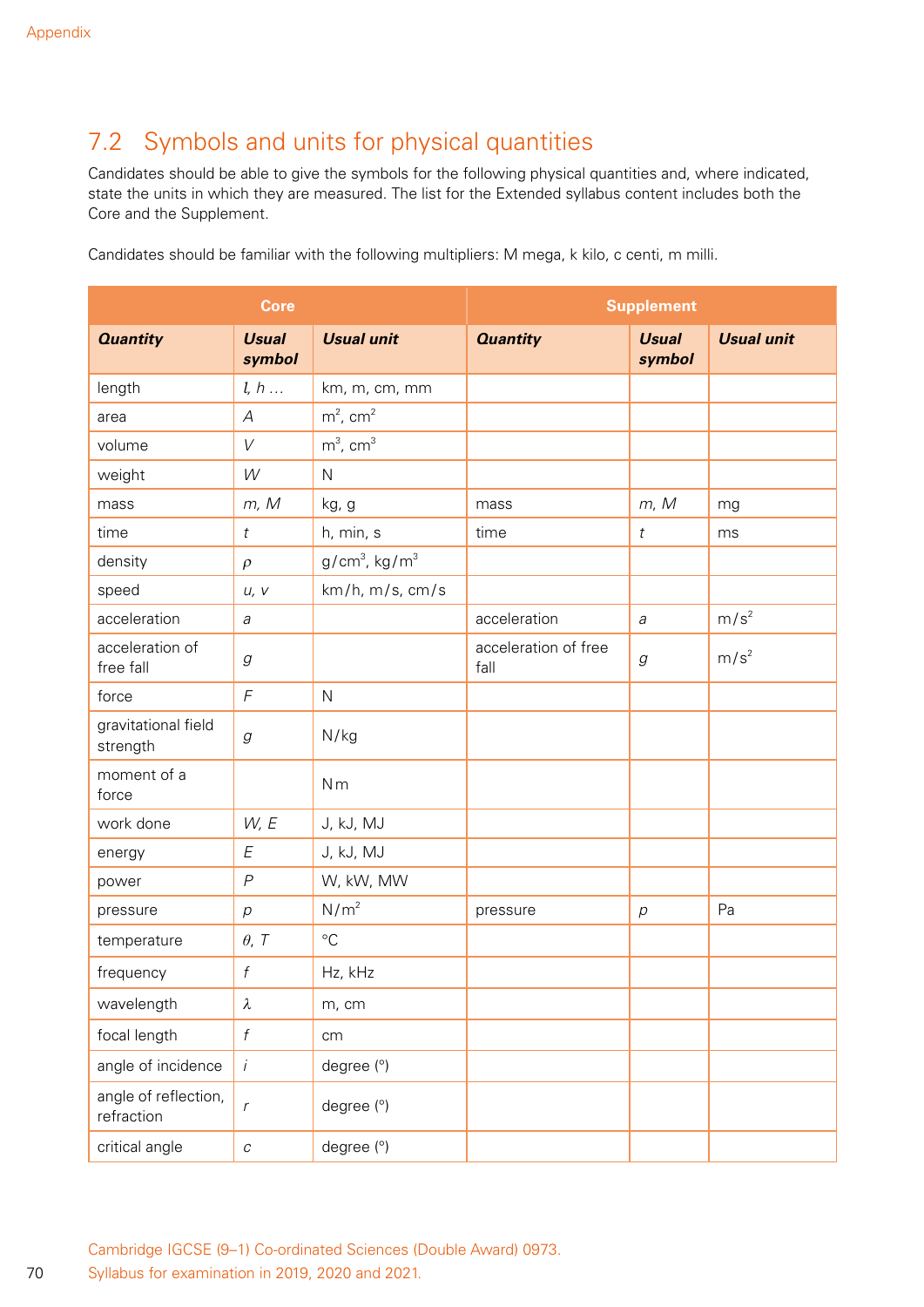## 7.2 Symbols and units for physical quantities

Candidates should be able to give the symbols for the following physical quantities and, where indicated, state the units in which they are measured. The list for the Extended syllabus content includes both the Core and the Supplement.

Candidates should be familiar with the following multipliers: M mega, k kilo, c centi, m milli.

| Core | | | Supplement | | |
|---|---|---|---|---|---|
| ***Quantity*** | ***Usual symbol*** | ***Usual unit*** | ***Quantity*** | ***Usual symbol*** | ***Usual unit*** |
| length | $l$, $h$ … | km, m, cm, mm | | | |
| area | $A$ | $m^2$, $cm^2$ | | | |
| volume | $V$ | $m^3$, $cm^3$ | | | |
| weight | $W$ | N | | | |
| mass | $m$, $M$ | kg, g | mass | $m$, $M$ | mg |
| time | $t$ | h, min, s | time | $t$ | ms |
| density | $\rho$ | $g/cm^3$, $kg/m^3$ | | | |
| speed | $u$, $v$ | km/h, m/s, cm/s | | | |
| acceleration | $a$ | | acceleration | $a$ | $m/s^2$ |
| acceleration of free fall | $g$ | | acceleration of free fall | $g$ | $m/s^2$ |
| force | $F$ | N | | | |
| gravitational field strength | $g$ | N/kg | | | |
| moment of a force | | N m | | | |
| work done | $W$, $E$ | J, kJ, MJ | | | |
| energy | $E$ | J, kJ, MJ | | | |
| power | $P$ | W, kW, MW | | | |
| pressure | $p$ | $N/m^2$ | pressure | $p$ | Pa |
| temperature | $\theta$, $T$ | °C | | | |
| frequency | $f$ | Hz, kHz | | | |
| wavelength | $\lambda$ | m, cm | | | |
| focal length | $f$ | cm | | | |
| angle of incidence | $i$ | degree (°) | | | |
| angle of reflection, refraction | $r$ | degree (°) | | | |
| critical angle | $c$ | degree (°) | | | |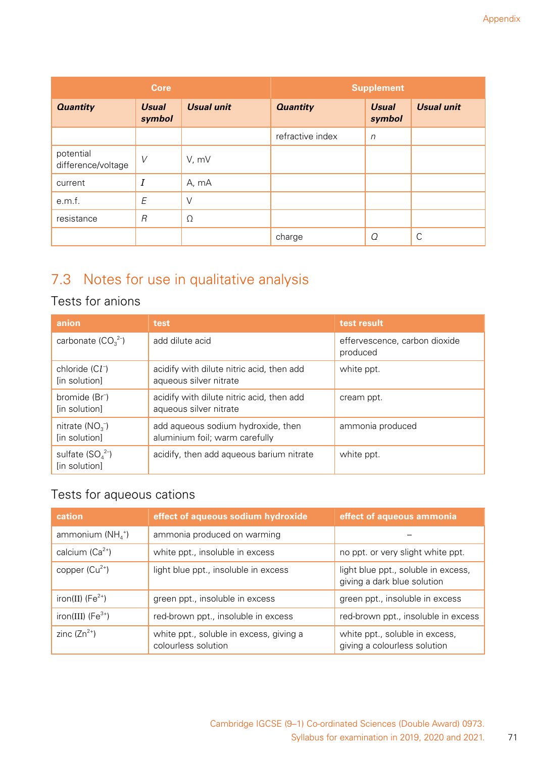| Core | | | Supplement | | |
|---|---|---|---|---|---|
| ***Quantity*** | ***Usual symbol*** | ***Usual unit*** | ***Quantity*** | ***Usual symbol*** | ***Usual unit*** |
| | | | refractive index | $n$ | |
| potential difference/voltage | $V$ | V, mV | | | |
| current | $I$ | A, mA | | | |
| e.m.f. | $E$ | V | | | |
| resistance | $R$ | Ω | | | |
| | | | charge | $Q$ | C |

## 7.3 Notes for use in qualitative analysis

### Tests for anions

| anion | test | test result |
|---|---|---|
| carbonate ($CO_3^{2-}$) | add dilute acid | effervescence, carbon dioxide produced |
| chloride ($Cl^-$) [in solution] | acidify with dilute nitric acid, then add aqueous silver nitrate | white ppt. |
| bromide ($Br^-$) [in solution] | acidify with dilute nitric acid, then add aqueous silver nitrate | cream ppt. |
| nitrate ($NO_3^-$) [in solution] | add aqueous sodium hydroxide, then aluminium foil; warm carefully | ammonia produced |
| sulfate ($SO_4^{2-}$) [in solution] | acidify, then add aqueous barium nitrate | white ppt. |

### Tests for aqueous cations

| cation | effect of aqueous sodium hydroxide | effect of aqueous ammonia |
|---|---|---|
| ammonium ($NH_4^+$) | ammonia produced on warming | – |
| calcium ($Ca^{2+}$) | white ppt., insoluble in excess | no ppt. or very slight white ppt. |
| copper ($Cu^{2+}$) | light blue ppt., insoluble in excess | light blue ppt., soluble in excess, giving a dark blue solution |
| iron(II) ($Fe^{2+}$) | green ppt., insoluble in excess | green ppt., insoluble in excess |
| iron(III) ($Fe^{3+}$) | red-brown ppt., insoluble in excess | red-brown ppt., insoluble in excess |
| zinc ($Zn^{2+}$) | white ppt., soluble in excess, giving a colourless solution | white ppt., soluble in excess, giving a colourless solution |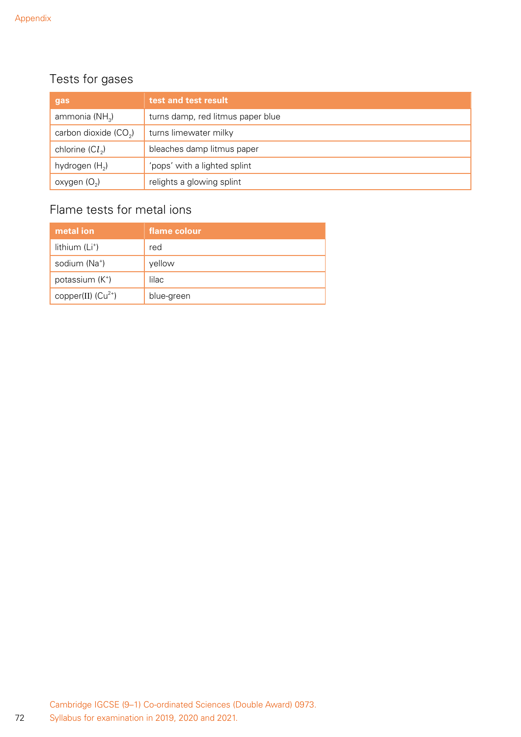## Tests for gases

| gas | test and test result |
|---|---|
| ammonia ($NH_3$) | turns damp, red litmus paper blue |
| carbon dioxide ($CO_2$) | turns limewater milky |
| chlorine ($Cl_2$) | bleaches damp litmus paper |
| hydrogen ($H_2$) | 'pops' with a lighted splint |
| oxygen ($O_2$) | relights a glowing splint |

## Flame tests for metal ions

| metal ion | flame colour |
|---|---|
| lithium ($Li^+$) | red |
| sodium ($Na^+$) | yellow |
| potassium ($K^+$) | lilac |
| copper(II) ($Cu^{2+}$) | blue-green |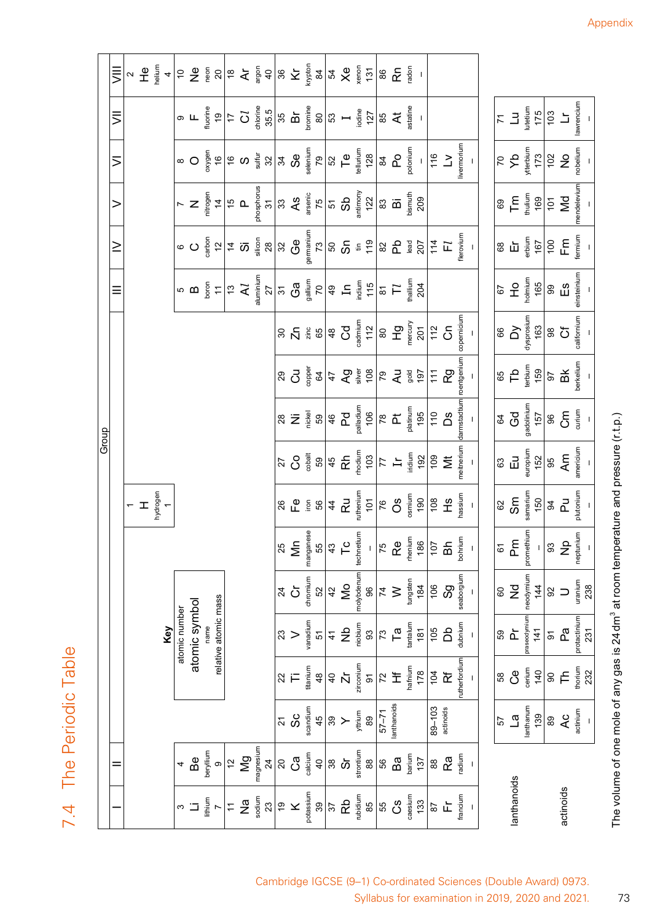# 7.4 The Periodic Table

**Key**

| atomic number |
|---|
| **atomic symbol** |
| name |
| relative atomic mass |

| I | II | | | | | | | | | | | III | IV | V | VI | VII | VIII |
|---|---|---|---|---|---|---|---|---|---|---|---|---|---|---|---|---|---|
| | | | | | | | 1<br>**H**<br>hydrogen<br>1 | | | | | | | | | | 2<br>**He**<br>helium<br>4 |
| 3<br>**Li**<br>lithium<br>7 | 4<br>**Be**<br>beryllium<br>9 | | | | | | | | | | | 5<br>**B**<br>boron<br>11 | 6<br>**C**<br>carbon<br>12 | 7<br>**N**<br>nitrogen<br>14 | 8<br>**O**<br>oxygen<br>16 | 9<br>**F**<br>fluorine<br>19 | 10<br>**Ne**<br>neon<br>20 |
| 11<br>**Na**<br>sodium<br>23 | 12<br>**Mg**<br>magnesium<br>24 | | | | | | | | | | | 13<br>**Al**<br>aluminium<br>27 | 14<br>**Si**<br>silicon<br>28 | 15<br>**P**<br>phosphorus<br>31 | 16<br>**S**<br>sulfur<br>32 | 17<br>**Cl**<br>chlorine<br>35.5 | 18<br>**Ar**<br>argon<br>40 |
| 19<br>**K**<br>potassium<br>39 | 20<br>**Ca**<br>calcium<br>40 | 21<br>**Sc**<br>scandium<br>45 | 22<br>**Ti**<br>titanium<br>48 | 23<br>**V**<br>vanadium<br>51 | 24<br>**Cr**<br>chromium<br>52 | 25<br>**Mn**<br>manganese<br>55 | 26<br>**Fe**<br>iron<br>56 | 27<br>**Co**<br>cobalt<br>59 | 28<br>**Ni**<br>nickel<br>59 | 29<br>**Cu**<br>copper<br>64 | 30<br>**Zn**<br>zinc<br>65 | 31<br>**Ga**<br>gallium<br>70 | 32<br>**Ge**<br>germanium<br>73 | 33<br>**As**<br>arsenic<br>75 | 34<br>**Se**<br>selenium<br>79 | 35<br>**Br**<br>bromine<br>80 | 36<br>**Kr**<br>krypton<br>84 |
| 37<br>**Rb**<br>rubidium<br>85 | 38<br>**Sr**<br>strontium<br>88 | 39<br>**Y**<br>yttrium<br>89 | 40<br>**Zr**<br>zirconium<br>91 | 41<br>**Nb**<br>niobium<br>93 | 42<br>**Mo**<br>molybdenum<br>96 | 43<br>**Tc**<br>technetium<br>– | 44<br>**Ru**<br>ruthenium<br>101 | 45<br>**Rh**<br>rhodium<br>103 | 46<br>**Pd**<br>palladium<br>106 | 47<br>**Ag**<br>silver<br>108 | 48<br>**Cd**<br>cadmium<br>112 | 49<br>**In**<br>indium<br>115 | 50<br>**Sn**<br>tin<br>119 | 51<br>**Sb**<br>antimony<br>122 | 52<br>**Te**<br>tellurium<br>128 | 53<br>**I**<br>iodine<br>127 | 54<br>**Xe**<br>xenon<br>131 |
| 55<br>**Cs**<br>caesium<br>133 | 56<br>**Ba**<br>barium<br>137 | 57–71<br>lanthanoids | 72<br>**Hf**<br>hafnium<br>178 | 73<br>**Ta**<br>tantalum<br>181 | 74<br>**W**<br>tungsten<br>184 | 75<br>**Re**<br>rhenium<br>186 | 76<br>**Os**<br>osmium<br>190 | 77<br>**Ir**<br>iridium<br>192 | 78<br>**Pt**<br>platinum<br>195 | 79<br>**Au**<br>gold<br>197 | 80<br>**Hg**<br>mercury<br>201 | 81<br>**Tl**<br>thallium<br>204 | 82<br>**Pb**<br>lead<br>207 | 83<br>**Bi**<br>bismuth<br>209 | 84<br>**Po**<br>polonium<br>– | 85<br>**At**<br>astatine<br>– | 86<br>**Rn**<br>radon<br>– |
| 87<br>**Fr**<br>francium<br>– | 88<br>**Ra**<br>radium<br>– | 89–103<br>actinoids | 104<br>**Rf**<br>rutherfordium<br>– | 105<br>**Db**<br>dubnium<br>– | 106<br>**Sg**<br>seaborgium<br>– | 107<br>**Bh**<br>bohrium<br>– | 108<br>**Hs**<br>hassium<br>– | 109<br>**Mt**<br>meitnerium<br>– | 110<br>**Ds**<br>darmstadtium<br>– | 111<br>**Rg**<br>roentgenium<br>– | 112<br>**Cn**<br>copernicium<br>– | | 114<br>**Fl**<br>flerovium<br>– | | 116<br>**Lv**<br>livermorium<br>– | | |

| | | | | | | | | | | | | | | | |
|---|---|---|---|---|---|---|---|---|---|---|---|---|---|---|---|
| lanthanoids | 57<br>**La**<br>lanthanum<br>139 | 58<br>**Ce**<br>cerium<br>140 | 59<br>**Pr**<br>praseodymium<br>141 | 60<br>**Nd**<br>neodymium<br>144 | 61<br>**Pm**<br>promethium<br>– | 62<br>**Sm**<br>samarium<br>150 | 63<br>**Eu**<br>europium<br>152 | 64<br>**Gd**<br>gadolinium<br>157 | 65<br>**Tb**<br>terbium<br>159 | 66<br>**Dy**<br>dysprosium<br>163 | 67<br>**Ho**<br>holmium<br>165 | 68<br>**Er**<br>erbium<br>167 | 69<br>**Tm**<br>thulium<br>169 | 70<br>**Yb**<br>ytterbium<br>173 | 71<br>**Lu**<br>lutetium<br>175 |
| actinoids | 89<br>**Ac**<br>actinium<br>– | 90<br>**Th**<br>thorium<br>232 | 91<br>**Pa**<br>protactinium<br>231 | 92<br>**U**<br>uranium<br>238 | 93<br>**Np**<br>neptunium<br>– | 94<br>**Pu**<br>plutonium<br>– | 95<br>**Am**<br>americium<br>– | 96<br>**Cm**<br>curium<br>– | 97<br>**Bk**<br>berkelium<br>– | 98<br>**Cf**<br>californium<br>– | 99<br>**Es**<br>einsteinium<br>– | 100<br>**Fm**<br>fermium<br>– | 101<br>**Md**<br>mendelevium<br>– | 102<br>**No**<br>nobelium<br>– | 103<br>**Lr**<br>lawrencium<br>– |

The volume of one mole of any gas is 24 $dm^3$ at room temperature and pressure (r.t.p.)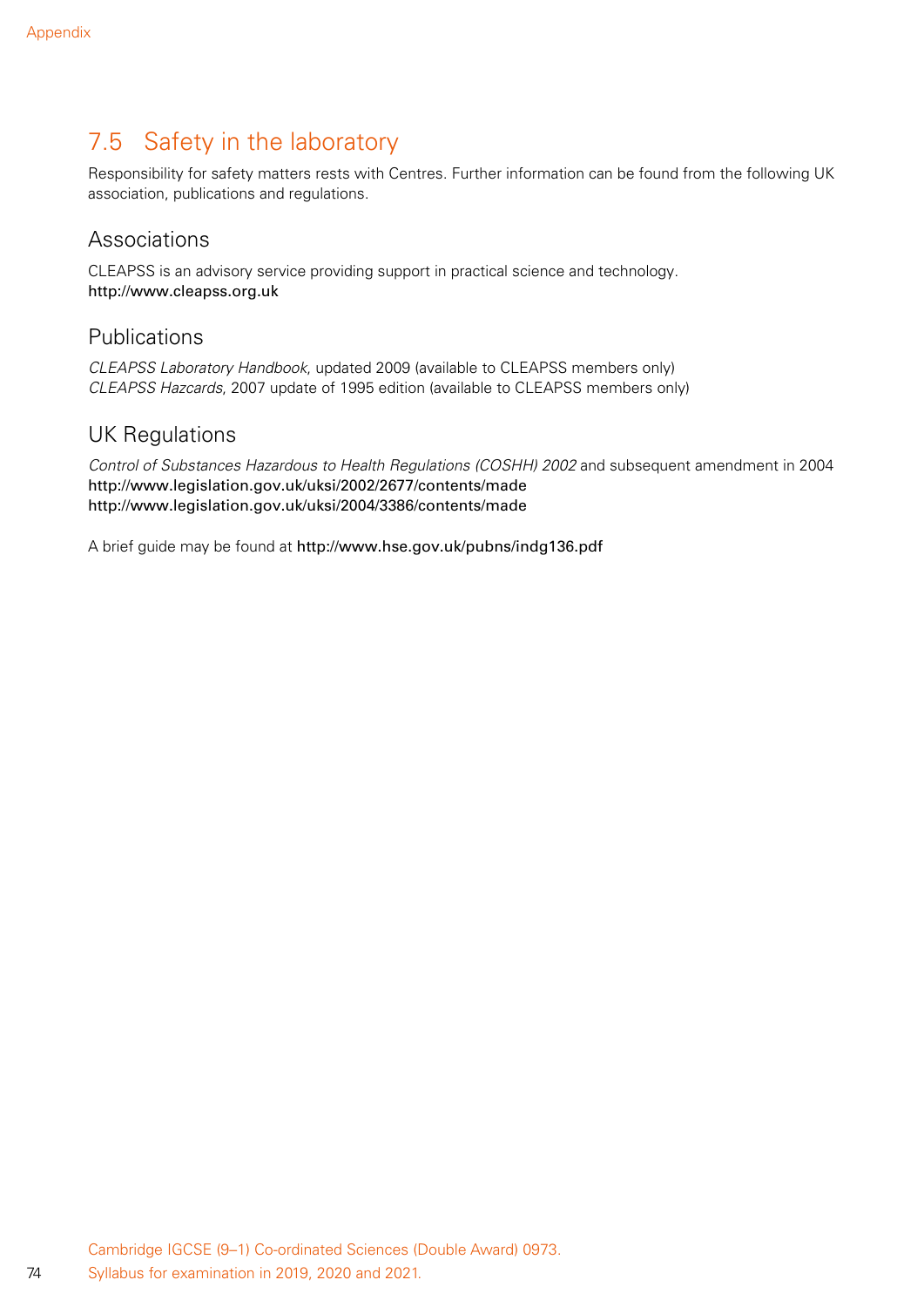## 7.5 Safety in the laboratory

Responsibility for safety matters rests with Centres. Further information can be found from the following UK association, publications and regulations.

### Associations

CLEAPSS is an advisory service providing support in practical science and technology.
**http://www.cleapss.org.uk**

### Publications

*CLEAPSS Laboratory Handbook*, updated 2009 (available to CLEAPSS members only)
*CLEAPSS Hazcards*, 2007 update of 1995 edition (available to CLEAPSS members only)

### UK Regulations

*Control of Substances Hazardous to Health Regulations (COSHH) 2002* and subsequent amendment in 2004
**http://www.legislation.gov.uk/uksi/2002/2677/contents/made**
**http://www.legislation.gov.uk/uksi/2004/3386/contents/made**

A brief guide may be found at **http://www.hse.gov.uk/pubns/indg136.pdf**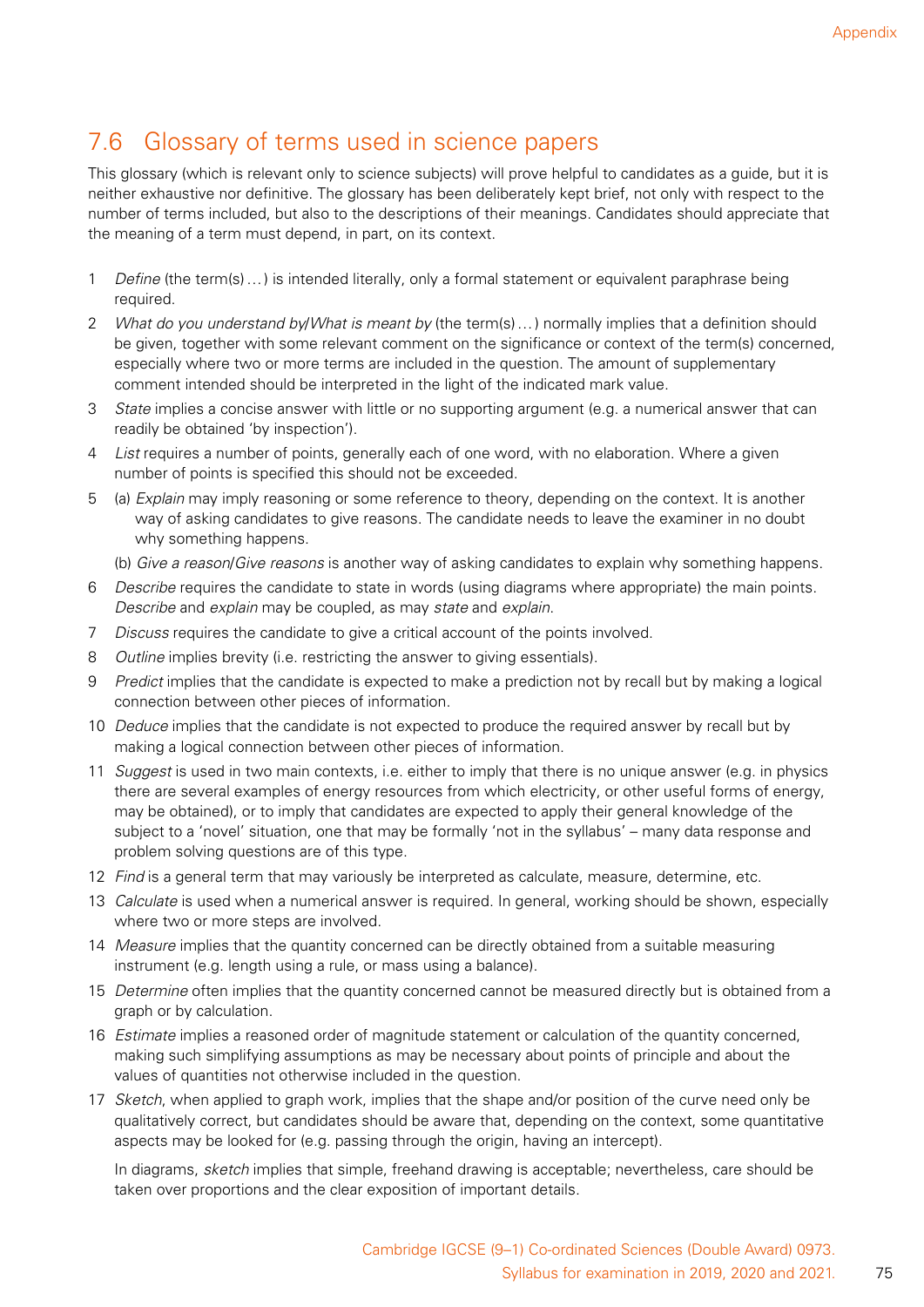## 7.6 Glossary of terms used in science papers

This glossary (which is relevant only to science subjects) will prove helpful to candidates as a guide, but it is neither exhaustive nor definitive. The glossary has been deliberately kept brief, not only with respect to the number of terms included, but also to the descriptions of their meanings. Candidates should appreciate that the meaning of a term must depend, in part, on its context.

1. *Define* (the term(s) ... ) is intended literally, only a formal statement or equivalent paraphrase being required.
2. *What do you understand by*/*What is meant by* (the term(s) ... ) normally implies that a definition should be given, together with some relevant comment on the significance or context of the term(s) concerned, especially where two or more terms are included in the question. The amount of supplementary comment intended should be interpreted in the light of the indicated mark value.
3. *State* implies a concise answer with little or no supporting argument (e.g. a numerical answer that can readily be obtained 'by inspection').
4. *List* requires a number of points, generally each of one word, with no elaboration. Where a given number of points is specified this should not be exceeded.
5. (a) *Explain* may imply reasoning or some reference to theory, depending on the context. It is another way of asking candidates to give reasons. The candidate needs to leave the examiner in no doubt why something happens.

   (b) *Give a reason*/*Give reasons* is another way of asking candidates to explain why something happens.
6. *Describe* requires the candidate to state in words (using diagrams where appropriate) the main points. *Describe* and *explain* may be coupled, as may *state* and *explain*.
7. *Discuss* requires the candidate to give a critical account of the points involved.
8. *Outline* implies brevity (i.e. restricting the answer to giving essentials).
9. *Predict* implies that the candidate is expected to make a prediction not by recall but by making a logical connection between other pieces of information.
10. *Deduce* implies that the candidate is not expected to produce the required answer by recall but by making a logical connection between other pieces of information.
11. *Suggest* is used in two main contexts, i.e. either to imply that there is no unique answer (e.g. in physics there are several examples of energy resources from which electricity, or other useful forms of energy, may be obtained), or to imply that candidates are expected to apply their general knowledge of the subject to a 'novel' situation, one that may be formally 'not in the syllabus' – many data response and problem solving questions are of this type.
12. *Find* is a general term that may variously be interpreted as calculate, measure, determine, etc.
13. *Calculate* is used when a numerical answer is required. In general, working should be shown, especially where two or more steps are involved.
14. *Measure* implies that the quantity concerned can be directly obtained from a suitable measuring instrument (e.g. length using a rule, or mass using a balance).
15. *Determine* often implies that the quantity concerned cannot be measured directly but is obtained from a graph or by calculation.
16. *Estimate* implies a reasoned order of magnitude statement or calculation of the quantity concerned, making such simplifying assumptions as may be necessary about points of principle and about the values of quantities not otherwise included in the question.
17. *Sketch*, when applied to graph work, implies that the shape and/or position of the curve need only be qualitatively correct, but candidates should be aware that, depending on the context, some quantitative aspects may be looked for (e.g. passing through the origin, having an intercept).

    In diagrams, *sketch* implies that simple, freehand drawing is acceptable; nevertheless, care should be taken over proportions and the clear exposition of important details.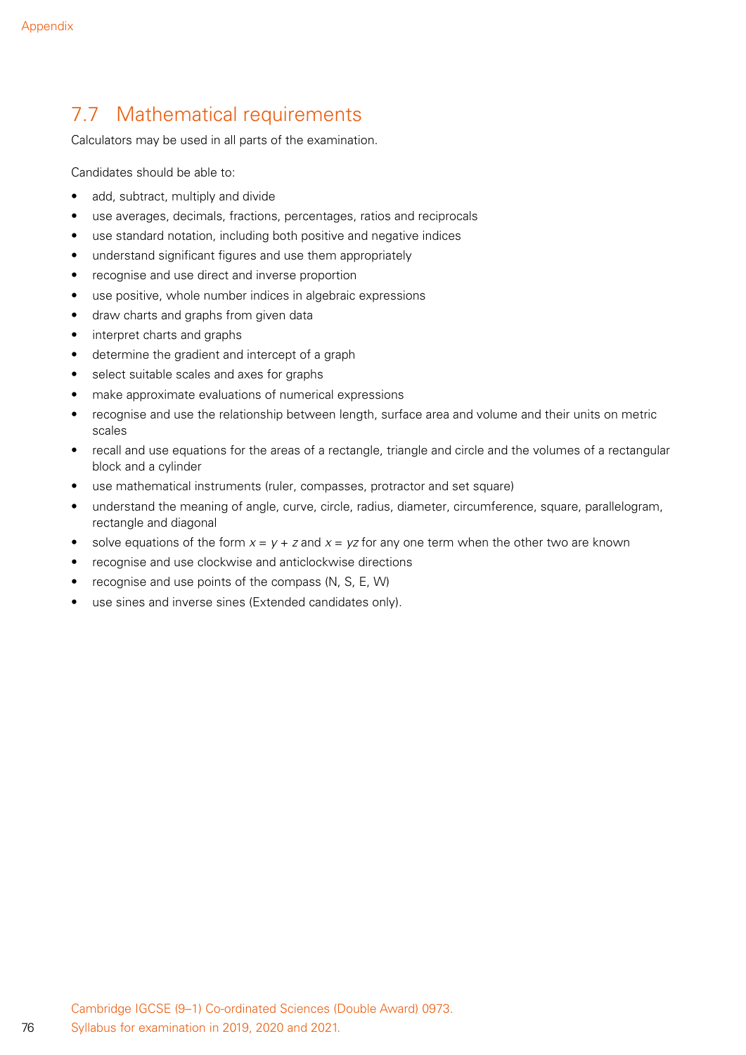## 7.7 Mathematical requirements

Calculators may be used in all parts of the examination.

Candidates should be able to:

- add, subtract, multiply and divide
- use averages, decimals, fractions, percentages, ratios and reciprocals
- use standard notation, including both positive and negative indices
- understand significant figures and use them appropriately
- recognise and use direct and inverse proportion
- use positive, whole number indices in algebraic expressions
- draw charts and graphs from given data
- interpret charts and graphs
- determine the gradient and intercept of a graph
- select suitable scales and axes for graphs
- make approximate evaluations of numerical expressions
- recognise and use the relationship between length, surface area and volume and their units on metric scales
- recall and use equations for the areas of a rectangle, triangle and circle and the volumes of a rectangular block and a cylinder
- use mathematical instruments (ruler, compasses, protractor and set square)
- understand the meaning of angle, curve, circle, radius, diameter, circumference, square, parallelogram, rectangle and diagonal
- solve equations of the form $x = y + z$ and $x = yz$ for any one term when the other two are known
- recognise and use clockwise and anticlockwise directions
- recognise and use points of the compass (N, S, E, W)
- use sines and inverse sines (Extended candidates only).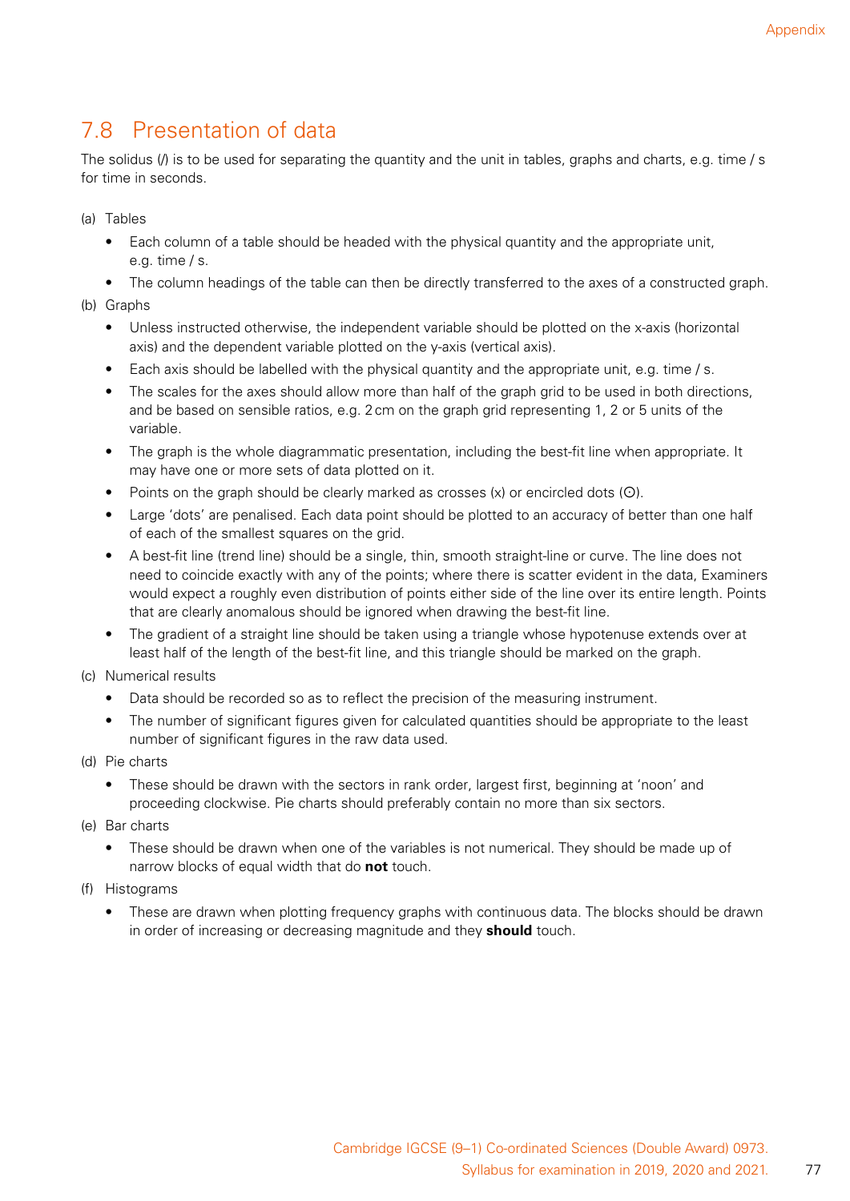## 7.8 Presentation of data

The solidus (/) is to be used for separating the quantity and the unit in tables, graphs and charts, e.g. time / s for time in seconds.

(a) Tables

- Each column of a table should be headed with the physical quantity and the appropriate unit, e.g. time / s.
- The column headings of the table can then be directly transferred to the axes of a constructed graph.

(b) Graphs

- Unless instructed otherwise, the independent variable should be plotted on the x-axis (horizontal axis) and the dependent variable plotted on the y-axis (vertical axis).
- Each axis should be labelled with the physical quantity and the appropriate unit, e.g. time / s.
- The scales for the axes should allow more than half of the graph grid to be used in both directions, and be based on sensible ratios, e.g. 2 cm on the graph grid representing 1, 2 or 5 units of the variable.
- The graph is the whole diagrammatic presentation, including the best-fit line when appropriate. It may have one or more sets of data plotted on it.
- Points on the graph should be clearly marked as crosses (x) or encircled dots (⊙).
- Large 'dots' are penalised. Each data point should be plotted to an accuracy of better than one half of each of the smallest squares on the grid.
- A best-fit line (trend line) should be a single, thin, smooth straight-line or curve. The line does not need to coincide exactly with any of the points; where there is scatter evident in the data, Examiners would expect a roughly even distribution of points either side of the line over its entire length. Points that are clearly anomalous should be ignored when drawing the best-fit line.
- The gradient of a straight line should be taken using a triangle whose hypotenuse extends over at least half of the length of the best-fit line, and this triangle should be marked on the graph.

(c) Numerical results

- Data should be recorded so as to reflect the precision of the measuring instrument.
- The number of significant figures given for calculated quantities should be appropriate to the least number of significant figures in the raw data used.

(d) Pie charts

- These should be drawn with the sectors in rank order, largest first, beginning at 'noon' and proceeding clockwise. Pie charts should preferably contain no more than six sectors.

(e) Bar charts

- These should be drawn when one of the variables is not numerical. They should be made up of narrow blocks of equal width that do **not** touch.

(f) Histograms

- These are drawn when plotting frequency graphs with continuous data. The blocks should be drawn in order of increasing or decreasing magnitude and they **should** touch.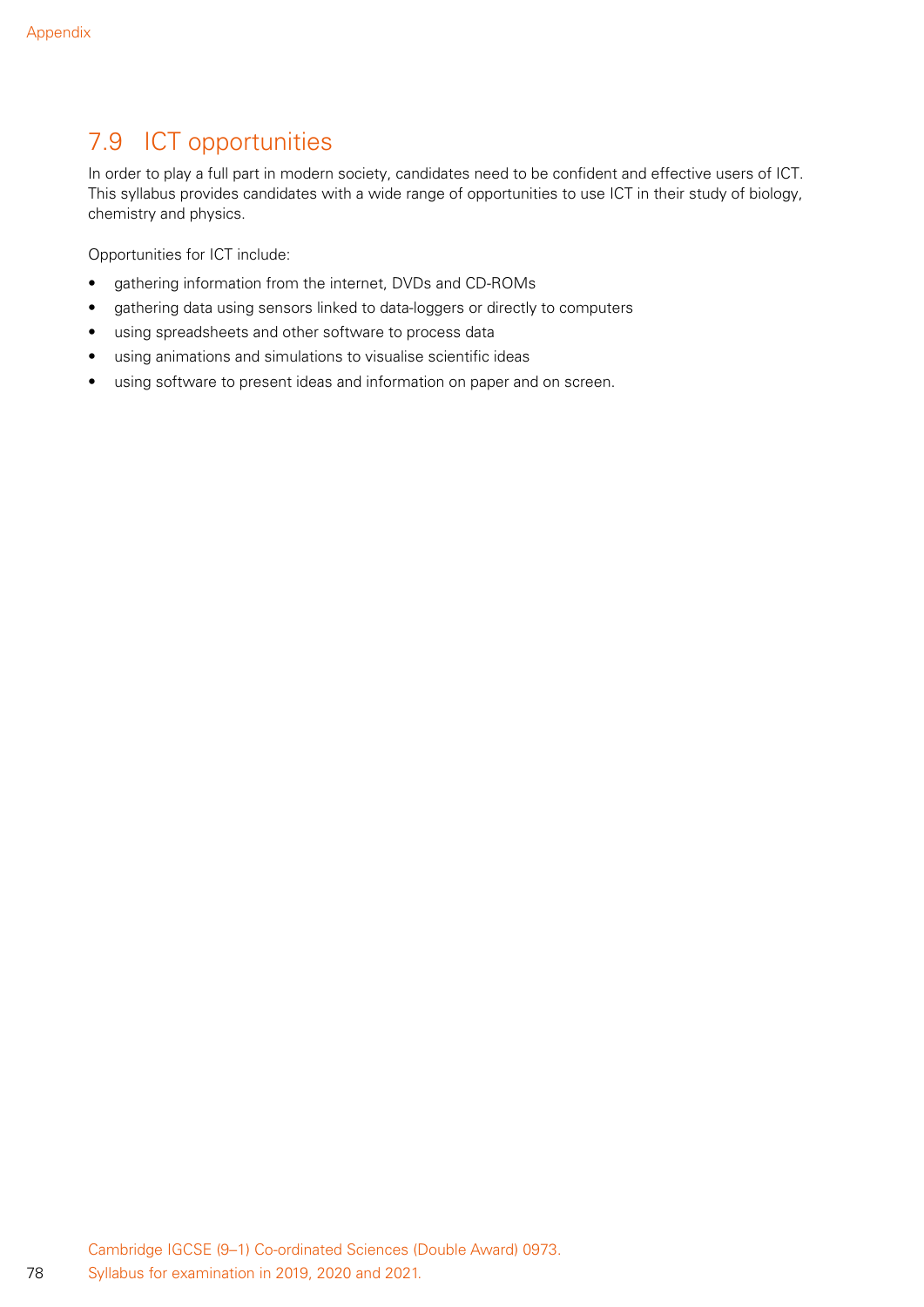## 7.9 ICT opportunities

In order to play a full part in modern society, candidates need to be confident and effective users of ICT. This syllabus provides candidates with a wide range of opportunities to use ICT in their study of biology, chemistry and physics.

Opportunities for ICT include:

- gathering information from the internet, DVDs and CD-ROMs
- gathering data using sensors linked to data-loggers or directly to computers
- using spreadsheets and other software to process data
- using animations and simulations to visualise scientific ideas
- using software to present ideas and information on paper and on screen.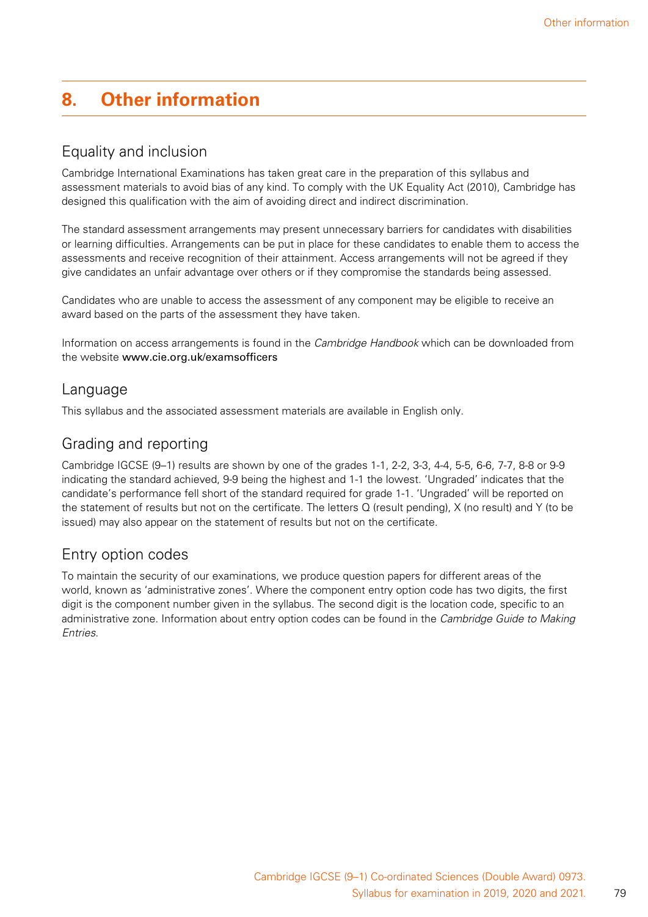# 8. Other information

## Equality and inclusion

Cambridge International Examinations has taken great care in the preparation of this syllabus and assessment materials to avoid bias of any kind. To comply with the UK Equality Act (2010), Cambridge has designed this qualification with the aim of avoiding direct and indirect discrimination.

The standard assessment arrangements may present unnecessary barriers for candidates with disabilities or learning difficulties. Arrangements can be put in place for these candidates to enable them to access the assessments and receive recognition of their attainment. Access arrangements will not be agreed if they give candidates an unfair advantage over others or if they compromise the standards being assessed.

Candidates who are unable to access the assessment of any component may be eligible to receive an award based on the parts of the assessment they have taken.

Information on access arrangements is found in the *Cambridge Handbook* which can be downloaded from the website **www.cie.org.uk/examsofficers**

## Language

This syllabus and the associated assessment materials are available in English only.

## Grading and reporting

Cambridge IGCSE (9–1) results are shown by one of the grades 1-1, 2-2, 3-3, 4-4, 5-5, 6-6, 7-7, 8-8 or 9-9 indicating the standard achieved, 9-9 being the highest and 1-1 the lowest. 'Ungraded' indicates that the candidate's performance fell short of the standard required for grade 1-1. 'Ungraded' will be reported on the statement of results but not on the certificate. The letters Q (result pending), X (no result) and Y (to be issued) may also appear on the statement of results but not on the certificate.

## Entry option codes

To maintain the security of our examinations, we produce question papers for different areas of the world, known as 'administrative zones'. Where the component entry option code has two digits, the first digit is the component number given in the syllabus. The second digit is the location code, specific to an administrative zone. Information about entry option codes can be found in the *Cambridge Guide to Making Entries*.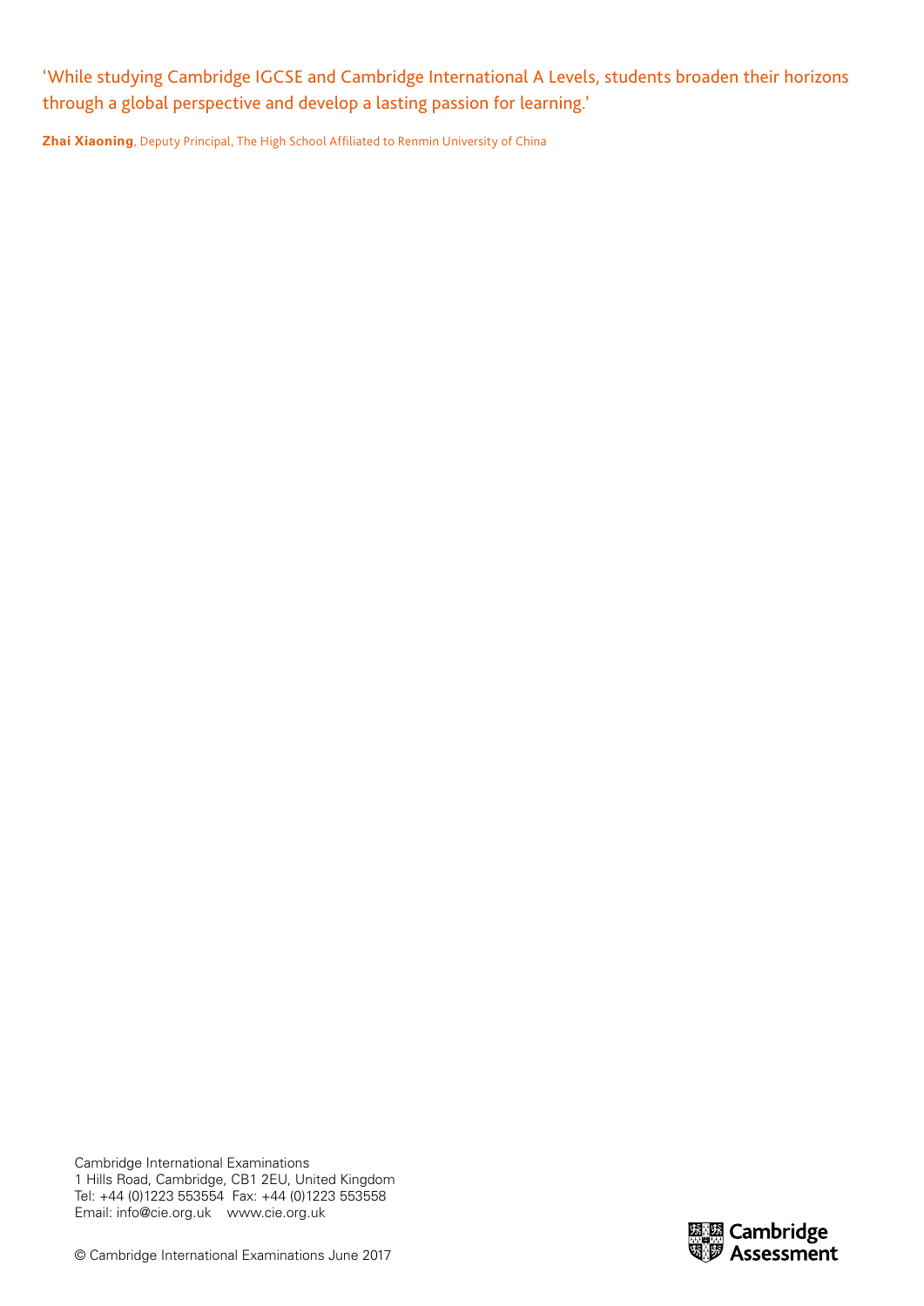'While studying Cambridge IGCSE and Cambridge International A Levels, students broaden their horizons through a global perspective and develop a lasting passion for learning.'

**Zhai Xiaoning**, Deputy Principal, The High School Affiliated to Renmin University of China

Cambridge International Examinations
1 Hills Road, Cambridge, CB1 2EU, United Kingdom
Tel: +44 (0)1223 553554 Fax: +44 (0)1223 553558
Email: info@cie.org.uk www.cie.org.uk

© Cambridge International Examinations June 2017

Cambridge Assessment